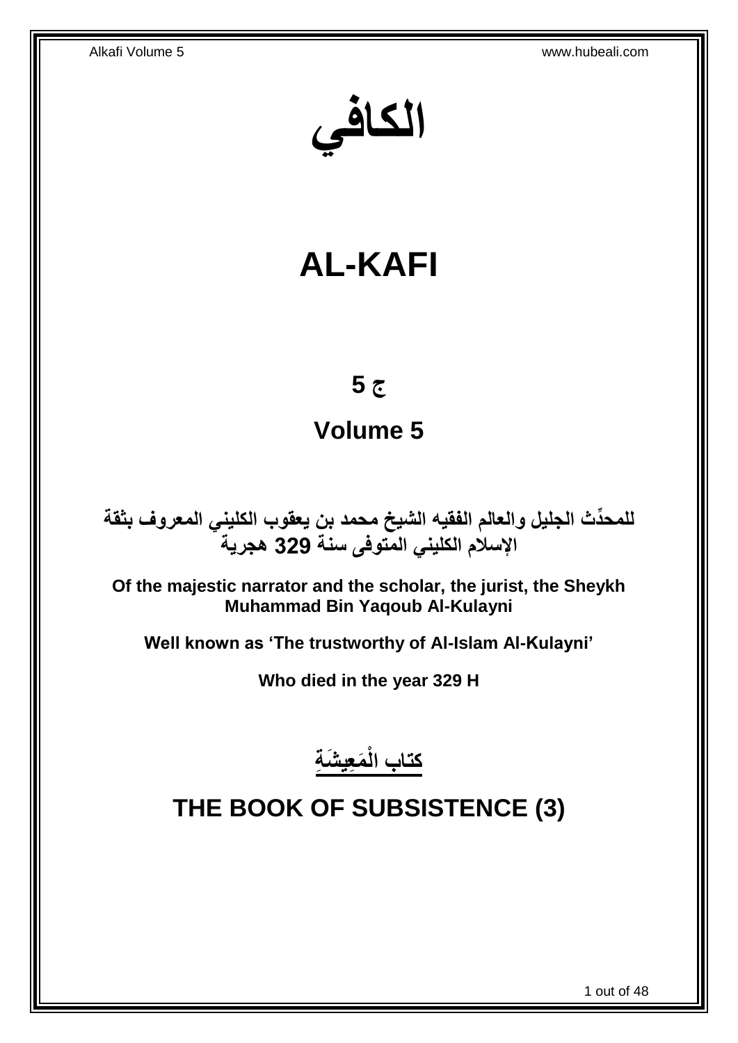# الكافي

# AL-KAFI

## ج 5

## Volume 5

**للمحدِّث الجليل والعالم الفقيه الشيخ محمد بن يعقوب الكليني المعروف بثقة الإسلام الكليني المتوفى سنة 329 هجرية**

**Of the majestic narrator and the scholar, the jurist, the Sheykh Muhammad Bin Yaqoub Al-Kulayni**

**Well known as 'The trustworthy of Al-Islam Al-Kulayni'**

**Who died in the year 329 H**

## كتاب الْمَعِيشَةِ

## THE BOOK OF SUBSISTENCE (3)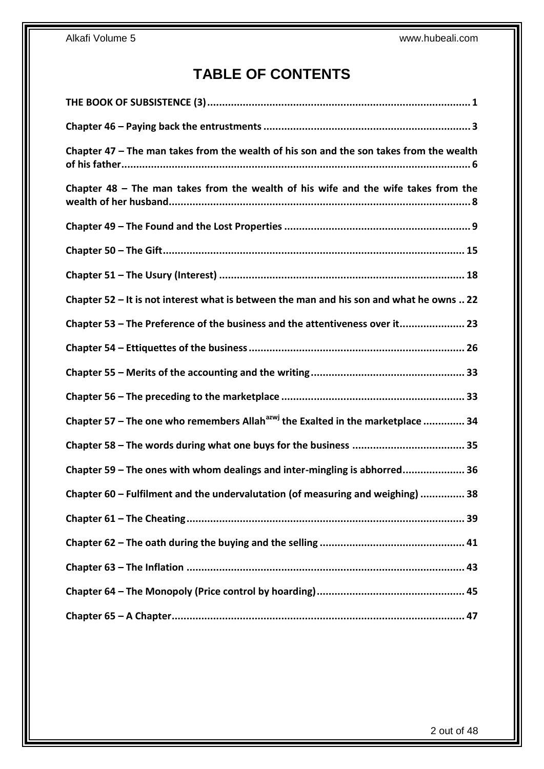# TABLE OF CONTENTS

**THE BOOK OF SUBSISTENCE (3)........................................................................................ 1**

**Chapter 46 – Paying back the entrustments ..................................................................... 3**

**Chapter 47 – The man takes from the wealth of his son and the son takes from the wealth of his father..................................................................................................................... 6**

**Chapter 48 – The man takes from the wealth of his wife and the wife takes from the wealth of her husband.................................................................................................... 8**

**Chapter 49 – The Found and the Lost Properties ............................................................... 9**

**Chapter 50 – The Gift..................................................................................................... 15**

**Chapter 51 – The Usury (Interest) .................................................................................. 18**

**Chapter 52 – It is not interest what is between the man and his son and what he owns .. 22**

**Chapter 53 – The Preference of the business and the attentiveness over it...................... 23**

**Chapter 54 – Ettiquettes of the business ......................................................................... 26**

**Chapter 55 – Merits of the accounting and the writing.................................................... 33**

**Chapter 56 – The preceding to the marketplace ............................................................. 33**

**Chapter 57 – The one who remembers Allah[azwj] the Exalted in the marketplace .............. 34**

**Chapter 58 – The words during what one buys for the business ...................................... 35**

**Chapter 59 – The ones with whom dealings and inter-mingling is abhorred..................... 36**

**Chapter 60 – Fulfilment and the undervalutation (of measuring and weighing) ............... 38**

**Chapter 61 – The Cheating............................................................................................. 39**

**Chapter 62 – The oath during the buying and the selling ................................................. 41**

**Chapter 63 – The Inflation ............................................................................................. 43**

**Chapter 64 – The Monopoly (Price control by hoarding).................................................. 45**

**Chapter 65 – A Chapter.................................................................................................. 47**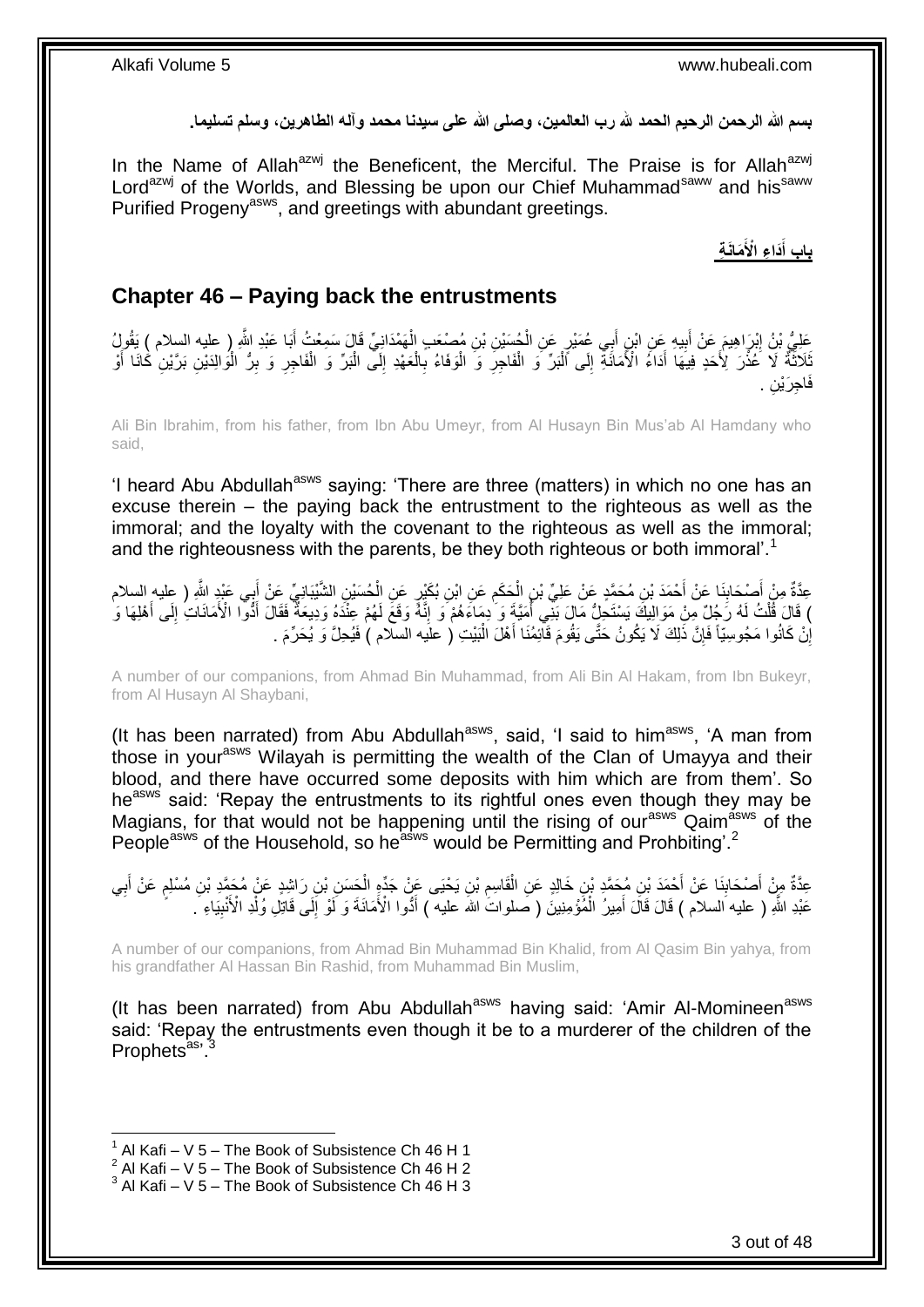بسم الله الرحمن الرحيم الحمد لله رب العالمين، وصلى الله على سيدنا محمد وآله الطاهرين، وسلم تسليما.

In the Name of Allah[azwj] the Beneficent, the Merciful. The Praise is for Allah[azwj] Lord[azwj] of the Worlds, and Blessing be upon our Chief Muhammad[saww] and his[saww] Purified Progeny[asws], and greetings with abundant greetings.

**بَابِ أَدَاءِ الْأَمَانَةِ**

## Chapter 46 – Paying back the entrustments

عَلِيُّ بْنُ إِبْرَاهِيمَ عَنْ أَبِيهِ عَنِ ابْنِ أَبِي عُمَيْرٍ عَنِ الْحُسَيْنِ بْنِ مُصْعَبٍ الْهَمْدَانِيِّ قَالَ سَمِعْتُ أَبَا عَبْدِ اللَّهِ ( عليه السلام ) يَقُولُ ثَلَاثَةٌ لَا عُذْرَ لِأَحَدٍ فِيهَا أَدَاءُ الْأَمَانَةِ إِلَى الْبَرِّ وَ الْفَاجِرِ وَ الْوَفَاءُ بِالْعَهْدِ إِلَى الْبَرِّ وَ الْفَاجِرِ وَ بِرُّ الْوَالِدَيْنِ بَرَّيْنِ كَانَا أَوْ فَاجِرَيْنِ .

Ali Bin Ibrahim, from his father, from Ibn Abu Umeyr, from Al Husayn Bin Mus'ab Al Hamdany who said,

'I heard Abu Abdullah[asws] saying: 'There are three (matters) in which no one has an excuse therein – the paying back the entrustment to the righteous as well as the immoral; and the loyalty with the covenant to the righteous as well as the immoral; and the righteousness with the parents, be they both righteous or both immoral'.[1]

عِدَّةٌ مِنْ أَصْحَابِنَا عَنْ أَحْمَدَ بْنِ مُحَمَّدٍ عَنْ عَلِيِّ بْنِ الْحَكَمِ عَنِ ابْنِ بُكَيْرٍ عَنِ الْحُسَيْنِ الشَّيْبَانِيِّ عَنْ أَبِي عَبْدِ اللَّهِ ( عليه السلام ) قَالَ قُلْتُ لَهُ رَجُلٌ مِنْ مَوَالِيكَ يَسْتَحِلُّ مَالَ بَنِي أُمَيَّةَ وَ دِمَاءَهُمْ وَ إِنَّهُ وَقَعَ لَهُمْ عِنْدَهُ وَدِيعَةٌ فَقَالَ أَدُّوا الْأَمَانَاتِ إِلَى أَهْلِهَا وَ إِنْ كَانُوا مَجُوسِيّاً فَإِنَّ ذَلِكَ لَا يَكُونُ حَتَّى يَقُومَ قَائِمُنَا أَهْلَ الْبَيْتِ ( عليه السلام ) فَيُحِلَّ وَ يُحَرِّمَ .

A number of our companions, from Ahmad Bin Muhammad, from Ali Bin Al Hakam, from Ibn Bukeyr, from Al Husayn Al Shaybani,

(It has been narrated) from Abu Abdullah[asws], said, 'I said to him[asws], 'A man from those in your[asws] Wilayah is permitting the wealth of the Clan of Umayya and their blood, and there have occurred some deposits with him which are from them'. So he[asws] said: 'Repay the entrustments to its rightful ones even though they may be Magians, for that would not be happening until the rising of our[asws] Qaim[asws] of the People[asws] of the Household, so he[asws] would be Permitting and Prohbiting'.[2]

عِدَّةٌ مِنْ أَصْحَابِنَا عَنْ أَحْمَدَ بْنِ مُحَمَّدِ بْنِ خَالِدٍ عَنِ الْقَاسِمِ بْنِ يَحْيَى عَنْ جَدِّهِ الْحَسَنِ بْنِ رَاشِدٍ عَنْ مُحَمَّدِ بْنِ مُسْلِمٍ عَنْ أَبِي عَبْدِ اللَّهِ ( عليه السلام ) قَالَ قَالَ أَمِيرُ الْمُؤْمِنِينَ ( صلوات الله عليه ) أَدُّوا الْأَمَانَةَ وَ لَوْ إِلَى قَاتِلِ وُلْدِ الْأَنْبِيَاءِ .

A number of our companions, from Ahmad Bin Muhammad Bin Khalid, from Al Qasim Bin yahya, from his grandfather Al Hassan Bin Rashid, from Muhammad Bin Muslim,

(It has been narrated) from Abu Abdullah[asws] having said: 'Amir Al-Momineen[asws] said: 'Repay the entrustments even though it be to a murderer of the children of the Prophets[as]'.[3]

---

[1] Al Kafi – V 5 – The Book of Subsistence Ch 46 H 1
[2] Al Kafi – V 5 – The Book of Subsistence Ch 46 H 2
[3] Al Kafi – V 5 – The Book of Subsistence Ch 46 H 3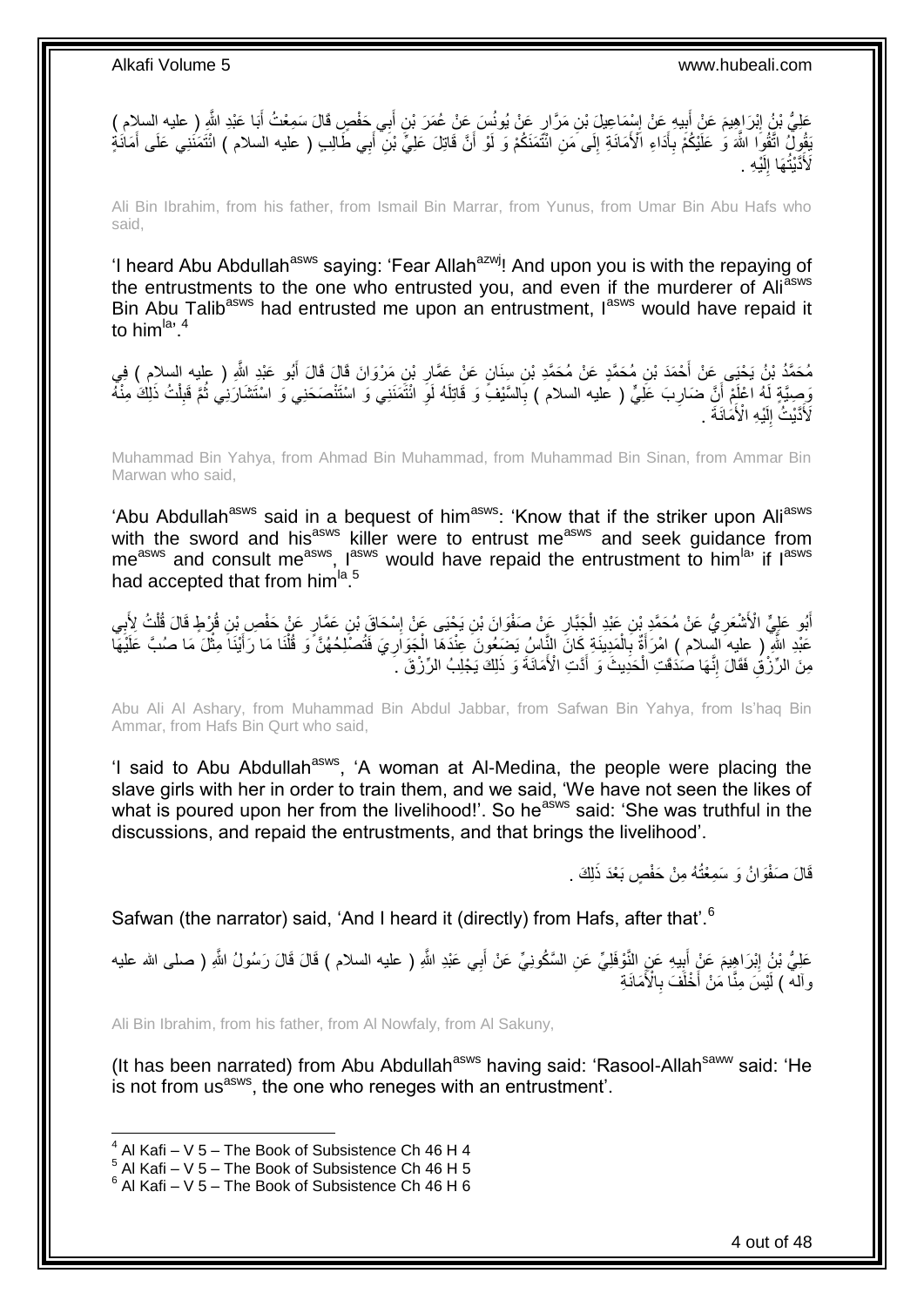عَلِيُّ بْنُ إِبْرَاهِيمَ عَنْ أَبِيهِ عَنْ إِسْمَاعِيلَ بْنِ مَرَّارٍ عَنْ يُونُسَ عَنْ عُمَرَ بْنِ أَبِي حَفْصٍ قَالَ سَمِعْتُ أَبَا عَبْدِ اللَّهِ ( عليه السلام ) يَقُولُ اتَّقُوا اللَّهَ وَ عَلَيْكُمْ بِأَدَاءِ الْأَمَانَةِ إِلَى مَنِ ائْتَمَنَكُمْ وَ لَوْ أَنَّ قَاتِلَ عَلِيِّ بْنِ أَبِي طَالِبٍ ( عليه السلام ) ائْتَمَنَنِي عَلَى أَمَانَةٍ لَأَدَّيْتُهَا إِلَيْهِ .

Ali Bin Ibrahim, from his father, from Ismail Bin Marrar, from Yunus, from Umar Bin Abu Hafs who said,

'I heard Abu Abdullah[asws] saying: 'Fear Allah[azwj]! And upon you is with the repaying of the entrustments to the one who entrusted you, and even if the murderer of Ali[asws] Bin Abu Talib[asws] had entrusted me upon an entrustment, I[asws] would have repaid it to him[la]'.[4]

مُحَمَّدُ بْنُ يَحْيَى عَنْ أَحْمَدَ بْنِ مُحَمَّدٍ عَنْ مُحَمَّدِ بْنِ سِنَانٍ عَنْ عَمَّارِ بْنِ مَرْوَانَ قَالَ قَالَ أَبُو عَبْدِ اللَّهِ ( عليه السلام ) فِي وَصِيَّةٍ لَهُ اعْلَمْ أَنَّ ضَارِبَ عَلِيٍّ ( عليه السلام ) بِالسَّيْفِ وَ قَاتِلَهُ لَوِ ائْتَمَنَنِي وَ اسْتَنْصَحَنِي وَ اسْتَشَارَنِي ثُمَّ قَبِلْتُ ذَلِكَ مِنْهُ لَأَدَّيْتُ إِلَيْهِ الْأَمَانَةَ .

Muhammad Bin Yahya, from Ahmad Bin Muhammad, from Muhammad Bin Sinan, from Ammar Bin Marwan who said,

'Abu Abdullah[asws] said in a bequest of him[asws]: 'Know that if the striker upon Ali[asws] with the sword and his[asws] killer were to entrust me[asws] and seek guidance from me[asws] and consult me[asws], I[asws] would have repaid the entrustment to him[la], if I[asws] had accepted that from him[la].[5]

أَبُو عَلِيٍّ الْأَشْعَرِيُّ عَنْ مُحَمَّدِ بْنِ عَبْدِ الْجَبَّارِ عَنْ صَفْوَانَ بْنِ يَحْيَى عَنْ إِسْحَاقَ بْنِ عَمَّارٍ عَنْ حَفْصِ بْنِ قُرْطٍ قَالَ قُلْتُ لِأَبِي عَبْدِ اللَّهِ ( عليه السلام ) امْرَأَةٌ بِالْمَدِينَةِ كَانَ النَّاسُ يَضَعُونَ عِنْدَهَا الْجَوَارِيَ فَتُصْلِحُهُنَّ وَ قُلْنَا مَا رَأَيْنَا مِثْلَ مَا صُبَّ عَلَيْهَا مِنَ الرِّزْقِ فَقَالَ إِنَّهَا صَدَقَتِ الْحَدِيثَ وَ أَدَّتِ الْأَمَانَةَ وَ ذَلِكَ يَجْلِبُ الرِّزْقَ .

Abu Ali Al Ashary, from Muhammad Bin Abdul Jabbar, from Safwan Bin Yahya, from Is'haq Bin Ammar, from Hafs Bin Qurt who said,

'I said to Abu Abdullah[asws], 'A woman at Al-Medina, the people were placing the slave girls with her in order to train them, and we said, 'We have not seen the likes of what is poured upon her from the livelihood!'. So he[asws] said: 'She was truthful in the discussions, and repaid the entrustments, and that brings the livelihood'.

قَالَ صَفْوَانُ وَ سَمِعْتُهُ مِنْ حَفْصٍ بَعْدَ ذَلِكَ .

Safwan (the narrator) said, 'And I heard it (directly) from Hafs, after that'.[6]

عَلِيُّ بْنُ إِبْرَاهِيمَ عَنْ أَبِيهِ عَنِ النَّوْفَلِيِّ عَنِ السَّكُونِيِّ عَنْ أَبِي عَبْدِ اللَّهِ ( عليه السلام ) قَالَ قَالَ رَسُولُ اللَّهِ ( صلى الله عليه وآله ) لَيْسَ مِنَّا مَنْ أَخْلَفَ بِالْأَمَانَةِ

Ali Bin Ibrahim, from his father, from Al Nowfaly, from Al Sakuny,

(It has been narrated) from Abu Abdullah[asws] having said: 'Rasool-Allah[saww] said: 'He is not from us[asws], the one who reneges with an entrustment'.

[4] Al Kafi – V 5 – The Book of Subsistence Ch 46 H 4
[5] Al Kafi – V 5 – The Book of Subsistence Ch 46 H 5
[6] Al Kafi – V 5 – The Book of Subsistence Ch 46 H 6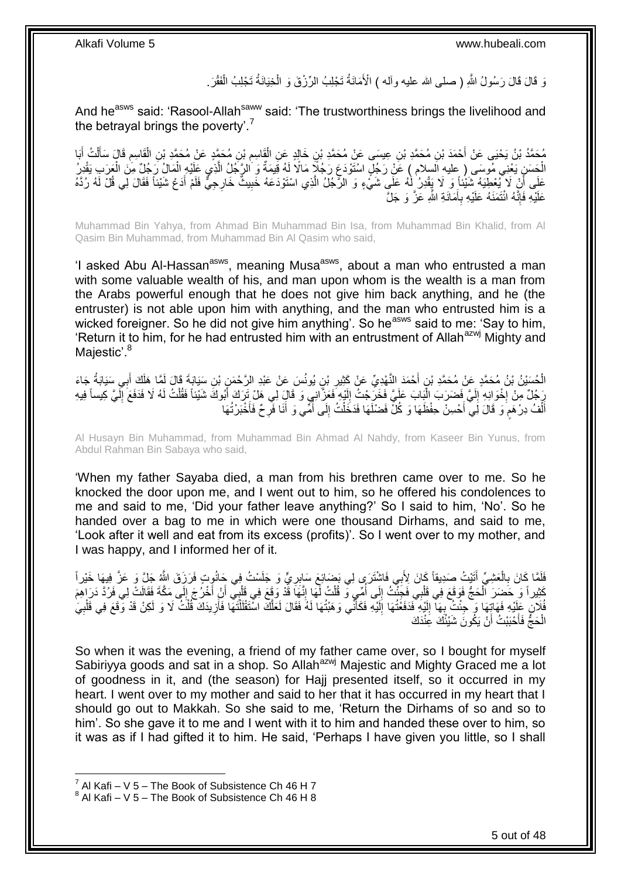وَ قَالَ قَالَ رَسُولُ اللَّهِ ( صلى الله عليه وآله ) الْأَمَانَةُ تَجْلِبُ الرِّزْقَ وَ الْخِيَانَةُ تَجْلِبُ الْفَقْرَ.

And he[asws] said: 'Rasool-Allah[saww] said: 'The trustworthiness brings the livelihood and the betrayal brings the poverty'.[7]

مُحَمَّدُ بْنُ يَحْيَى عَنْ أَحْمَدَ بْنِ مُحَمَّدِ بْنِ عِيسَى عَنْ مُحَمَّدِ بْنِ خَالِدٍ عَنِ الْقَاسِمِ بْنِ مُحَمَّدٍ عَنْ مُحَمَّدِ بْنِ الْقَاسِمِ قَالَ سَأَلْتُ أَبَا الْحَسَنِ يَعْنِي مُوسَى ( عليه السلام ) عَنْ رَجُلٍ اسْتَوْدَعَ رَجُلًا مَالًا لَهُ قِيمَةٌ وَ الرَّجُلُ الَّذِي عَلَيْهِ الْمَالُ رَجُلٌ مِنَ الْعَرَبِ يَقْدِرُ عَلَى أَنْ لَا يُعْطِيَهُ شَيْئاً وَ لَا يَقْدِرُ لَهُ عَلَى شَيْءٍ وَ الرَّجُلُ الَّذِي اسْتَوْدَعَهُ خَبِيثٌ خَارِجِيٌّ فَلَمْ أَدَعْ شَيْئاً فَقَالَ لِي قُلْ لَهُ رُدَّهُ عَلَيْهِ فَإِنَّهُ ائْتَمَنَهُ عَلَيْهِ بِأَمَانَةِ اللَّهِ عَزَّ وَ جَلَّ

Muhammad Bin Yahya, from Ahmad Bin Muhammad Bin Isa, from Muhammad Bin Khalid, from Al Qasim Bin Muhammad, from Muhammad Bin Al Qasim who said,

'I asked Abu Al-Hassan[asws], meaning Musa[asws], about a man who entrusted a man with some valuable wealth of his, and man upon whom is the wealth is a man from the Arabs powerful enough that he does not give him back anything, and he (the entruster) is not able upon him with anything, and the man who entrusted him is a wicked foreigner. So he did not give him anything'. So he[asws] said to me: 'Say to him, 'Return it to him, for he had entrusted him with an entrustment of Allah[azwj] Mighty and Majestic'.[8]

الْحُسَيْنُ بْنُ مُحَمَّدٍ عَنْ مُحَمَّدِ بْنِ أَحْمَدَ النَّهْدِيِّ عَنْ كَثِيرِ بْنِ يُونُسَ عَنْ عَبْدِ الرَّحْمَنِ بْنِ سَيَابَةَ قَالَ لَمَّا هَلَكَ أَبِي سَيَابَةُ جَاءَ رَجُلٌ مِنْ إِخْوَانِهِ إِلَيَّ فَضَرَبَ الْبَابَ عَلَيَّ فَخَرَجْتُ إِلَيْهِ فَعَزَّانِي وَ قَالَ لِي هَلْ تَرَكَ أَبُوكَ شَيْئاً فَقُلْتُ لَهُ لَا فَدَفَعَ إِلَيَّ كِيساً فِيهِ أَلْفُ دِرْهَمٍ وَ قَالَ لِي أَحْسِنْ حِفْظَهَا وَ كُلْ فَضْلَهَا فَدَخَلْتُ إِلَى أُمِّي وَ أَنَا فَرِحٌ فَأَخْبَرْتُهَا

Al Husayn Bin Muhammad, from Muhammad Bin Ahmad Al Nahdy, from Kaseer Bin Yunus, from Abdul Rahman Bin Sabaya who said,

'When my father Sayaba died, a man from his brethren came over to me. So he knocked the door upon me, and I went out to him, so he offered his condolences to me and said to me, 'Did your father leave anything?' So I said to him, 'No'. So he handed over a bag to me in which were one thousand Dirhams, and said to me, 'Look after it well and eat from its excess (profits)'. So I went over to my mother, and I was happy, and I informed her of it.

فَلَمَّا كَانَ بِالْعَشِيِّ أَتَيْتُ صَدِيقاً كَانَ لِأَبِي فَاشْتَرَى لِي بِضَائِعَ سَابِرِيٍّ وَ جَلَسْتُ فِي حَانُوتٍ فَرَزَقَ اللَّهُ جَلَّ وَ عَزَّ فِيهَا خَيْراً كَثِيراً وَ حَضَرَ الْحَجُّ فَوَقَعَ فِي قَلْبِي فَجِئْتُ إِلَى أُمِّي وَ قُلْتُ لَهَا إِنَّهُ قَدْ وَقَعَ فِي قَلْبِي أَنْ أَخْرُجَ إِلَى مَكَّةَ فَقَالَتْ لِي فَرُدَّ دَرَاهِمَ فُلَانٍ عَلَيْهِ فَهَاتِهَا وَ جِئْتُ بِهَا إِلَيْهِ فَدَفَعْتُهَا إِلَيْهِ فَكَأَنِّي وَهَبْتُهَا لَهُ فَقَالَ لَعَلَّكَ اسْتَقْلَلْتَهَا فَأَزِيدَكَ قُلْتُ لَا وَ لَكِنْ قَدْ وَقَعَ فِي قَلْبِيَ الْحَجُّ فَأَحْبَبْتُ أَنْ يَكُونَ شَيْئُكَ عِنْدَكَ

So when it was the evening, a friend of my father came over, so I bought for myself Sabiriyya goods and sat in a shop. So Allah[azwj] Majestic and Mighty Graced me a lot of goodness in it, and (the season) for Hajj presented itself, so it occurred in my heart. I went over to my mother and said to her that it has occurred in my heart that I should go out to Makkah. So she said to me, 'Return the Dirhams of so and so to him'. So she gave it to me and I went with it to him and handed these over to him, so it was as if I had gifted it to him. He said, 'Perhaps I have given you little, so I shall

---

[7] Al Kafi – V 5 – The Book of Subsistence Ch 46 H 7
[8] Al Kafi – V 5 – The Book of Subsistence Ch 46 H 8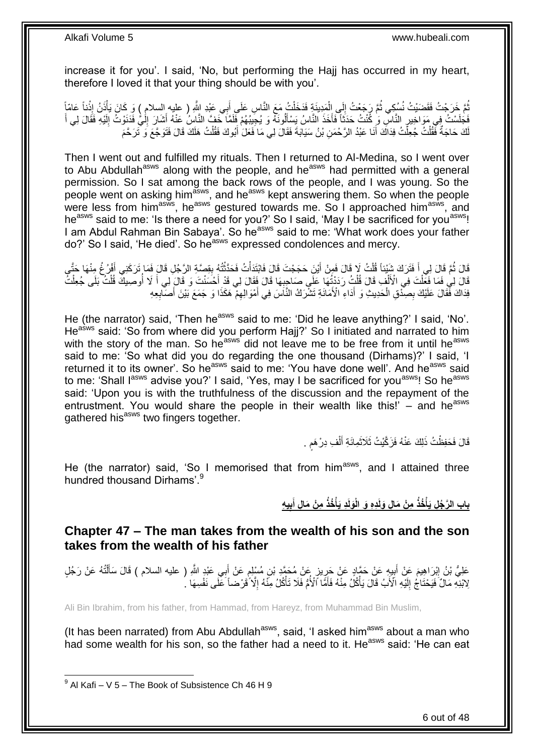increase it for you'. I said, 'No, but performing the Hajj has occurred in my heart, therefore I loved it that your thing should be with you'.

ثُمَّ خَرَجْتُ فَقَضَيْتُ نُسُكِي ثُمَّ رَجَعْتُ إِلَى الْمَدِينَةِ فَدَخَلْتُ مَعَ النَّاسِ عَلَى أَبِي عَبْدِ اللَّهِ ( عليه السلام ) وَ كَانَ يَأْذَنُ إِذْناً عَاماً فَجَلَسْتُ فِي مَوَاخِيرِ النَّاسِ وَ كُنْتُ حَدَثاً فَأَخَذَ النَّاسُ يَسْأَلُونَهُ وَ يُجِيبُهُمْ فَلَمَّا خَفَّ النَّاسُ عَنْهُ أَشَارَ إِلَيَّ فَدَنَوْتُ إِلَيْهِ فَقَالَ لِي أَ لَكَ حَاجَةٌ فَقُلْتُ جُعِلْتُ فِدَاكَ أَنَا عَبْدُ الرَّحْمَنِ بْنُ سَيَابَةَ فَقَالَ لِي مَا فَعَلَ أَبُوكَ فَقُلْتُ هَلَكَ قَالَ فَتَوَجَّعَ وَ تَرَحَّمَ

Then I went out and fulfilled my rituals. Then I returned to Al-Medina, so I went over to Abu Abdullah[asws] along with the people, and he[asws] had permitted with a general permission. So I sat among the back rows of the people, and I was young. So the people went on asking him[asws], and he[asws] kept answering them. So when the people were less from him[asws], he[asws] gestured towards me. So I approached him[asws], and he[asws] said to me: 'Is there a need for you?' So I said, 'May I be sacrificed for you[asws]! I am Abdul Rahman Bin Sabaya'. So he[asws] said to me: 'What work does your father do?' So I said, 'He died'. So he[asws] expressed condolences and mercy.

قَالَ ثُمَّ قَالَ لِي أَ فَتَرَكَ شَيْئاً قُلْتُ لَا قَالَ فَمِنْ أَيْنَ حَجَجْتَ قَالَ فَابْتَدَأْتُ فَحَدَّثْتُهُ بِقِصَّةِ الرَّجُلِ قَالَ فَمَا تَرَكَنِي أَفْرُغُ مِنْهَا حَتَّى قَالَ لِي فَمَا فَعَلْتَ فِي الْأَلْفِ قَالَ قُلْتُ رَدَدْتُهَا عَلَى صَاحِبِهَا قَالَ فَقَالَ لِي قَدْ أَحْسَنْتَ وَ قَالَ لِي أَ لَا أُوصِيكَ قُلْتُ بَلَى جُعِلْتُ فِدَاكَ فَقَالَ عَلَيْكَ بِصِدْقِ الْحَدِيثِ وَ أَدَاءِ الْأَمَانَةِ تَشْرَكُ النَّاسَ فِي أَمْوَالِهِمْ هَكَذَا وَ جَمَعَ بَيْنَ أَصَابِعِهِ

He (the narrator) said, 'Then he[asws] said to me: 'Did he leave anything?' I said, 'No'. He[asws] said: 'So from where did you perform Hajj?' So I initiated and narrated to him with the story of the man. So he[asws] did not leave me to be free from it until he[asws] said to me: 'So what did you do regarding the one thousand (Dirhams)?' I said, 'I returned it to its owner'. So he[asws] said to me: 'You have done well'. And he[asws] said to me: 'Shall I[asws] advise you?' I said, 'Yes, may I be sacrificed for you[asws]! So he[asws] said: 'Upon you is with the truthfulness of the discussion and the repayment of the entrustment. You would share the people in their wealth like this!' – and he[asws] gathered his[asws] two fingers together.

قَالَ فَحَفِظْتُ ذَلِكَ عَنْهُ فَزَكَّيْتُ ثَلَاثَمِائَةِ أَلْفِ دِرْهَمٍ .

He (the narrator) said, 'So I memorised that from him[asws], and I attained three hundred thousand Dirhams'.[9]

## بَابِ الرَّجُلِ يَأْخُذُ مِنْ مَالِ وَلَدِهِ وَ الْوَلَدِ يَأْخُذُ مِنْ مَالِ أَبِيهِ

## Chapter 47 – The man takes from the wealth of his son and the son takes from the wealth of his father

عَلِيُّ بْنُ إِبْرَاهِيمَ عَنْ أَبِيهِ عَنْ حَمَّادٍ عَنْ حَرِيزٍ عَنْ مُحَمَّدِ بْنِ مُسْلِمٍ عَنْ أَبِي عَبْدِ اللَّهِ ( عليه السلام ) قَالَ سَأَلْتُهُ عَنْ رَجُلٍ لِابْنِهِ مَالٌ فَيَحْتَاجُ إِلَيْهِ الْأَبُ قَالَ يَأْكُلُ مِنْهُ فَأَمَّا الْأُمُّ فَلَا تَأْكُلُ مِنْهُ إِلَّا قَرْضاً عَلَى نَفْسِهَا .

Ali Bin Ibrahim, from his father, from Hammad, from Hareyz, from Muhammad Bin Muslim,

(It has been narrated) from Abu Abdullah[asws], said, 'I asked him[asws] about a man who had some wealth for his son, so the father had a need to it. He[asws] said: 'He can eat

[9] Al Kafi – V 5 – The Book of Subsistence Ch 46 H 9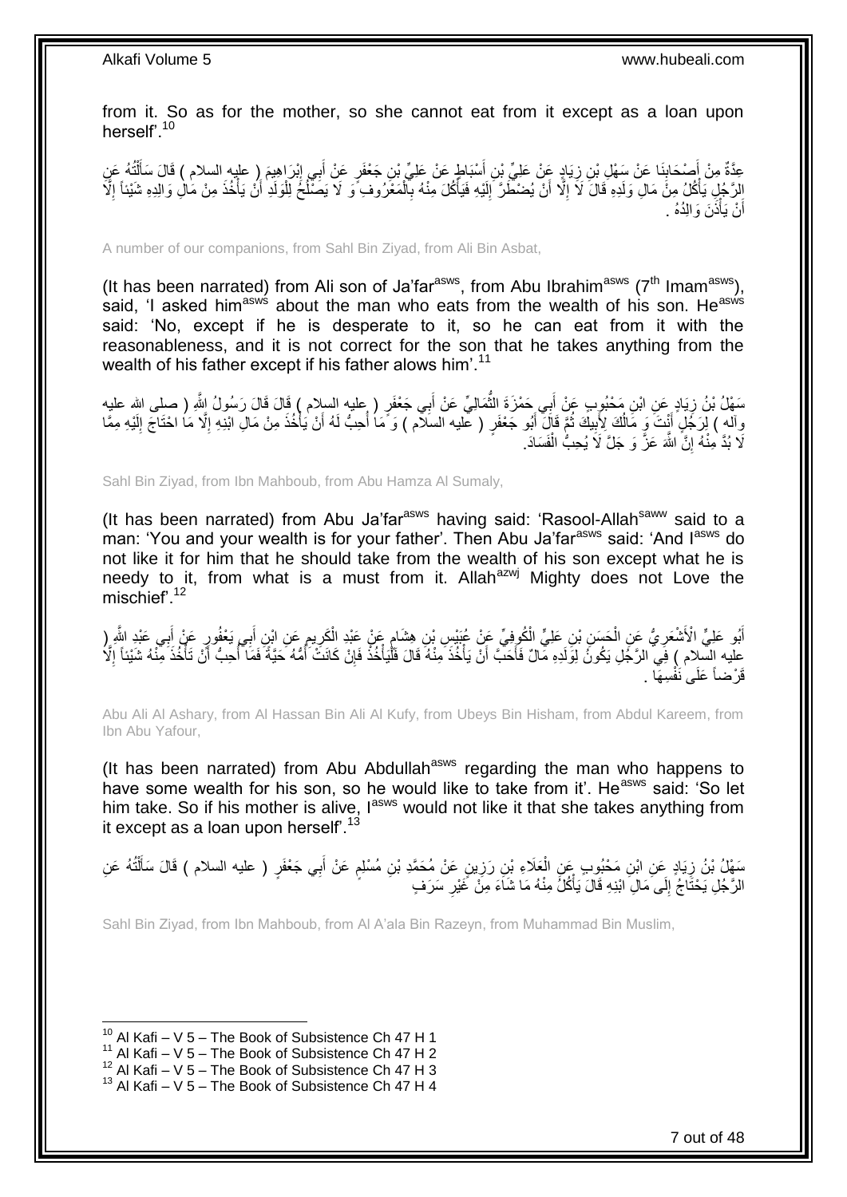from it. So as for the mother, so she cannot eat from it except as a loan upon herself'.[10]

عِدَّةٌ مِنْ أَصْحَابِنَا عَنْ سَهْلِ بْنِ زِيَادٍ عَنْ عَلِيِّ بْنِ أَسْبَاطٍ عَنْ عَلِيِّ بْنِ جَعْفَرٍ عَنْ أَبِي إِبْرَاهِيمَ ( عليه السلام ) قَالَ سَأَلْتُهُ عَنِ الرَّجُلِ يَأْكُلُ مِنْ مَالِ وَلَدِهِ قَالَ لَا إِلَّا أَنْ يُضْطَرَّ إِلَيْهِ فَيَأْكُلَ مِنْهُ بِالْمَعْرُوفِ وَ لَا يَصْلُحُ لِلْوَلَدِ أَنْ يَأْخُذَ مِنْ مَالِ وَالِدِهِ شَيْئاً إِلَّا أَنْ يَأْذَنَ وَالِدُهُ .

A number of our companions, from Sahl Bin Ziyad, from Ali Bin Asbat,

(It has been narrated) from Ali son of Ja'far[asws], from Abu Ibrahim[asws] (7th Imam[asws]), said, 'I asked him[asws] about the man who eats from the wealth of his son. He[asws] said: 'No, except if he is desperate to it, so he can eat from it with the reasonableness, and it is not correct for the son that he takes anything from the wealth of his father except if his father alows him'.[11]

سَهْلُ بْنُ زِيَادٍ عَنِ ابْنِ مَحْبُوبٍ عَنْ أَبِي حَمْزَةَ الثُّمَالِيِّ عَنْ أَبِي جَعْفَرٍ ( عليه السلام ) قَالَ قَالَ رَسُولُ اللَّهِ ( صلى الله عليه وآله ) لِرَجُلٍ أَنْتَ وَ مَالُكَ لِأَبِيكَ ثُمَّ قَالَ أَبُو جَعْفَرٍ ( عليه السلام ) وَ مَا أُحِبُّ لَهُ أَنْ يَأْخُذَ مِنْ مَالِ ابْنِهِ إِلَّا مَا احْتَاجَ إِلَيْهِ مِمَّا لَا بُدَّ مِنْهُ إِنَّ اللَّهَ عَزَّ وَ جَلَّ لَا يُحِبُّ الْفَسَادَ .

Sahl Bin Ziyad, from Ibn Mahboub, from Abu Hamza Al Sumaly,

(It has been narrated) from Abu Ja'far[asws] having said: 'Rasool-Allah[saww] said to a man: 'You and your wealth is for your father'. Then Abu Ja'far[asws] said: 'And I[asws] do not like it for him that he should take from the wealth of his son except what he is needy to it, from what is a must from it. Allah[azwj] Mighty does not Love the mischief'.[12]

أَبُو عَلِيٍّ الْأَشْعَرِيُّ عَنِ الْحَسَنِ بْنِ عَلِيٍّ الْكُوفِيِّ عَنْ عُبَيْسِ بْنِ هِشَامٍ عَنْ عَبْدِ الْكَرِيمِ عَنِ ابْنِ أَبِي يَعْفُورٍ عَنْ أَبِي عَبْدِ اللَّهِ ( عليه السلام ) فِي الرَّجُلِ يَكُونُ لِوَلَدِهِ مَالٌ فَأَحَبَّ أَنْ يَأْخُذَ مِنْهُ قَالَ فَلْيَأْخُذْ فَإِنْ كَانَتْ أُمُّهُ حَيَّةً فَمَا أُحِبُّ أَنْ تَأْخُذَ مِنْهُ شَيْئاً إِلَّا قَرْضاً عَلَى نَفْسِهَا .

Abu Ali Al Ashary, from Al Hassan Bin Ali Al Kufy, from Ubeys Bin Hisham, from Abdul Kareem, from Ibn Abu Yafour,

(It has been narrated) from Abu Abdullah[asws] regarding the man who happens to have some wealth for his son, so he would like to take from it'. He[asws] said: 'So let him take. So if his mother is alive, I[asws] would not like it that she takes anything from it except as a loan upon herself'.[13]

سَهْلُ بْنُ زِيَادٍ عَنِ ابْنِ مَحْبُوبٍ عَنِ الْعَلَاءِ بْنِ رَزِينٍ عَنْ مُحَمَّدِ بْنِ مُسْلِمٍ عَنْ أَبِي جَعْفَرٍ ( عليه السلام ) قَالَ سَأَلْتُهُ عَنِ الرَّجُلِ يَحْتَاجُ إِلَى مَالِ ابْنِهِ قَالَ يَأْكُلُ مِنْهُ مَا شَاءَ مِنْ غَيْرِ سَرَفٍ

Sahl Bin Ziyad, from Ibn Mahboub, from Al A'ala Bin Razeyn, from Muhammad Bin Muslim,

[10] Al Kafi – V 5 – The Book of Subsistence Ch 47 H 1
[11] Al Kafi – V 5 – The Book of Subsistence Ch 47 H 2
[12] Al Kafi – V 5 – The Book of Subsistence Ch 47 H 3
[13] Al Kafi – V 5 – The Book of Subsistence Ch 47 H 4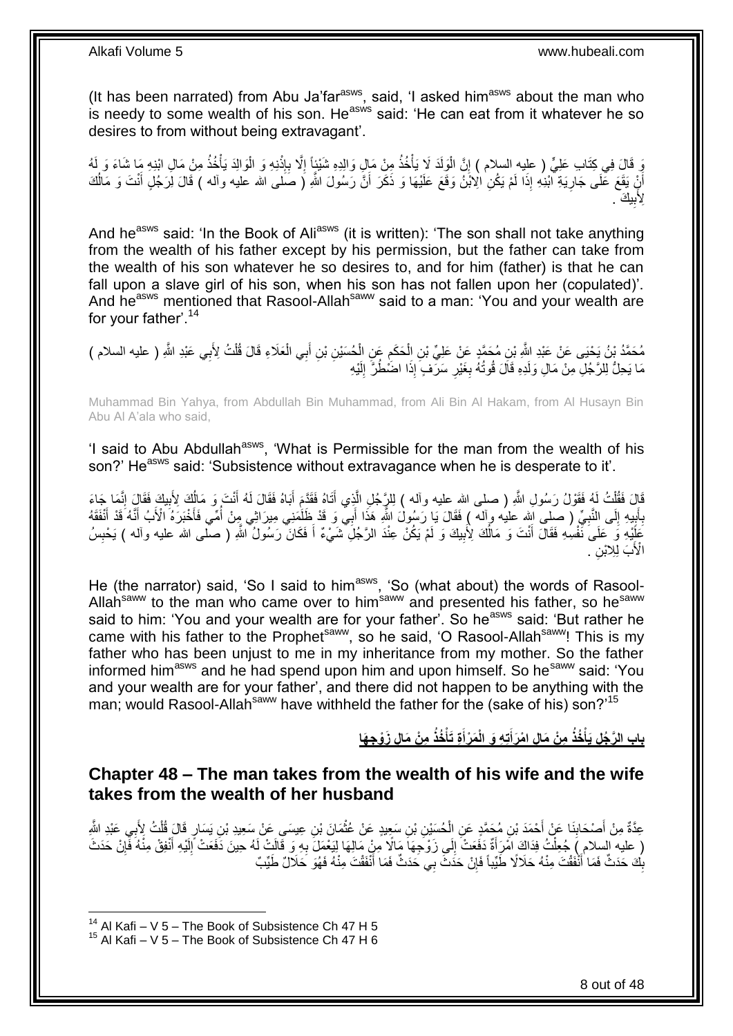(It has been narrated) from Abu Ja'far[asws], said, 'I asked him[asws] about the man who is needy to some wealth of his son. He[asws] said: 'He can eat from it whatever he so desires to from without being extravagant'.

وَ قَالَ فِي كِتَابِ عَلِيٍّ ( عليه السلام ) إِنَّ الْوَلَدَ لَا يَأْخُذُ مِنْ مَالِ وَالِدِهِ شَيْئاً إِلَّا بِإِذْنِهِ وَ الْوَالِدَ يَأْخُذُ مِنْ مَالِ ابْنِهِ مَا شَاءَ وَ لَهُ أَنْ يَقَعَ عَلَى جَارِيَةِ ابْنِهِ إِذَا لَمْ يَكُنِ الِابْنُ وَقَعَ عَلَيْهَا وَ ذَكَرَ أَنَّ رَسُولَ اللَّهِ ( صلى الله عليه وآله ) قَالَ لِرَجُلٍ أَنْتَ وَ مَالُكَ لِأَبِيكَ .

And he[asws] said: 'In the Book of Ali[asws] (it is written): 'The son shall not take anything from the wealth of his father except by his permission, but the father can take from the wealth of his son whatever he so desires to, and for him (father) is that he can fall upon a slave girl of his son, when his son has not fallen upon her (copulated)'. And he[asws] mentioned that Rasool-Allah[saww] said to a man: 'You and your wealth are for your father'.[14]

مُحَمَّدُ بْنُ يَحْيَى عَنْ عَبْدِ اللَّهِ بْنِ مُحَمَّدٍ عَنْ عَلِيِّ بْنِ الْحَكَمِ عَنِ الْحُسَيْنِ بْنِ أَبِي الْعَلَاءِ قَالَ قُلْتُ لِأَبِي عَبْدِ اللَّهِ ( عليه السلام ) مَا يَحِلُّ لِلرَّجُلِ مِنْ مَالِ وَلَدِهِ قَالَ قُوتُهُ بِغَيْرِ سَرَفٍ إِذَا اضْطُرَّ إِلَيْهِ

Muhammad Bin Yahya, from Abdullah Bin Muhammad, from Ali Bin Al Hakam, from Al Husayn Bin Abu Al A'ala who said,

'I said to Abu Abdullah[asws], 'What is Permissible for the man from the wealth of his son?' He[asws] said: 'Subsistence without extravagance when he is desperate to it'.

قَالَ فَقُلْتُ لَهُ فَقَوْلُ رَسُولِ اللَّهِ ( صلى الله عليه وآله ) لِلرَّجُلِ الَّذِي أَتَاهُ فَقَدَّمَ أَبَاهُ فَقَالَ لَهُ أَنْتَ وَ مَالُكَ لِأَبِيكَ فَقَالَ إِنَّمَا جَاءَ بِأَبِيهِ إِلَى النَّبِيِّ ( صلى الله عليه وآله ) فَقَالَ يَا رَسُولَ اللَّهِ هَذَا أَبِي وَ قَدْ ظَلَمَنِي مِيرَاثِي مِنْ أُمِّي فَأَخْبَرَهُ الْأَبُ أَنَّهُ قَدْ أَنْفَقَهُ عَلَيْهِ وَ عَلَى نَفْسِهِ فَقَالَ أَنْتَ وَ مَالُكَ لِأَبِيكَ وَ لَمْ يَكُنْ عِنْدَ الرَّجُلِ شَيْءٌ أَ فَكَانَ رَسُولُ اللَّهِ ( صلى الله عليه وآله ) يَحْبِسُ الْأَبَ لِلِابْنِ .

He (the narrator) said, 'So I said to him[asws], 'So (what about) the words of Rasool-Allah[saww] to the man who came over to him[saww] and presented his father, so he[saww] said to him: 'You and your wealth are for your father'. So he[asws] said: 'But rather he came with his father to the Prophet[saww], so he said, 'O Rasool-Allah[saww]! This is my father who has been unjust to me in my inheritance from my mother. So the father informed him[asws] and he had spend upon him and upon himself. So he[saww] said: 'You and your wealth are for your father', and there did not happen to be anything with the man; would Rasool-Allah[saww] have withheld the father for the (sake of his) son?'[15]

## بَابُ الرَّجُلِ يَأْخُذُ مِنْ مَالِ امْرَأَتِهِ وَ الْمَرْأَةِ تَأْخُذُ مِنْ مَالِ زَوْجِهَا

## Chapter 48 – The man takes from the wealth of his wife and the wife takes from the wealth of her husband

عِدَّةٌ مِنْ أَصْحَابِنَا عَنْ أَحْمَدَ بْنِ مُحَمَّدٍ عَنِ الْحُسَيْنِ بْنِ سَعِيدٍ عَنْ عُثْمَانَ بْنِ عِيسَى عَنْ سَعِيدِ بْنِ يَسَارٍ قَالَ قُلْتُ لِأَبِي عَبْدِ اللَّهِ ( عليه السلام ) جُعِلْتُ فِدَاكَ امْرَأَةٌ دَفَعَتْ إِلَى زَوْجِهَا مَالًا مِنْ مَالِهَا لِيَعْمَلَ بِهِ وَ قَالَتْ لَهُ حِينَ دَفَعَتْ إِلَيْهِ أَنْفِقْ مِنْهُ فَإِنْ حَدَثَ بِكَ حَدَثٌ فَمَا أَنْفَقْتَ مِنْهُ حَلَالًا طَيِّباً فَإِنْ حَدَثَ بِي حَدَثٌ فَمَا أَنْفَقْتَ مِنْهُ فَهُوَ حَلَالٌ طَيِّبٌ

[14] Al Kafi – V 5 – The Book of Subsistence Ch 47 H 5
[15] Al Kafi – V 5 – The Book of Subsistence Ch 47 H 6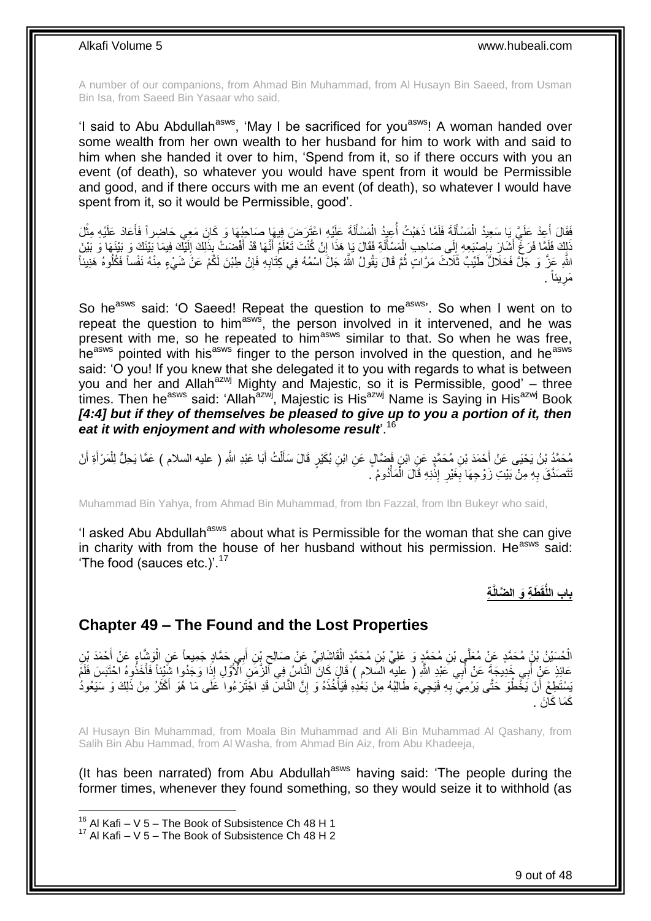A number of our companions, from Ahmad Bin Muhammad, from Al Husayn Bin Saeed, from Usman Bin Isa, from Saeed Bin Yasaar who said,

'I said to Abu Abdullah[asws], 'May I be sacrificed for you[asws]! A woman handed over some wealth from her own wealth to her husband for him to work with and said to him when she handed it over to him, 'Spend from it, so if there occurs with you an event (of death), so whatever you would have spent from it would be Permissible and good, and if there occurs with me an event (of death), so whatever I would have spent from it, so it would be Permissible, good'.

فَقَالَ أَعِدْ عَلَيَّ يَا سَعِيدُ الْمَسْأَلَةَ فَلَمَّا ذَهَبْتُ أُعِيدُ الْمَسْأَلَةَ عَلَيْهِ اعْتَرَضَ فِيهَا صَاحِبُهَا وَ كَانَ مَعِي حَاضِراً فَأَعَادَ عَلَيْهِ مِثْلَ ذَلِكَ فَلَمَّا فَرَغَ أَشَارَ بِإِصْبَعِهِ إِلَى صَاحِبِ الْمَسْأَلَةِ فَقَالَ يَا هَذَا إِنْ كُنْتَ تَعْلَمُ أَنَّهَا قَدْ أَفْضَتْ بِذَلِكَ إِلَيْكَ فِيمَا بَيْنَكَ وَ بَيْنَهَا وَ بَيْنَ اللَّهِ عَزَّ وَ جَلَّ فَحَلَالٌ طَيِّبٌ ثَلَاثَ مَرَّاتٍ ثُمَّ قَالَ يَقُولُ اللَّهُ جَلَّ اسْمُهُ فِي كِتَابِهِ فَإِنْ طِبْنَ لَكُمْ عَنْ شَيْءٍ مِنْهُ نَفْساً فَكُلُوهُ هَنِيئاً مَرِيئاً .

So he[asws] said: 'O Saeed! Repeat the question to me[asws]'. So when I went on to repeat the question to him[asws], the person involved in it intervened, and he was present with me, so he repeated to him[asws] similar to that. So when he was free, he[asws] pointed with his[asws] finger to the person involved in the question, and he[asws] said: 'O you! If you knew that she delegated it to you with regards to what is between you and her and Allah[azwj] Mighty and Majestic, so it is Permissible, good' – three times. Then he[asws] said: 'Allah[azwj], Majestic is His[azwj] Name is Saying in His[azwj] Book ***[4:4] but if they of themselves be pleased to give up to you a portion of it, then eat it with enjoyment and with wholesome result***'.[16]

مُحَمَّدُ بْنُ يَحْيَى عَنْ أَحْمَدَ بْنِ مُحَمَّدٍ عَنِ ابْنِ فَضَّالٍ عَنِ ابْنِ بُكَيْرٍ قَالَ سَأَلْتُ أَبَا عَبْدِ اللَّهِ ( عليه السلام ) عَمَّا يَحِلُّ لِلْمَرْأَةِ أَنْ تَتَصَدَّقَ بِهِ مِنْ بَيْتِ زَوْجِهَا بِغَيْرِ إِذْنِهِ قَالَ الْمَأْدُومُ .

Muhammad Bin Yahya, from Ahmad Bin Muhammad, from Ibn Fazzal, from Ibn Bukeyr who said,

'I asked Abu Abdullah[asws] about what is Permissible for the woman that she can give in charity with from the house of her husband without his permission. He[asws] said: 'The food (sauces etc.)'.[17]

## باب اللُّقَطَةِ وَ الضَّالَّةِ

## Chapter 49 – The Found and the Lost Properties

الْحُسَيْنُ بْنُ مُحَمَّدٍ عَنْ مُعَلَّى بْنِ مُحَمَّدٍ وَ عَلِيِّ بْنِ مُحَمَّدٍ الْقَاشَانِيِّ عَنْ صَالِحِ بْنِ أَبِي حَمَّادٍ جَمِيعاً عَنِ الْوَشَّاءِ عَنْ أَحْمَدَ بْنِ عَائِذٍ عَنْ أَبِي خَدِيجَةَ عَنْ أَبِي عَبْدِ اللَّهِ ( عليه السلام ) قَالَ كَانَ النَّاسُ فِي الزَّمَنِ الْأَوَّلِ إِذَا وَجَدُوا شَيْئاً فَأَخَذُوهُ احْتَبَسَ فَلَمْ يَسْتَطِعْ أَنْ يَخْطُوَ حَتَّى يَرْمِيَ بِهِ فَيَجِيءَ طَالِبُهُ مِنْ بَعْدِهِ فَيَأْخُذَهُ وَ إِنَّ النَّاسَ قَدِ اجْتَرَءُوا عَلَى مَا هُوَ أَكْثَرُ مِنْ ذَلِكَ وَ سَيَعُودُ كَمَا كَانَ .

Al Husayn Bin Muhammad, from Moala Bin Muhammad and Ali Bin Muhammad Al Qashany, from Salih Bin Abu Hammad, from Al Washa, from Ahmad Bin Aiz, from Abu Khadeeja,

(It has been narrated) from Abu Abdullah[asws] having said: 'The people during the former times, whenever they found something, so they would seize it to withhold (as

---

[16] Al Kafi – V 5 – The Book of Subsistence Ch 48 H 1
[17] Al Kafi – V 5 – The Book of Subsistence Ch 48 H 2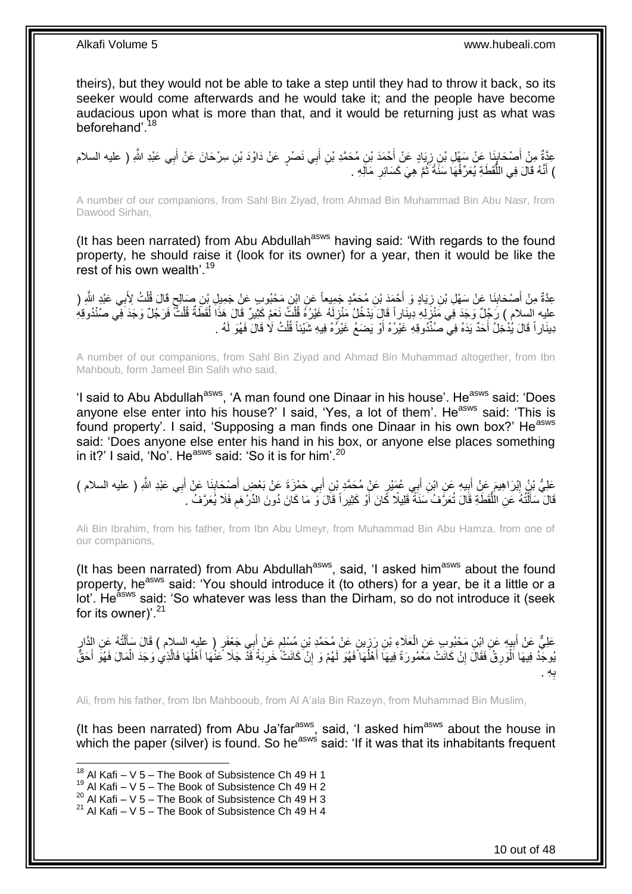theirs), but they would not be able to take a step until they had to throw it back, so its seeker would come afterwards and he would take it; and the people have become audacious upon what is more than that, and it would be returning just as what was beforehand'.[18]

عِدَّةٌ مِنْ أَصْحَابِنَا عَنْ سَهْلِ بْنِ زِيَادٍ عَنْ أَحْمَدَ بْنِ مُحَمَّدِ بْنِ أَبِي نَصْرٍ عَنْ دَاوُدَ بْنِ سِرْحَانَ عَنْ أَبِي عَبْدِ اللَّهِ ( عليه السلام ) أَنَّهُ قَالَ فِي اللُّقَطَةِ يُعَرِّفُهَا سَنَةً ثُمَّ هِيَ كَسَائِرِ مَالِهِ .

A number of our companions, from Sahl Bin Ziyad, from Ahmad Bin Muhammad Bin Abu Nasr, from Dawood Sirhan,

(It has been narrated) from Abu Abdullah[asws] having said: 'With regards to the found property, he should raise it (look for its owner) for a year, then it would be like the rest of his own wealth'.[19]

عِدَّةٌ مِنْ أَصْحَابِنَا عَنْ سَهْلِ بْنِ زِيَادٍ وَ أَحْمَدَ بْنِ مُحَمَّدٍ جَمِيعاً عَنِ ابْنِ مَحْبُوبٍ عَنْ جَمِيلِ بْنِ صَالِحٍ قَالَ قُلْتُ لِأَبِي عَبْدِ اللَّهِ ( عليه السلام ) رَجُلٌ وَجَدَ فِي مَنْزِلِهِ دِينَاراً قَالَ يَدْخُلُ مَنْزِلَهُ غَيْرُهُ قُلْتُ نَعَمْ كَثِيرٌ قَالَ هَذَا لُقَطَةٌ قُلْتُ فَرَجُلٌ وَجَدَ فِي صُنْدُوقِهِ دِينَاراً قَالَ يُدْخِلُ أَحَدٌ يَدَهُ فِي صُنْدُوقِهِ غَيْرُهُ أَوْ يَضَعُ غَيْرُهُ فِيهِ شَيْئاً قُلْتُ لَا قَالَ فَهُوَ لَهُ .

A number of our companions, from Sahl Bin Ziyad and Ahmad Bin Muhammad altogether, from Ibn Mahboub, form Jameel Bin Salih who said,

'I said to Abu Abdullah[asws], 'A man found one Dinaar in his house'. He[asws] said: 'Does anyone else enter into his house?' I said, 'Yes, a lot of them'. He[asws] said: 'This is found property'. I said, 'Supposing a man finds one Dinaar in his own box?' He[asws] said: 'Does anyone else enter his hand in his box, or anyone else places something in it?' I said, 'No'. He[asws] said: 'So it is for him'.[20]

عَلِيُّ بْنُ إِبْرَاهِيمَ عَنْ أَبِيهِ عَنِ ابْنِ أَبِي عُمَيْرٍ عَنْ مُحَمَّدِ بْنِ أَبِي حَمْزَةَ عَنْ بَعْضِ أَصْحَابِنَا عَنْ أَبِي عَبْدِ اللَّهِ ( عليه السلام ) قَالَ سَأَلْتُهُ عَنِ اللُّقَطَةِ قَالَ تُعَرَّفُ سَنَةً قَلِيلًا كَانَ أَوْ كَثِيراً قَالَ وَ مَا كَانَ دُونَ الدِّرْهَمِ فَلَا يُعَرَّفُ .

Ali Bin Ibrahim, from his father, from Ibn Abu Umeyr, from Muhammad Bin Abu Hamza, from one of our companions,

(It has been narrated) from Abu Abdullah[asws], said, 'I asked him[asws] about the found property, he[asws] said: 'You should introduce it (to others) for a year, be it a little or a lot'. He[asws] said: 'So whatever was less than the Dirham, so do not introduce it (seek for its owner)'.[21]

عَلِيٌّ عَنْ أَبِيهِ عَنِ ابْنِ مَحْبُوبٍ عَنِ الْعَلَاءِ بْنِ رَزِينٍ عَنْ مُحَمَّدِ بْنِ مُسْلِمٍ عَنْ أَبِي جَعْفَرٍ ( عليه السلام ) قَالَ سَأَلْتُهُ عَنِ الدَّارِ يُوجَدُ فِيهَا الْوَرِقُ فَقَالَ إِنْ كَانَتْ مَعْمُورَةً فِيهَا أَهْلُهَا فَهُوَ لَهُمْ وَ إِنْ كَانَتْ خَرِبَةً قَدْ جَلَا عَنْهَا أَهْلُهَا فَالَّذِي وَجَدَ الْمَالَ فَهُوَ أَحَقُّ بِهِ .

Ali, from his father, from Ibn Mahbooub, from Al A'ala Bin Razeyn, from Muhammad Bin Muslim,

(It has been narrated) from Abu Ja'far[asws], said, 'I asked him[asws] about the house in which the paper (silver) is found. So he[asws] said: 'If it was that its inhabitants frequent

[18] Al Kafi – V 5 – The Book of Subsistence Ch 49 H 1
[19] Al Kafi – V 5 – The Book of Subsistence Ch 49 H 2
[20] Al Kafi – V 5 – The Book of Subsistence Ch 49 H 3
[21] Al Kafi – V 5 – The Book of Subsistence Ch 49 H 4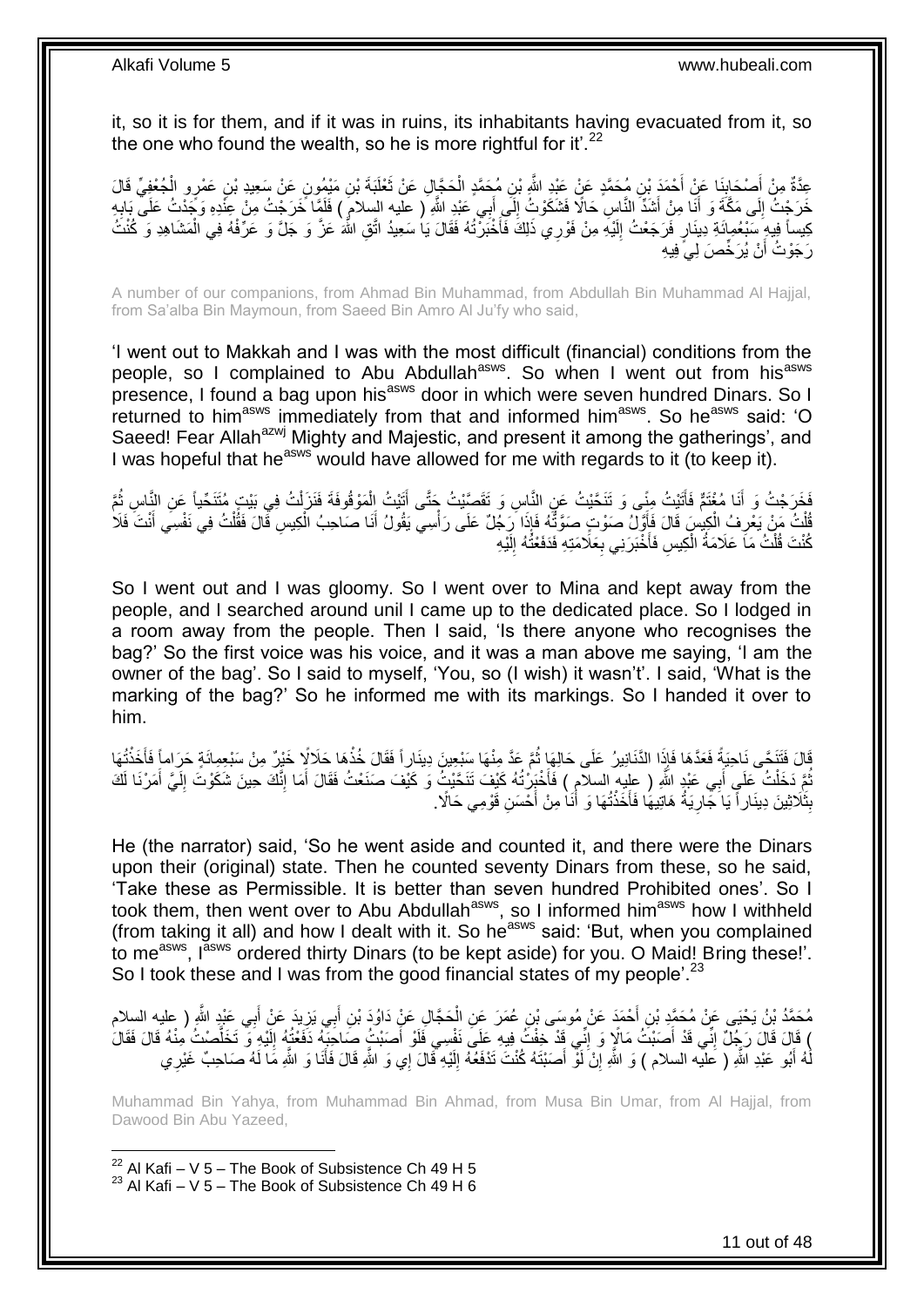it, so it is for them, and if it was in ruins, its inhabitants having evacuated from it, so the one who found the wealth, so he is more rightful for it'.[22]

عِدَّةٌ مِنْ أَصْحَابِنَا عَنْ أَحْمَدَ بْنِ مُحَمَّدٍ عَنْ عَبْدِ اللَّهِ بْنِ مُحَمَّدٍ الْحَجَّالِ عَنْ ثَعْلَبَةَ بْنِ مَيْمُونٍ عَنْ سَعِيدِ بْنِ عَمْرٍو الْجُعْفِيِّ قَالَ خَرَجْتُ إِلَى مَكَّةَ وَ أَنَا مِنْ أَشَدِّ النَّاسِ حَالًا فَشَكَوْتُ إِلَى أَبِي عَبْدِ اللَّهِ ( عليه السلام ) فَلَمَّا خَرَجْتُ مِنْ عِنْدِهِ وَجَدْتُ عَلَى بَابِهِ كِيساً فِيهِ سَبْعُمِائَةِ دِينَارٍ فَرَجَعْتُ إِلَيْهِ مِنْ فَوْرِي ذَلِكَ فَأَخْبَرْتُهُ فَقَالَ يَا سَعِيدُ اتَّقِ اللَّهَ عَزَّ وَ جَلَّ وَ عَرِّفْهُ فِي الْمَشَاهِدِ وَ كُنْتُ رَجَوْتُ أَنْ يُرَخِّصَ لِي فِيهِ

A number of our companions, from Ahmad Bin Muhammad, from Abdullah Bin Muhammad Al Hajjal, from Sa'alba Bin Maymoun, from Saeed Bin Amro Al Ju'fy who said,

'I went out to Makkah and I was with the most difficult (financial) conditions from the people, so I complained to Abu Abdullah[asws]. So when I went out from his[asws] presence, I found a bag upon his[asws] door in which were seven hundred Dinars. So I returned to him[asws] immediately from that and informed him[asws]. So he[asws] said: 'O Saeed! Fear Allah[azwj] Mighty and Majestic, and present it among the gatherings', and I was hopeful that he[asws] would have allowed for me with regards to it (to keep it).

فَخَرَجْتُ وَ أَنَا مُغْتَمٌّ فَأَتَيْتُ مِنًى وَ تَنَحَّيْتُ عَنِ النَّاسِ وَ تَقَصَّيْتُ حَتَّى أَتَيْتُ الْمَوْقُوفَةَ فَنَزَلْتُ فِي بَيْتٍ مُتَنَحِّياً عَنِ النَّاسِ ثُمَّ قُلْتُ مَنْ يَعْرِفُ الْكِيسَ قَالَ فَأَوَّلُ صَوْتٍ صَوَّتُّهُ فَإِذَا رَجُلٌ عَلَى رَأْسِي يَقُولُ أَنَا صَاحِبُ الْكِيسِ قَالَ فَقُلْتُ فِي نَفْسِي أَنْتَ فَلَا كُنْتَ قُلْتُ مَا عَلَامَةُ الْكِيسِ فَأَخْبَرَنِي بِعَلَامَتِهِ فَدَفَعْتُهُ إِلَيْهِ

So I went out and I was gloomy. So I went over to Mina and kept away from the people, and I searched around unil I came up to the dedicated place. So I lodged in a room away from the people. Then I said, 'Is there anyone who recognises the bag?' So the first voice was his voice, and it was a man above me saying, 'I am the owner of the bag'. So I said to myself, 'You, so (I wish) it wasn't'. I said, 'What is the marking of the bag?' So he informed me with its markings. So I handed it over to him.

قَالَ فَتَنَحَّى نَاحِيَةً فَعَدَّهَا فَإِذَا الدَّنَانِيرُ عَلَى حَالِهَا ثُمَّ عَدَّ مِنْهَا سَبْعِينَ دِينَاراً فَقَالَ خُذْهَا حَلَالًا خَيْرٌ مِنْ سَبْعِمِائَةٍ حَرَاماً فَأَخَذْتُهَا ثُمَّ دَخَلْتُ عَلَى أَبِي عَبْدِ اللَّهِ ( عليه السلام ) فَأَخْبَرْتُهُ كَيْفَ تَنَحَّيْتُ وَ كَيْفَ صَنَعْتُ فَقَالَ أَمَا إِنَّكَ حِينَ شَكَوْتَ إِلَيَّ أَمَرْنَا لَكَ بِثَلَاثِينَ دِينَاراً يَا جَارِيَةُ هَاتِيهَا فَأَخَذْتُهَا وَ أَنَا مِنْ أَحْسَنِ قَوْمِي حَالًا.

He (the narrator) said, 'So he went aside and counted it, and there were the Dinars upon their (original) state. Then he counted seventy Dinars from these, so he said, 'Take these as Permissible. It is better than seven hundred Prohibited ones'. So I took them, then went over to Abu Abdullah[asws], so I informed him[asws] how I withheld (from taking it all) and how I dealt with it. So he[asws] said: 'But, when you complained to me[asws], I[asws] ordered thirty Dinars (to be kept aside) for you. O Maid! Bring these!'. So I took these and I was from the good financial states of my people'.[23]

مُحَمَّدُ بْنُ يَحْيَى عَنْ مُحَمَّدِ بْنِ أَحْمَدَ عَنْ مُوسَى بْنِ عُمَرَ عَنِ الْحَجَّالِ عَنْ دَاوُدَ بْنِ أَبِي يَزِيدَ عَنْ أَبِي عَبْدِ اللَّهِ ( عليه السلام ) قَالَ قَالَ رَجُلٌ إِنِّي قَدْ أَصَبْتُ مَالًا وَ إِنِّي قَدْ خِفْتُ فِيهِ عَلَى نَفْسِي فَلَوْ أَصَبْتُ صَاحِبَهُ دَفَعْتُهُ إِلَيْهِ وَ تَخَلَّصْتُ مِنْهُ قَالَ فَقَالَ لَهُ أَبُو عَبْدِ اللَّهِ ( عليه السلام ) وَ اللَّهِ إِنْ لَوْ أَصَبْتَهُ كُنْتَ تَدْفَعُهُ إِلَيْهِ قَالَ إِي وَ اللَّهِ قَالَ فَأَنَا وَ اللَّهِ مَا لَهُ صَاحِبٌ غَيْرِي

Muhammad Bin Yahya, from Muhammad Bin Ahmad, from Musa Bin Umar, from Al Hajjal, from Dawood Bin Abu Yazeed,

[22] Al Kafi – V 5 – The Book of Subsistence Ch 49 H 5
[23] Al Kafi – V 5 – The Book of Subsistence Ch 49 H 6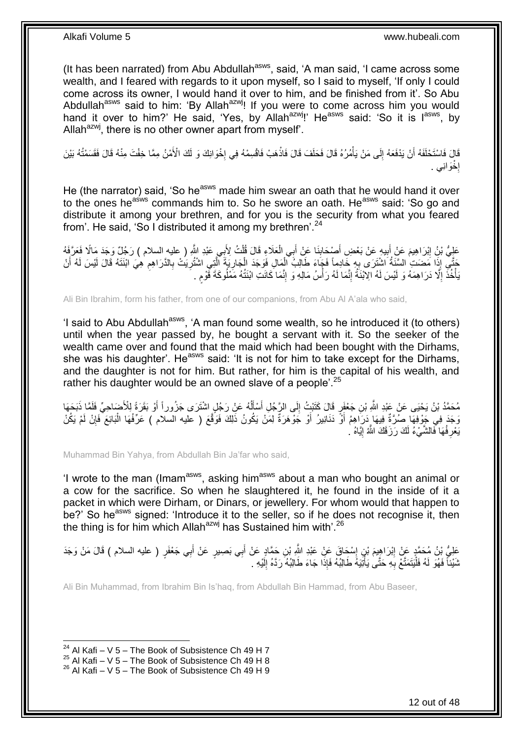(It has been narrated) from Abu Abdullah[asws], said, 'A man said, 'I came across some wealth, and I feared with regards to it upon myself, so I said to myself, 'If only I could come across its owner, I would hand it over to him, and be finished from it'. So Abu Abdullah[asws] said to him: 'By Allah[azwj]! If you were to come across him you would hand it over to him?' He said, 'Yes, by Allah[azwj]!' He[asws] said: 'So it is I[asws], by Allah[azwj], there is no other owner apart from myself'.

قَالَ فَاسْتَحْلَفَهُ أَنْ يَدْفَعَهُ إِلَى مَنْ يَأْمُرُهُ قَالَ فَحَلَفَ قَالَ فَاذْهَبْ فَاقْسِمْهُ فِي إِخْوَانِكَ وَ لَكَ الْأَمْنُ مِمَّا خِفْتَ مِنْهُ قَالَ فَقَسَمْتُهُ بَيْنَ إِخْوَانِي .

He (the narrator) said, 'So he[asws] made him swear an oath that he would hand it over to the ones he[asws] commands him to. So he swore an oath. He[asws] said: 'So go and distribute it among your brethren, and for you is the security from what you feared from'. He said, 'So I distributed it among my brethren'.[24]

عَلِيُّ بْنُ إِبْرَاهِيمَ عَنْ أَبِيهِ عَنْ بَعْضِ أَصْحَابِنَا عَنْ أَبِي الْعَلَاءِ قَالَ قُلْتُ لِأَبِي عَبْدِ اللَّهِ ( عليه السلام ) رَجُلٌ وَجَدَ مَالًا فَعَرَّفَهُ حَتَّى إِذَا مَضَتِ السَّنَةُ اشْتَرَى بِهِ خَادِماً فَجَاءَ طَالِبُ الْمَالِ فَوَجَدَ الْجَارِيَةَ الَّتِي اشْتُرِيَتْ بِالدَّرَاهِمِ هِيَ ابْنَتَهُ قَالَ لَيْسَ لَهُ أَنْ يَأْخُذَ إِلَّا دَرَاهِمَهُ وَ لَيْسَ لَهُ الِابْنَةُ إِنَّمَا لَهُ رَأْسُ مَالِهِ وَ إِنَّمَا كَانَتِ ابْنَتُهُ مَمْلُوكَةَ قَوْمٍ .

Ali Bin Ibrahim, form his father, from one of our companions, from Abu Al A'ala who said,

'I said to Abu Abdullah[asws], 'A man found some wealth, so he introduced it (to others) until when the year passed by, he bought a servant with it. So the seeker of the wealth came over and found that the maid which had been bought with the Dirhams, she was his daughter'. He[asws] said: 'It is not for him to take except for the Dirhams, and the daughter is not for him. But rather, for him is the capital of his wealth, and rather his daughter would be an owned slave of a people'.[25]

مُحَمَّدُ بْنُ يَحْيَى عَنْ عَبْدِ اللَّهِ بْنِ جَعْفَرٍ قَالَ كَتَبْتُ إِلَى الرَّجُلِ أَسْأَلُهُ عَنْ رَجُلٍ اشْتَرَى جَزُوراً أَوْ بَقَرَةً لِلْأَضَاحِيِّ فَلَمَّا ذَبَحَهَا وَجَدَ فِي جَوْفِهَا صُرَّةً فِيهَا دَرَاهِمُ أَوْ دَنَانِيرُ أَوْ جَوْهَرَةٌ لِمَنْ يَكُونُ ذَلِكَ فَوَقَّعَ ( عليه السلام ) عَرِّفْهَا الْبَائِعَ فَإِنْ لَمْ يَكُنْ يَعْرِفُهَا فَالشَّيْءُ لَكَ رَزَقَكَ اللَّهُ إِيَّاهُ .

Muhammad Bin Yahya, from Abdullah Bin Ja'far who said,

'I wrote to the man (Imam[asws], asking him[asws] about a man who bought an animal or a cow for the sacrifice. So when he slaughtered it, he found in the inside of it a packet in which were Dirham, or Dinars, or jewellery. For whom would that happen to be?' So he[asws] signed: 'Introduce it to the seller, so if he does not recognise it, then the thing is for him which Allah[azwj] has Sustained him with'.[26]

عَلِيُّ بْنُ مُحَمَّدٍ عَنْ إِبْرَاهِيمَ بْنِ إِسْحَاقَ عَنْ عَبْدِ اللَّهِ بْنِ حَمَّادٍ عَنْ أَبِي بَصِيرٍ عَنْ أَبِي جَعْفَرٍ ( عليه السلام ) قَالَ مَنْ وَجَدَ شَيْئاً فَهُوَ لَهُ فَلْيَتَمَتَّعْ بِهِ حَتَّى يَأْتِيَهُ طَالِبُهُ فَإِذَا جَاءَ طَالِبُهُ رَدَّهُ إِلَيْهِ .

Ali Bin Muhammad, from Ibrahim Bin Is'haq, from Abdullah Bin Hammad, from Abu Baseer,

[24] Al Kafi – V 5 – The Book of Subsistence Ch 49 H 7
[25] Al Kafi – V 5 – The Book of Subsistence Ch 49 H 8
[26] Al Kafi – V 5 – The Book of Subsistence Ch 49 H 9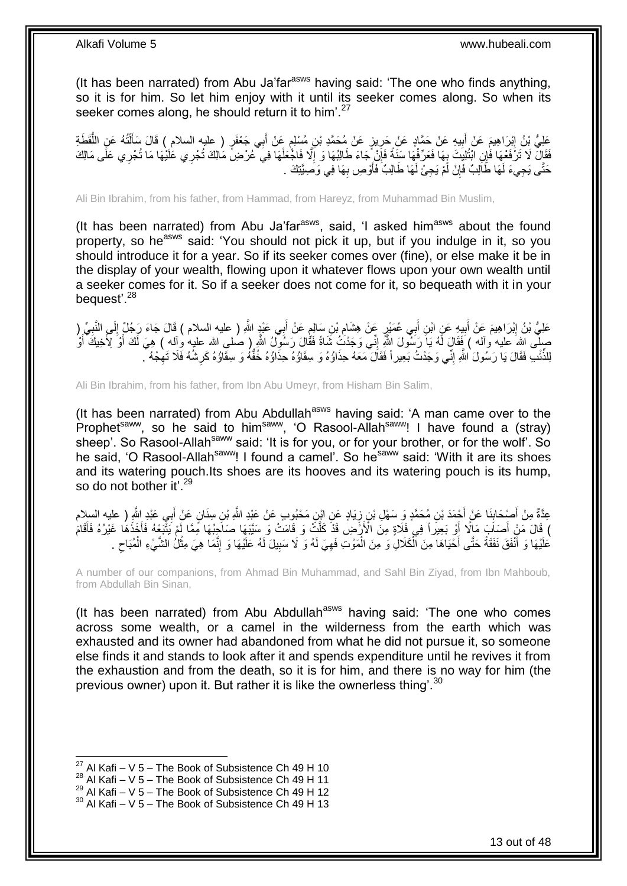(It has been narrated) from Abu Ja'far[asws] having said: 'The one who finds anything, so it is for him. So let him enjoy with it until its seeker comes along. So when its seeker comes along, he should return it to him'.[27]

عَلِيُّ بْنُ إِبْرَاهِيمَ عَنْ أَبِيهِ عَنْ حَمَّادٍ عَنْ حَرِيزٍ عَنْ مُحَمَّدِ بْنِ مُسْلِمٍ عَنْ أَبِي جَعْفَرٍ ( عليه السلام ) قَالَ سَأَلْتُهُ عَنِ اللُّقَطَةِ فَقَالَ لَا تَرْفَعْهَا فَإِنِ ابْتُلِيتَ بِهَا فَعَرِّفْهَا سَنَةً فَإِنْ جَاءَ طَالِبُهَا وَ إِلَّا فَاجْعَلْهَا فِي عُرْضِ مَالِكَ تُجْرِي عَلَيْهَا مَا تُجْرِي عَلَى مَالِكَ حَتَّى يَجِيءَ لَهَا طَالِبٌ فَإِنْ لَمْ يَجِئْ لَهَا طَالِبٌ فَأَوْصِ بِهَا فِي وَصِيَّتِكَ .

Ali Bin Ibrahim, from his father, from Hammad, from Hareyz, from Muhammad Bin Muslim,

(It has been narrated) from Abu Ja'far[asws], said, 'I asked him[asws] about the found property, so he[asws] said: 'You should not pick it up, but if you indulge in it, so you should introduce it for a year. So if its seeker comes over (fine), or else make it be in the display of your wealth, flowing upon it whatever flows upon your own wealth until a seeker comes for it. So if a seeker does not come for it, so bequeath with it in your bequest'.[28]

عَلِيُّ بْنُ إِبْرَاهِيمَ عَنْ أَبِيهِ عَنِ ابْنِ أَبِي عُمَيْرٍ عَنْ هِشَامِ بْنِ سَالِمٍ عَنْ أَبِي عَبْدِ اللَّهِ ( عليه السلام ) قَالَ جَاءَ رَجُلٌ إِلَى النَّبِيِّ ( صلى الله عليه وآله ) فَقَالَ لَهُ يَا رَسُولَ اللَّهِ إِنِّي وَجَدْتُ شَاةً فَقَالَ رَسُولُ اللَّهِ ( صلى الله عليه وآله ) هِيَ لَكَ أَوْ لِأَخِيكَ أَوْ لِلذِّئْبِ فَقَالَ يَا رَسُولَ اللَّهِ إِنِّي وَجَدْتُ بَعِيراً فَقَالَ مَعَهُ حِذَاؤُهُ وَ سِقَاؤُهُ حِذَاؤُهُ خُفُّهُ وَ سِقَاؤُهُ كَرِشُهُ فَلَا تَهِجْهُ .

Ali Bin Ibrahim, from his father, from Ibn Abu Umeyr, from Hisham Bin Salim,

(It has been narrated) from Abu Abdullah[asws] having said: 'A man came over to the Prophet[saww], so he said to him[saww], 'O Rasool-Allah[saww]! I have found a (stray) sheep'. So Rasool-Allah[saww] said: 'It is for you, or for your brother, or for the wolf'. So he said, 'O Rasool-Allah[saww]! I found a camel'. So he[saww] said: 'With it are its shoes and its watering pouch.Its shoes are its hooves and its watering pouch is its hump, so do not bother it'.[29]

عِدَّةٌ مِنْ أَصْحَابِنَا عَنْ أَحْمَدَ بْنِ مُحَمَّدٍ وَ سَهْلِ بْنِ زِيَادٍ عَنِ ابْنِ مَحْبُوبٍ عَنْ عَبْدِ اللَّهِ بْنِ سِنَانٍ عَنْ أَبِي عَبْدِ اللَّهِ ( عليه السلام ) قَالَ مَنْ أَصَابَ مَالًا أَوْ بَعِيراً فِي فَلَاةٍ مِنَ الْأَرْضِ قَدْ كَلَّتْ وَ قَامَتْ وَ سَيَّبَهَا صَاحِبُهَا مِمَّا لَمْ يَتْبَعْهُ فَأَخَذَهَا غَيْرُهُ فَأَقَامَ عَلَيْهَا وَ أَنْفَقَ نَفَقَةً حَتَّى أَحْيَاهَا مِنَ الْكَلَالِ وَ مِنَ الْمَوْتِ فَهِيَ لَهُ وَ لَا سَبِيلَ لَهُ عَلَيْهَا وَ إِنَّمَا هِيَ مِثْلُ الشَّيْءِ الْمُبَاحِ .

A number of our companions, from Ahmad Bin Muhammad, and Sahl Bin Ziyad, from Ibn Mahboub, from Abdullah Bin Sinan,

(It has been narrated) from Abu Abdullah[asws] having said: 'The one who comes across some wealth, or a camel in the wilderness from the earth which was exhausted and its owner had abandoned from what he did not pursue it, so someone else finds it and stands to look after it and spends expenditure until he revives it from the exhaustion and from the death, so it is for him, and there is no way for him (the previous owner) upon it. But rather it is like the ownerless thing'.[30]

[27] Al Kafi – V 5 – The Book of Subsistence Ch 49 H 10
[28] Al Kafi – V 5 – The Book of Subsistence Ch 49 H 11
[29] Al Kafi – V 5 – The Book of Subsistence Ch 49 H 12
[30] Al Kafi – V 5 – The Book of Subsistence Ch 49 H 13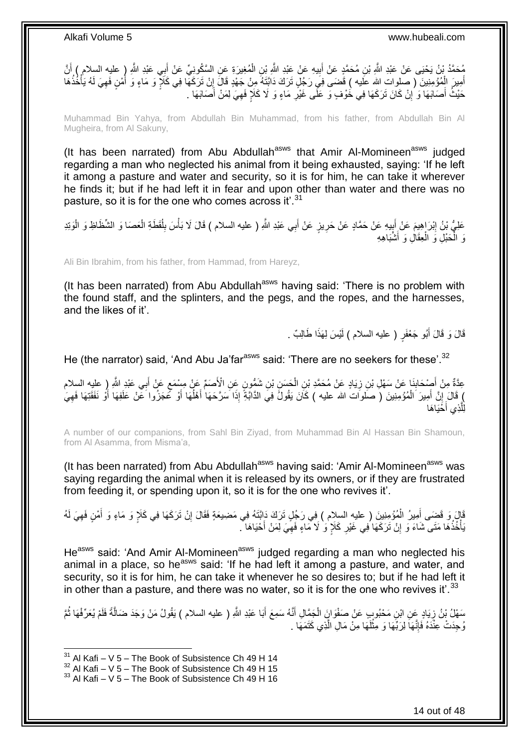مُحَمَّدُ بْنُ يَحْيَى عَنْ عَبْدِ اللَّهِ بْنِ مُحَمَّدٍ عَنْ أَبِيهِ عَنْ عَبْدِ اللَّهِ بْنِ الْمُغِيرَةِ عَنِ السَّكُونِيِّ عَنْ أَبِي عَبْدِ اللَّهِ ( عليه السلام ) أَنَّ أَمِيرَ الْمُؤْمِنِينَ ( صلوات الله عليه ) قَضَى فِي رَجُلٍ تَرَكَ دَابَّتَهُ مِنْ جَهْدٍ قَالَ إِنْ تَرَكَهَا فِي كَلَإٍ وَ مَاءٍ وَ أَمْنٍ فَهِيَ لَهُ يَأْخُذُهَا حَيْثُ أَصَابَهَا وَ إِنْ كَانَ تَرَكَهَا فِي خَوْفٍ وَ عَلَى غَيْرِ مَاءٍ وَ لَا كَلَإٍ فَهِيَ لِمَنْ أَصَابَهَا .

Muhammad Bin Yahya, from Abdullah Bin Muhammad, from his father, from Abdullah Bin Al Mugheira, from Al Sakuny,

(It has been narrated) from Abu Abdullah[asws] that Amir Al-Momineen[asws] judged regarding a man who neglected his animal from it being exhausted, saying: 'If he left it among a pasture and water and security, so it is for him, he can take it wherever he finds it; but if he had left it in fear and upon other than water and there was no pasture, so it is for the one who comes across it'.[31]

عَلِيُّ بْنُ إِبْرَاهِيمَ عَنْ أَبِيهِ عَنْ حَمَّادٍ عَنْ حَرِيزٍ عَنْ أَبِي عَبْدِ اللَّهِ ( عليه السلام ) قَالَ لَا بَأْسَ بِلُقَطَةِ الْعَصَا وَ الشِّظَاظِ وَ الْوَتِدِ وَ الْحَبْلِ وَ الْعِقَالِ وَ أَشْبَاهِهِ

Ali Bin Ibrahim, from his father, from Hammad, from Hareyz,

(It has been narrated) from Abu Abdullah[asws] having said: 'There is no problem with the found staff, and the splinters, and the pegs, and the ropes, and the harnesses, and the likes of it'.

قَالَ وَ قَالَ أَبُو جَعْفَرٍ ( عليه السلام ) لَيْسَ لِهَذَا طَالِبٌ .

He (the narrator) said, 'And Abu Ja'far[asws] said: 'There are no seekers for these'.[32]

عِدَّةٌ مِنْ أَصْحَابِنَا عَنْ سَهْلِ بْنِ زِيَادٍ عَنْ مُحَمَّدِ بْنِ الْحَسَنِ بْنِ شَمُّونٍ عَنِ الْأَصَمِّ عَنْ مِسْمَعٍ عَنْ أَبِي عَبْدِ اللَّهِ ( عليه السلام ) قَالَ إِنَّ أَمِيرَ الْمُؤْمِنِينَ ( صلوات الله عليه ) كَانَ يَقُولُ فِي الدَّابَّةِ إِذَا سَرَّحَهَا أَهْلُهَا أَوْ عَجَزُوا عَنْ عَلَفِهَا أَوْ نَفَقَتِهَا فَهِيَ لِلَّذِي أَحْيَاهَا

A number of our companions, from Sahl Bin Ziyad, from Muhammad Bin Al Hassan Bin Shamoun, from Al Asamma, from Misma'a,

(It has been narrated) from Abu Abdullah[asws] having said: 'Amir Al-Momineen[asws] was saying regarding the animal when it is released by its owners, or if they are frustrated from feeding it, or spending upon it, so it is for the one who revives it'.

قَالَ وَ قَضَى أَمِيرُ الْمُؤْمِنِينَ ( عليه السلام ) فِي رَجُلٍ تَرَكَ دَابَّتَهُ فِي مَضِيعَةٍ فَقَالَ إِنْ تَرَكَهَا فِي كَلَإٍ وَ مَاءٍ وَ أَمْنٍ فَهِيَ لَهُ يَأْخُذُهَا مَتَى شَاءَ وَ إِنْ تَرَكَهَا فِي غَيْرِ كَلَإٍ وَ لَا مَاءٍ فَهِيَ لِمَنْ أَحْيَاهَا .

He[asws] said: 'And Amir Al-Momineen[asws] judged regarding a man who neglected his animal in a place, so he[asws] said: 'If he had left it among a pasture, and water, and security, so it is for him, he can take it whenever he so desires to; but if he had left it in other than a pasture, and there was no water, so it is for the one who revives it'.[33]

سَهْلُ بْنُ زِيَادٍ عَنِ ابْنِ مَحْبُوبٍ عَنْ صَفْوَانَ الْجَمَّالِ أَنَّهُ سَمِعَ أَبَا عَبْدِ اللَّهِ ( عليه السلام ) يَقُولُ مَنْ وَجَدَ ضَالَّةً فَلَمْ يُعَرِّفْهَا ثُمَّ وُجِدَتْ عِنْدَهُ فَإِنَّهَا لِرَبِّهَا وَ مِثْلُهَا مِنْ مَالِ الَّذِي كَتَمَهَا .

[31] Al Kafi – V 5 – The Book of Subsistence Ch 49 H 14
[32] Al Kafi – V 5 – The Book of Subsistence Ch 49 H 15
[33] Al Kafi – V 5 – The Book of Subsistence Ch 49 H 16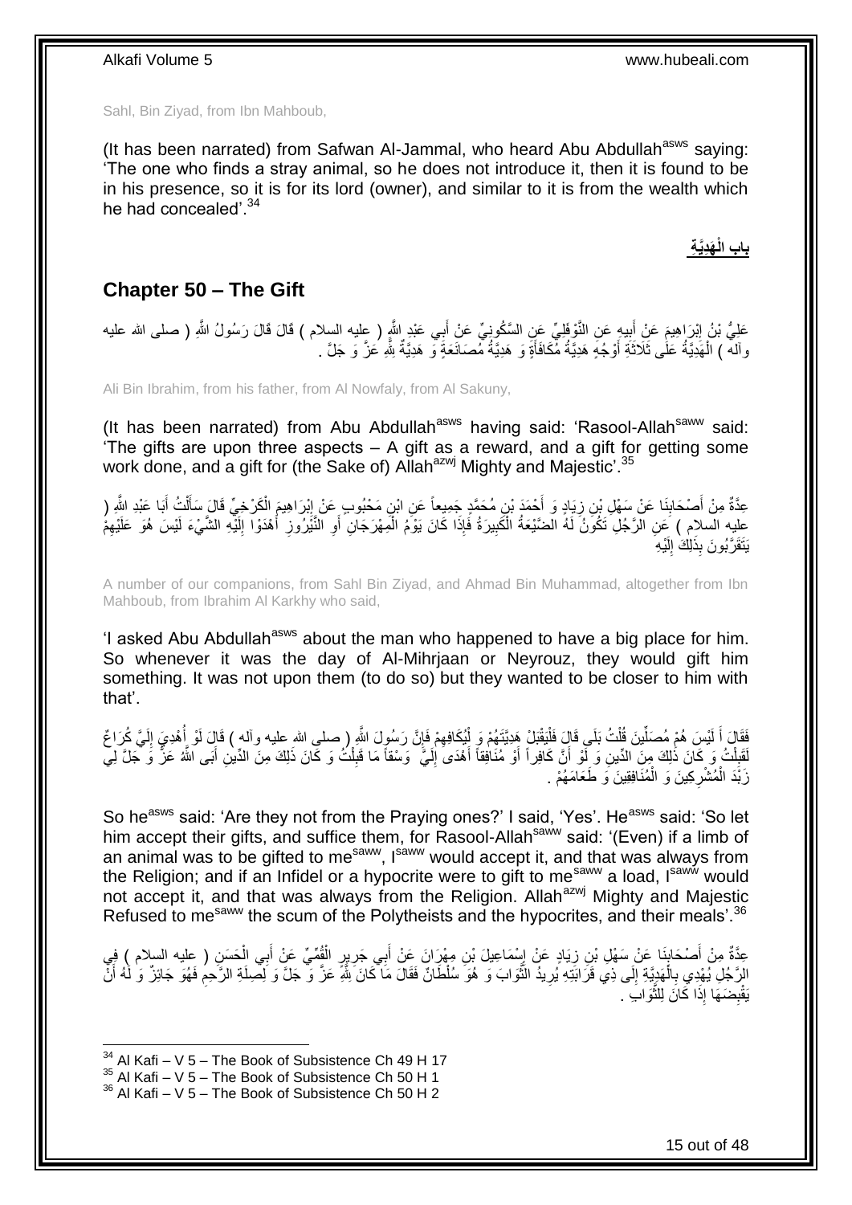Sahl, Bin Ziyad, from Ibn Mahboub,

(It has been narrated) from Safwan Al-Jammal, who heard Abu Abdullah[asws] saying: 'The one who finds a stray animal, so he does not introduce it, then it is found to be in his presence, so it is for its lord (owner), and similar to it is from the wealth which he had concealed'.[34]

## باب الْهَدِيَّةِ

## Chapter 50 – The Gift

عَلِيُّ بْنُ إِبْرَاهِيمَ عَنْ أَبِيهِ عَنِ النَّوْفَلِيِّ عَنِ السَّكُونِيِّ عَنْ أَبِي عَبْدِ اللَّهِ ( عليه السلام ) قَالَ قَالَ رَسُولُ اللَّهِ ( صلى الله عليه وآله ) الْهَدِيَّةُ عَلَى ثَلَاثَةِ أَوْجُهٍ هَدِيَّةُ مُكَافَأَةٍ وَ هَدِيَّةُ مُصَانَعَةٍ وَ هَدِيَّةٌ لِلَّهِ عَزَّ وَ جَلَّ .

Ali Bin Ibrahim, from his father, from Al Nowfaly, from Al Sakuny,

(It has been narrated) from Abu Abdullah[asws] having said: 'Rasool-Allah[saww] said: 'The gifts are upon three aspects – A gift as a reward, and a gift for getting some work done, and a gift for (the Sake of) Allah[azwj] Mighty and Majestic'.[35]

عِدَّةٌ مِنْ أَصْحَابِنَا عَنْ سَهْلِ بْنِ زِيَادٍ وَ أَحْمَدَ بْنِ مُحَمَّدٍ جَمِيعاً عَنِ ابْنِ مَحْبُوبٍ عَنْ إِبْرَاهِيمَ الْكَرْخِيِّ قَالَ سَأَلْتُ أَبَا عَبْدِ اللَّهِ ( عليه السلام ) عَنِ الرَّجُلِ تَكُونُ لَهُ الضَّيْعَةُ الْكَبِيرَةُ فَإِذَا كَانَ يَوْمُ الْمِهْرَجَانِ أَوِ النَّيْرُوزِ أَهْدَوْا إِلَيْهِ الشَّيْءَ لَيْسَ هُوَ عَلَيْهِمْ يَتَقَرَّبُونَ بِذَلِكَ إِلَيْهِ

A number of our companions, from Sahl Bin Ziyad, and Ahmad Bin Muhammad, altogether from Ibn Mahboub, from Ibrahim Al Karkhy who said,

'I asked Abu Abdullah[asws] about the man who happened to have a big place for him. So whenever it was the day of Al-Mihrjaan or Neyrouz, they would gift him something. It was not upon them (to do so) but they wanted to be closer to him with that'.

فَقَالَ أَ لَيْسَ هُمْ مُصَلِّينَ قُلْتُ بَلَى قَالَ فَلْيَقْبَلْ هَدِيَّتَهُمْ وَ لْيُكَافِهِمْ فَإِنَّ رَسُولَ اللَّهِ ( صلى الله عليه وآله ) قَالَ لَوْ أُهْدِيَ إِلَيَّ كُرَاعٌ لَقَبِلْتُ وَ كَانَ ذَلِكَ مِنَ الدِّينِ وَ لَوْ أَنَّ كَافِراً أَوْ مُنَافِقاً أَهْدَى إِلَيَّ وَسْقاً مَا قَبِلْتُ وَ كَانَ ذَلِكَ مِنَ الدِّينِ أَبَى اللَّهُ عَزَّ وَ جَلَّ لِي زَبْدَ الْمُشْرِكِينَ وَ الْمُنَافِقِينَ وَ طَعَامَهُمْ .

So he[asws] said: 'Are they not from the Praying ones?' I said, 'Yes'. He[asws] said: 'So let him accept their gifts, and suffice them, for Rasool-Allah[saww] said: '(Even) if a limb of an animal was to be gifted to me[saww], I[saww] would accept it, and that was always from the Religion; and if an Infidel or a hypocrite were to gift to me[saww] a load, I[saww] would not accept it, and that was always from the Religion. Allah[azwj] Mighty and Majestic Refused to me[saww] the scum of the Polytheists and the hypocrites, and their meals'.[36]

عِدَّةٌ مِنْ أَصْحَابِنَا عَنْ سَهْلِ بْنِ زِيَادٍ عَنْ إِسْمَاعِيلَ بْنِ مِهْرَانَ عَنْ أَبِي جَرِيرٍ الْقُمِّيِّ عَنْ أَبِي الْحَسَنِ ( عليه السلام ) فِي الرَّجُلِ يُهْدِي بِالْهَدِيَّةِ إِلَى ذِي قَرَابَتِهِ يُرِيدُ الثَّوَابَ وَ هُوَ سُلْطَانٌ فَقَالَ مَا كَانَ لِلَّهِ عَزَّ وَ جَلَّ وَ لِصِلَةِ الرَّحِمِ فَهُوَ جَائِزٌ وَ لَهُ أَنْ يَقْبِضَهَا إِذَا كَانَ لِلثَّوَابِ .

[34] Al Kafi – V 5 – The Book of Subsistence Ch 49 H 17
[35] Al Kafi – V 5 – The Book of Subsistence Ch 50 H 1
[36] Al Kafi – V 5 – The Book of Subsistence Ch 50 H 2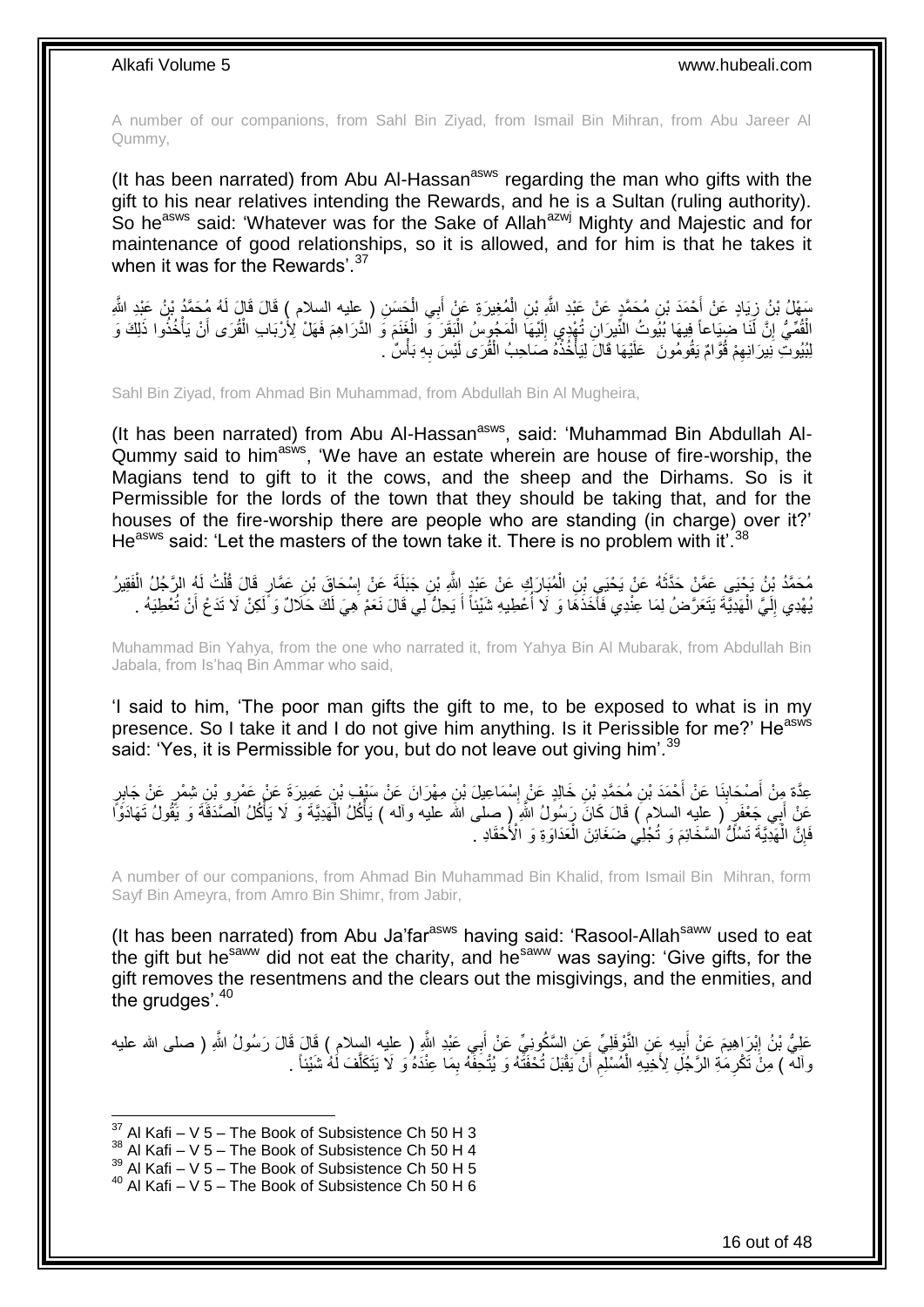A number of our companions, from Sahl Bin Ziyad, from Ismail Bin Mihran, from Abu Jareer Al Qummy,

(It has been narrated) from Abu Al-Hassan[asws] regarding the man who gifts with the gift to his near relatives intending the Rewards, and he is a Sultan (ruling authority). So he[asws] said: 'Whatever was for the Sake of Allah[azwj] Mighty and Majestic and for maintenance of good relationships, so it is allowed, and for him is that he takes it when it was for the Rewards'.[37]

سَهْلُ بْنُ زِيَادٍ عَنْ أَحْمَدَ بْنِ مُحَمَّدٍ عَنْ عَبْدِ اللَّهِ بْنِ الْمُغِيرَةِ عَنْ أَبِي الْحَسَنِ ( عليه السلام ) قَالَ قَالَ لَهُ مُحَمَّدُ بْنُ عَبْدِ اللَّهِ الْقُمِّيُّ إِنَّ لَنَا ضِيَاعاً فِيهَا بُيُوتُ النِّيرَانِ تُهْدِي إِلَيْهَا الْمَجُوسُ الْبَقَرَ وَ الْغَنَمَ وَ الدَّرَاهِمَ فَهَلْ لِأَرْبَابِ الْقُرَى أَنْ يَأْخُذُوا ذَلِكَ وَ لِبُيُوتِ نِيرَانِهِمْ قُوَّامٌ يَقُومُونَ عَلَيْهَا قَالَ لِيَأْخُذْهُ صَاحِبُ الْقُرَى لَيْسَ بِهِ بَأْسٌ .

Sahl Bin Ziyad, from Ahmad Bin Muhammad, from Abdullah Bin Al Mugheira,

(It has been narrated) from Abu Al-Hassan[asws], said: 'Muhammad Bin Abdullah Al-Qummy said to him[asws], 'We have an estate wherein are house of fire-worship, the Magians tend to gift to it the cows, and the sheep and the Dirhams. So is it Permissible for the lords of the town that they should be taking that, and for the houses of the fire-worship there are people who are standing (in charge) over it?' He[asws] said: 'Let the masters of the town take it. There is no problem with it'.[38]

مُحَمَّدُ بْنُ يَحْيَى عَمَّنْ حَدَّثَهُ عَنْ يَحْيَى بْنِ الْمُبَارَكِ عَنْ عَبْدِ اللَّهِ بْنِ جَبَلَةَ عَنْ إِسْحَاقَ بْنِ عَمَّارٍ قَالَ قُلْتُ لَهُ الرَّجُلُ الْفَقِيرُ يُهْدِي إِلَيَّ الْهَدِيَّةَ يَتَعَرَّضُ لِمَا عِنْدِي فَآخُذُهَا وَ لَا أُعْطِيهِ شَيْئاً أَ يَحِلُّ لِي قَالَ نَعَمْ هِيَ لَكَ حَلَالٌ وَ لَكِنْ لَا تَدَعْ أَنْ تُعْطِيَهُ .

Muhammad Bin Yahya, from the one who narrated it, from Yahya Bin Al Mubarak, from Abdullah Bin Jabala, from Is'haq Bin Ammar who said,

'I said to him, 'The poor man gifts the gift to me, to be exposed to what is in my presence. So I take it and I do not give him anything. Is it Perissible for me?' He[asws] said: 'Yes, it is Permissible for you, but do not leave out giving him'.[39]

عِدَّةٌ مِنْ أَصْحَابِنَا عَنْ أَحْمَدَ بْنِ مُحَمَّدِ بْنِ خَالِدٍ عَنْ إِسْمَاعِيلَ بْنِ مِهْرَانَ عَنْ سَيْفِ بْنِ عَمِيرَةَ عَنْ عَمْرِو بْنِ شِمْرٍ عَنْ جَابِرٍ عَنْ أَبِي جَعْفَرٍ ( عليه السلام ) قَالَ كَانَ رَسُولُ اللَّهِ ( صلى الله عليه وآله ) يَأْكُلُ الْهَدِيَّةَ وَ لَا يَأْكُلُ الصَّدَقَةَ وَ يَقُولُ تَهَادَوْا فَإِنَّ الْهَدِيَّةَ تَسُلُّ السَّخَائِمَ وَ تُجْلِي ضَغَائِنَ الْعَدَاوَةِ وَ الْأَحْقَادِ .

A number of our companions, from Ahmad Bin Muhammad Bin Khalid, from Ismail Bin Mihran, from Sayf Bin Ameyra, from Amro Bin Shimr, from Jabir,

(It has been narrated) from Abu Ja'far[asws] having said: 'Rasool-Allah[saww] used to eat the gift but he[saww] did not eat the charity, and he[saww] was saying: 'Give gifts, for the gift removes the resentmens and the clears out the misgivings, and the enmities, and the grudges'.[40]

عَلِيُّ بْنُ إِبْرَاهِيمَ عَنْ أَبِيهِ عَنِ النَّوْفَلِيِّ عَنِ السَّكُونِيِّ عَنْ أَبِي عَبْدِ اللَّهِ ( عليه السلام ) قَالَ قَالَ رَسُولُ اللَّهِ ( صلى الله عليه وآله ) مِنْ تَكْرِمَةِ الرَّجُلِ لِأَخِيهِ الْمُسْلِمِ أَنْ يَقْبَلَ تُحْفَتَهُ وَ يُتْحِفَهُ بِمَا عِنْدَهُ وَ لَا يَتَكَلَّفَ لَهُ شَيْئاً .

[37] Al Kafi – V 5 – The Book of Subsistence Ch 50 H 3
[38] Al Kafi – V 5 – The Book of Subsistence Ch 50 H 4
[39] Al Kafi – V 5 – The Book of Subsistence Ch 50 H 5
[40] Al Kafi – V 5 – The Book of Subsistence Ch 50 H 6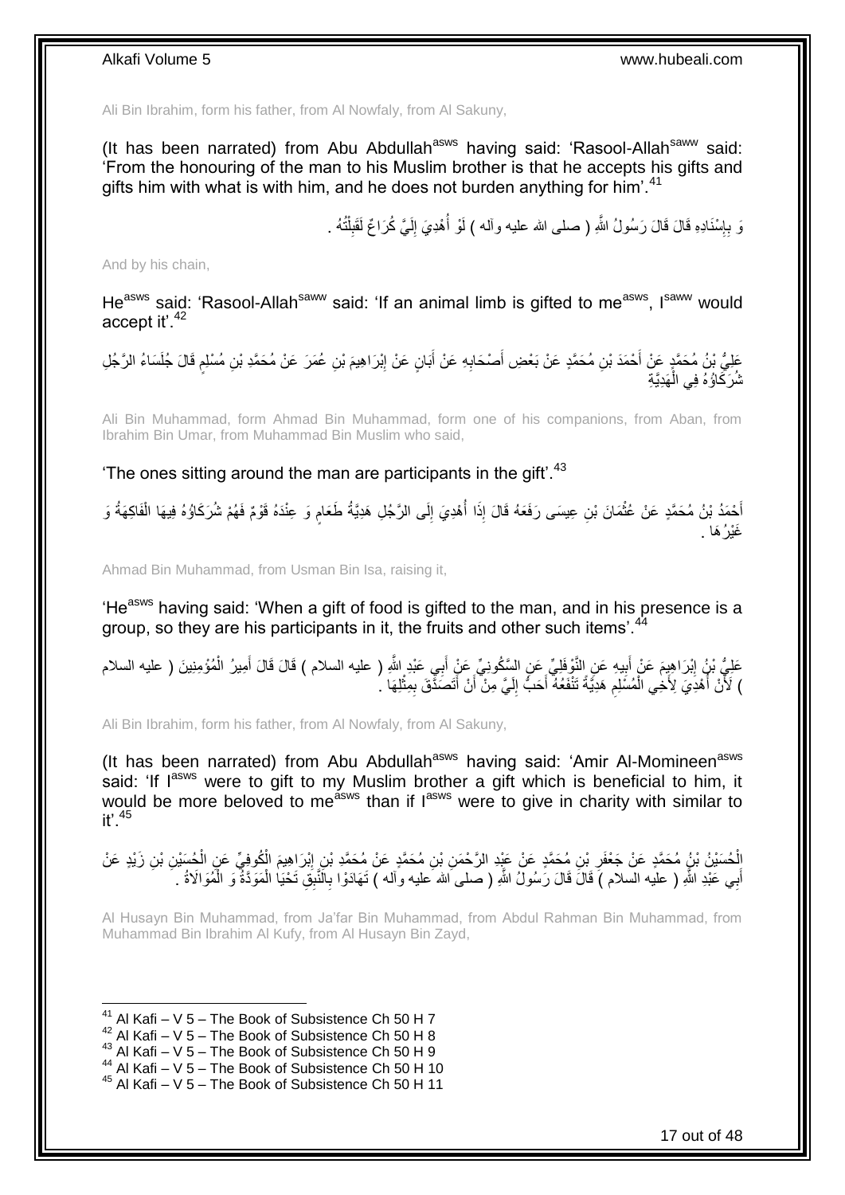Ali Bin Ibrahim, form his father, from Al Nowfaly, from Al Sakuny,

(It has been narrated) from Abu Abdullah[asws] having said: 'Rasool-Allah[saww] said: 'From the honouring of the man to his Muslim brother is that he accepts his gifts and gifts him with what is with him, and he does not burden anything for him'.[41]

وَ بِإِسْنَادِهِ قَالَ قَالَ رَسُولُ اللَّهِ ( صلى الله عليه وآله ) لَوْ أُهْدِيَ إِلَيَّ كُرَاعٌ لَقَبِلْتُهُ .

And by his chain,

He[asws] said: 'Rasool-Allah[saww] said: 'If an animal limb is gifted to me[asws], I[saww] would accept it'.[42]

عَلِيُّ بْنُ مُحَمَّدٍ عَنْ أَحْمَدَ بْنِ مُحَمَّدٍ عَنْ بَعْضِ أَصْحَابِهِ عَنْ أَبَانٍ عَنْ إِبْرَاهِيمَ بْنِ عُمَرَ عَنْ مُحَمَّدِ بْنِ مُسْلِمٍ قَالَ جُلَسَاءُ الرَّجُلِ شُرَكَاؤُهُ فِي الْهَدِيَّةِ

Ali Bin Muhammad, form Ahmad Bin Muhammad, form one of his companions, from Aban, from Ibrahim Bin Umar, from Muhammad Bin Muslim who said,

'The ones sitting around the man are participants in the gift'.[43]

أَحْمَدُ بْنُ مُحَمَّدٍ عَنْ عُثْمَانَ بْنِ عِيسَى رَفَعَهُ قَالَ إِذَا أُهْدِيَ إِلَى الرَّجُلِ هَدِيَّةُ طَعَامٍ وَ عِنْدَهُ قَوْمٌ فَهُمْ شُرَكَاؤُهُ فِيهَا الْفَاكِهَةُ وَ غَيْرُهَا .

Ahmad Bin Muhammad, from Usman Bin Isa, raising it,

'He[asws] having said: 'When a gift of food is gifted to the man, and in his presence is a group, so they are his participants in it, the fruits and other such items'.[44]

عَلِيُّ بْنُ إِبْرَاهِيمَ عَنْ أَبِيهِ عَنِ النَّوْفَلِيِّ عَنِ السَّكُونِيِّ عَنْ أَبِي عَبْدِ اللَّهِ ( عليه السلام ) قَالَ قَالَ أَمِيرُ الْمُؤْمِنِينَ ( عليه السلام ) لَأَنْ أُهْدِيَ لِأَخِي الْمُسْلِمِ هَدِيَّةً تَنْفَعُهُ أَحَبُّ إِلَيَّ مِنْ أَنْ أَتَصَدَّقَ بِمِثْلِهَا .

Ali Bin Ibrahim, form his father, from Al Nowfaly, from Al Sakuny,

(It has been narrated) from Abu Abdullah[asws] having said: 'Amir Al-Momineen[asws] said: 'If I[asws] were to gift to my Muslim brother a gift which is beneficial to him, it would be more beloved to me[asws] than if I[asws] were to give in charity with similar to it'.[45]

الْحُسَيْنُ بْنُ مُحَمَّدٍ عَنْ جَعْفَرِ بْنِ مُحَمَّدٍ عَنْ عَبْدِ الرَّحْمَنِ بْنِ مُحَمَّدٍ عَنْ مُحَمَّدِ بْنِ إِبْرَاهِيمَ الْكُوفِيِّ عَنِ الْحُسَيْنِ بْنِ زَيْدٍ عَنْ أَبِي عَبْدِ اللَّهِ ( عليه السلام ) قَالَ قَالَ رَسُولُ اللَّهِ ( صلى الله عليه وآله ) تَهَادَوْا بِالنَّبِقِ تَحْيَا الْمَوَدَّةُ وَ الْمُوَالاةُ .

Al Husayn Bin Muhammad, from Ja'far Bin Muhammad, from Abdul Rahman Bin Muhammad, from Muhammad Bin Ibrahim Al Kufy, from Al Husayn Bin Zayd,

[41] Al Kafi – V 5 – The Book of Subsistence Ch 50 H 7
[42] Al Kafi – V 5 – The Book of Subsistence Ch 50 H 8
[43] Al Kafi – V 5 – The Book of Subsistence Ch 50 H 9
[44] Al Kafi – V 5 – The Book of Subsistence Ch 50 H 10
[45] Al Kafi – V 5 – The Book of Subsistence Ch 50 H 11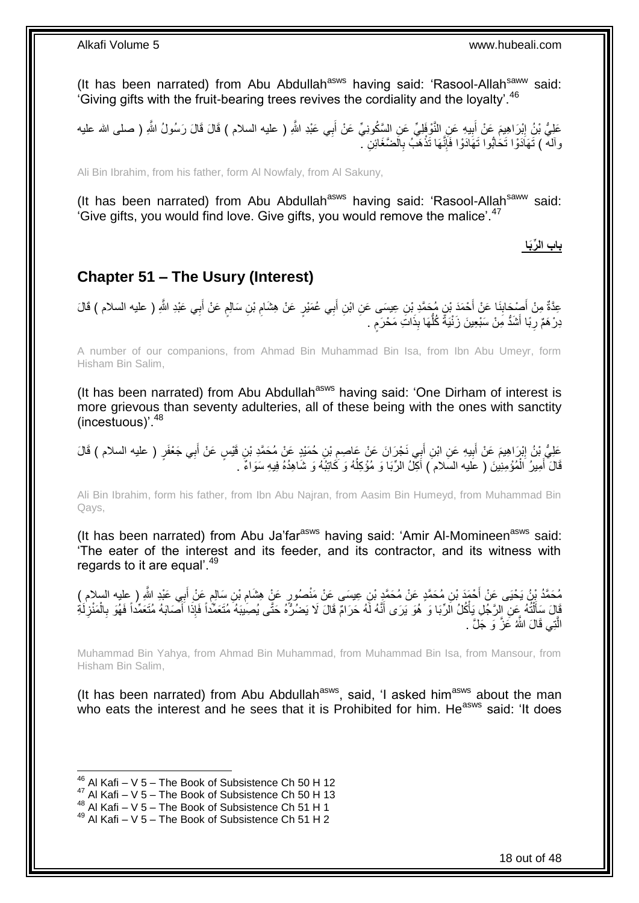(It has been narrated) from Abu Abdullah[asws] having said: 'Rasool-Allah[saww] said: 'Giving gifts with the fruit-bearing trees revives the cordiality and the loyalty'.[46]

عَلِيُّ بْنُ إِبْرَاهِيمَ عَنْ أَبِيهِ عَنِ النَّوْفَلِيِّ عَنِ السَّكُونِيِّ عَنْ أَبِي عَبْدِ اللَّهِ ( عليه السلام ) قَالَ قَالَ رَسُولُ اللَّهِ ( صلى الله عليه وآله ) تَهَادَوْا تَحَابُّوا تَهَادَوْا فَإِنَّهَا تَذْهَبُ بِالضَّغَائِنِ .

Ali Bin Ibrahim, from his father, form Al Nowfaly, from Al Sakuny,

(It has been narrated) from Abu Abdullah[asws] having said: 'Rasool-Allah[saww] said: 'Give gifts, you would find love. Give gifts, you would remove the malice'.[47]

**بَابُ الرِّبَا**

## Chapter 51 – The Usury (Interest)

عِدَّةٌ مِنْ أَصْحَابِنَا عَنْ أَحْمَدَ بْنِ مُحَمَّدِ بْنِ عِيسَى عَنِ ابْنِ أَبِي عُمَيْرٍ عَنْ هِشَامِ بْنِ سَالِمٍ عَنْ أَبِي عَبْدِ اللَّهِ ( عليه السلام ) قَالَ دِرْهَمٌ رِبًا أَشَدُّ مِنْ سَبْعِينَ زَنْيَةً كُلُّهَا بِذَاتِ مَحْرَمٍ .

A number of our companions, from Ahmad Bin Muhammad Bin Isa, from Ibn Abu Umeyr, form Hisham Bin Salim,

(It has been narrated) from Abu Abdullah[asws] having said: 'One Dirham of interest is more grievous than seventy adulteries, all of these being with the ones with sanctity (incestuous)'.[48]

عَلِيُّ بْنُ إِبْرَاهِيمَ عَنْ أَبِيهِ عَنِ ابْنِ أَبِي نَجْرَانَ عَنْ عَاصِمِ بْنِ حُمَيْدٍ عَنْ مُحَمَّدِ بْنِ قَيْسٍ عَنْ أَبِي جَعْفَرٍ ( عليه السلام ) قَالَ قَالَ أَمِيرُ الْمُؤْمِنِينَ ( عليه السلام ) آكِلُ الرِّبَا وَ مُؤْكِلُهُ وَ كَاتِبُهُ وَ شَاهِدُهُ فِيهِ سَوَاءٌ .

Ali Bin Ibrahim, form his father, from Ibn Abu Najran, from Aasim Bin Humeyd, from Muhammad Bin Qays,

(It has been narrated) from Abu Ja'far[asws] having said: 'Amir Al-Momineen[asws] said: 'The eater of the interest and its feeder, and its contractor, and its witness with regards to it are equal'.[49]

مُحَمَّدُ بْنُ يَحْيَى عَنْ أَحْمَدَ بْنِ مُحَمَّدٍ عَنْ مُحَمَّدِ بْنِ عِيسَى عَنْ مَنْصُورٍ عَنْ هِشَامِ بْنِ سَالِمٍ عَنْ أَبِي عَبْدِ اللَّهِ ( عليه السلام ) قَالَ سَأَلْتُهُ عَنِ الرَّجُلِ يَأْكُلُ الرِّبَا وَ هُوَ يَرَى أَنَّهُ لَهُ حَرَامٌ قَالَ لَا يَضُرُّهُ حَتَّى يُصِيبَهُ مُتَعَمِّداً فَإِذَا أَصَابَهُ مُتَعَمِّداً فَهُوَ بِالْمَنْزِلَةِ الَّتِي قَالَ اللَّهُ عَزَّ وَ جَلَّ .

Muhammad Bin Yahya, from Ahmad Bin Muhammad, from Muhammad Bin Isa, from Mansour, from Hisham Bin Salim,

(It has been narrated) from Abu Abdullah[asws], said, 'I asked him[asws] about the man who eats the interest and he sees that it is Prohibited for him. He[asws] said: 'It does

---

[46] Al Kafi – V 5 – The Book of Subsistence Ch 50 H 12
[47] Al Kafi – V 5 – The Book of Subsistence Ch 50 H 13
[48] Al Kafi – V 5 – The Book of Subsistence Ch 51 H 1
[49] Al Kafi – V 5 – The Book of Subsistence Ch 51 H 2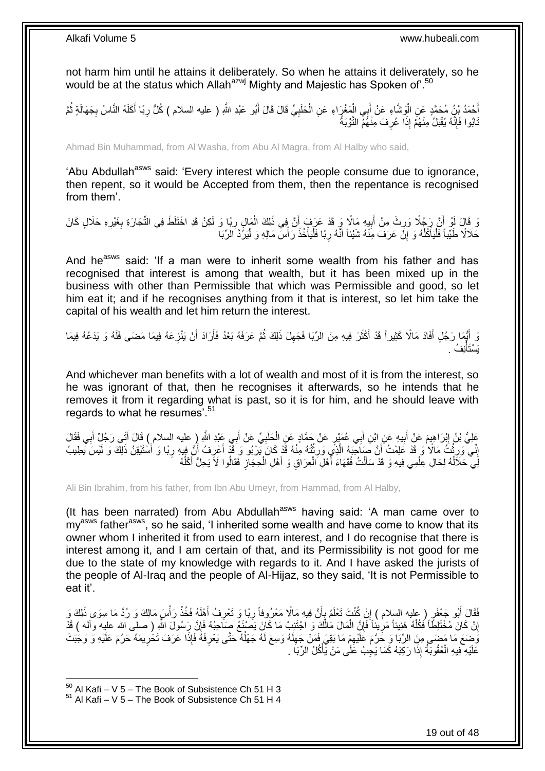not harm him until he attains it deliberately. So when he attains it deliverately, so he would be at the status which Allah[azwj] Mighty and Majestic has Spoken of'.[50]

أَحْمَدُ بْنُ مُحَمَّدٍ عَنِ الْوَشَّاءِ عَنْ أَبِي الْمَغْرَاءِ عَنِ الْحَلَبِيِّ قَالَ قَالَ أَبُو عَبْدِ اللَّهِ ( عليه السلام ) كُلُّ رِباً أَكَلَهُ النَّاسُ بِجَهَالَةٍ ثُمَّ تَابُوا فَإِنَّهُ يُقْبَلُ مِنْهُمْ إِذَا عُرِفَ مِنْهُمُ التَّوْبَةُ

Ahmad Bin Muhammad, from Al Washa, from Abu Al Magra, from Al Halby who said,

'Abu Abdullah[asws] said: 'Every interest which the people consume due to ignorance, then repent, so it would be Accepted from them, then the repentance is recognised from them'.

وَ قَالَ لَوْ أَنَّ رَجُلًا وَرِثَ مِنْ أَبِيهِ مَالًا وَ قَدْ عَرَفَ أَنَّ فِي ذَلِكَ الْمَالِ رِباً وَ لَكِنْ قَدِ اخْتَلَطَ فِي التِّجَارَةِ بِغَيْرِهِ حَلَالٍ كَانَ حَلَالًا طَيِّباً فَلْيَأْكُلْهُ وَ إِنْ عَرَفَ مِنْهُ شَيْئاً أَنَّهُ رِباً فَلْيَأْخُذْ رَأْسَ مَالِهِ وَ لْيَرُدَّ الرِّبَا

And he[asws] said: 'If a man were to inherit some wealth from his father and has recognised that interest is among that wealth, but it has been mixed up in the business with other than Permissible that which was Permissible and good, so let him eat it; and if he recognises anything from it that is interest, so let him take the capital of his wealth and let him return the interest.

وَ أَيُّمَا رَجُلٍ أَفَادَ مَالًا كَثِيراً قَدْ أَكْثَرَ فِيهِ مِنَ الرِّبَا فَجَهِلَ ذَلِكَ ثُمَّ عَرَفَهُ بَعْدُ فَأَرَادَ أَنْ يَنْزِعَهُ فِيمَا مَضَى فَلَهُ وَ يَدَعُهُ فِيمَا يَسْتَأْنِفُ .

And whichever man benefits with a lot of wealth and most of it is from the interest, so he was ignorant of that, then he recognises it afterwards, so he intends that he removes it from it regarding what is past, so it is for him, and he should leave with regards to what he resumes'.[51]

عَلِيُّ بْنُ إِبْرَاهِيمَ عَنْ أَبِيهِ عَنِ ابْنِ أَبِي عُمَيْرٍ عَنْ حَمَّادٍ عَنِ الْحَلَبِيِّ عَنْ أَبِي عَبْدِ اللَّهِ ( عليه السلام ) قَالَ أَتَى رَجُلٌ أَبِي فَقَالَ إِنِّي وَرِثْتُ مَالًا وَ قَدْ عَلِمْتُ أَنَّ صَاحِبَهُ الَّذِي وَرِثْتُهُ مِنْهُ قَدْ كَانَ يَرْبُو وَ قَدْ أَعْرِفُ أَنَّ فِيهِ رِباً وَ أَسْتَيْقِنُ ذَلِكَ وَ لَيْسَ يَطِيبُ لِي حَلَالُهُ لِحَالِ عِلْمِي فِيهِ وَ قَدْ سَأَلْتُ فُقَهَاءَ أَهْلِ الْعِرَاقِ وَ أَهْلِ الْحِجَازِ فَقَالُوا لَا يَحِلُّ أَكْلُهُ

Ali Bin Ibrahim, from his father, from Ibn Abu Umeyr, from Hammad, from Al Halby,

(It has been narrated) from Abu Abdullah[asws] having said: 'A man came over to my[asws] father[asws], so he said, 'I inherited some wealth and have come to know that its owner whom I inherited it from used to earn interest, and I do recognise that there is interest among it, and I am certain of that, and its Permissibility is not good for me due to the state of my knowledge with regards to it. And I have asked the jurists of the people of Al-Iraq and the people of Al-Hijaz, so they said, 'It is not Permissible to eat it'.

فَقَالَ أَبُو جَعْفَرٍ ( عليه السلام ) إِنْ كُنْتَ تَعْلَمُ بِأَنَّ فِيهِ مَالًا مَعْرُوفاً رِباً وَ تَعْرِفُ أَهْلَهُ فَخُذْ رَأْسَ مَالِكَ وَ رُدَّ مَا سِوَى ذَلِكَ وَ إِنْ كَانَ مُخْتَلِطاً فَكُلْهُ هَنِيئاً مَرِيئاً فَإِنَّ الْمَالَ مَالُكَ وَ اجْتَنِبْ مَا كَانَ يَصْنَعُ صَاحِبُهُ فَإِنَّ رَسُولَ اللَّهِ ( صلى الله عليه وآله ) قَدْ وَضَعَ مَا مَضَى مِنَ الرِّبَا وَ حَرَّمَ عَلَيْهِمْ مَا بَقِيَ فَمَنْ جَهِلَهُ وَسِعَ لَهُ جَهْلُهُ حَتَّى يَعْرِفَهُ فَإِذَا عَرَفَ تَحْرِيمَهُ حَرُمَ عَلَيْهِ وَ وَجَبَتْ عَلَيْهِ فِيهِ الْعُقُوبَةُ إِذَا رَكِبَهُ كَمَا يَجِبُ عَلَى مَنْ يَأْكُلُ الرِّبَا .

[50] Al Kafi – V 5 – The Book of Subsistence Ch 51 H 3
[51] Al Kafi – V 5 – The Book of Subsistence Ch 51 H 4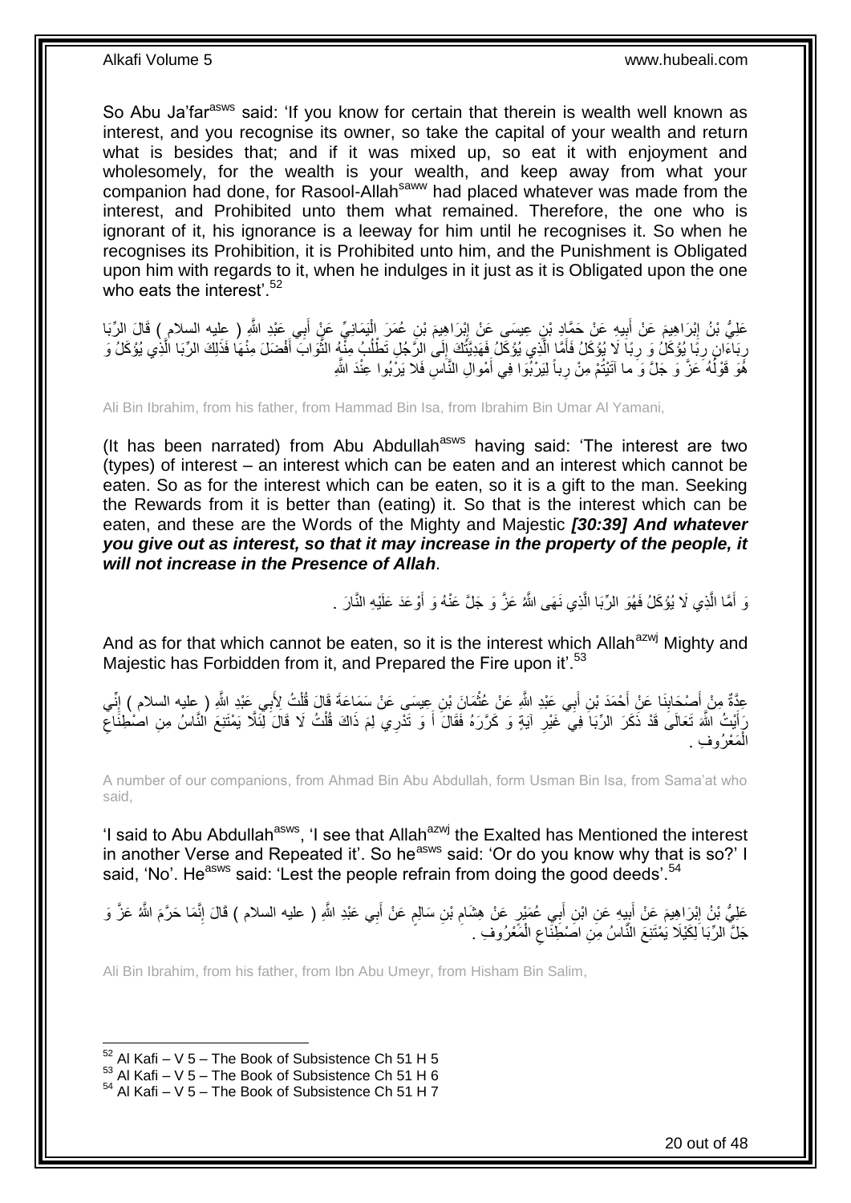So Abu Ja'far[asws] said: 'If you know for certain that therein is wealth well known as interest, and you recognise its owner, so take the capital of your wealth and return what is besides that; and if it was mixed up, so eat it with enjoyment and wholesomely, for the wealth is your wealth, and keep away from what your companion had done, for Rasool-Allah[saww] had placed whatever was made from the interest, and Prohibited unto them what remained. Therefore, the one who is ignorant of it, his ignorance is a leeway for him until he recognises it. So when he recognises its Prohibition, it is Prohibited unto him, and the Punishment is Obligated upon him with regards to it, when he indulges in it just as it is Obligated upon the one who eats the interest'.[52]

عَلِيُّ بْنُ إِبْرَاهِيمَ عَنْ أَبِيهِ عَنْ حَمَّادِ بْنِ عِيسَى عَنْ إِبْرَاهِيمَ بْنِ عُمَرَ الْيَمَانِيِّ عَنْ أَبِي عَبْدِ اللَّهِ ( عليه السلام ) قَالَ الرِّبَا رِبَاءَانِ رِباً يُؤْكَلُ وَ رِباً لَا يُؤْكَلُ فَأَمَّا الَّذِي يُؤْكَلُ فَهَدِيَّتُكَ إِلَى الرَّجُلِ تَطْلُبُ مِنْهُ الثَّوَابَ أَفْضَلَ مِنْهَا فَذَلِكَ الرِّبَا الَّذِي يُؤْكَلُ وَ هُوَ قَوْلُهُ عَزَّ وَ جَلَّ وَ ما آتَيْتُمْ مِنْ رِباً لِيَرْبُوَا فِي أَمْوالِ النَّاسِ فَلا يَرْبُوا عِنْدَ اللَّهِ

Ali Bin Ibrahim, from his father, from Hammad Bin Isa, from Ibrahim Bin Umar Al Yamani,

(It has been narrated) from Abu Abdullah[asws] having said: 'The interest are two (types) of interest – an interest which can be eaten and an interest which cannot be eaten. So as for the interest which can be eaten, so it is a gift to the man. Seeking the Rewards from it is better than (eating) it. So that is the interest which can be eaten, and these are the Words of the Mighty and Majestic ***[30:39] And whatever you give out as interest, so that it may increase in the property of the people, it will not increase in the Presence of Allah***.

وَ أَمَّا الَّذِي لَا يُؤْكَلُ فَهُوَ الرِّبَا الَّذِي نَهَى اللَّهُ عَزَّ وَ جَلَّ عَنْهُ وَ أَوْعَدَ عَلَيْهِ النَّارَ .

And as for that which cannot be eaten, so it is the interest which Allah[azwj] Mighty and Majestic has Forbidden from it, and Prepared the Fire upon it'.[53]

عِدَّةٌ مِنْ أَصْحَابِنَا عَنْ أَحْمَدَ بْنِ أَبِي عَبْدِ اللَّهِ عَنْ عُثْمَانَ بْنِ عِيسَى عَنْ سَمَاعَةَ قَالَ قُلْتُ لِأَبِي عَبْدِ اللَّهِ ( عليه السلام ) إِنِّي رَأَيْتُ اللَّهَ تَعَالَى قَدْ ذَكَرَ الرِّبَا فِي غَيْرِ آيَةٍ وَ كَرَّرَهُ فَقَالَ أَ وَ تَدْرِي لِمَ ذَاكَ قُلْتُ لَا قَالَ لِئَلَّا يَمْتَنِعَ النَّاسُ مِنِ اصْطِنَاعِ الْمَعْرُوفِ .

A number of our companions, from Ahmad Bin Abu Abdullah, form Usman Bin Isa, from Sama'at who said,

'I said to Abu Abdullah[asws], 'I see that Allah[azwj] the Exalted has Mentioned the interest in another Verse and Repeated it'. So he[asws] said: 'Or do you know why that is so?' I said, 'No'. He[asws] said: 'Lest the people refrain from doing the good deeds'.[54]

عَلِيُّ بْنُ إِبْرَاهِيمَ عَنْ أَبِيهِ عَنِ ابْنِ أَبِي عُمَيْرٍ عَنْ هِشَامِ بْنِ سَالِمٍ عَنْ أَبِي عَبْدِ اللَّهِ ( عليه السلام ) قَالَ إِنَّمَا حَرَّمَ اللَّهُ عَزَّ وَ جَلَّ الرِّبَا لِكَيْلَا يَمْتَنِعَ النَّاسُ مِنِ اصْطِنَاعِ الْمَعْرُوفِ .

Ali Bin Ibrahim, from his father, from Ibn Abu Umeyr, from Hisham Bin Salim,

[52] Al Kafi – V 5 – The Book of Subsistence Ch 51 H 5
[53] Al Kafi – V 5 – The Book of Subsistence Ch 51 H 6
[54] Al Kafi – V 5 – The Book of Subsistence Ch 51 H 7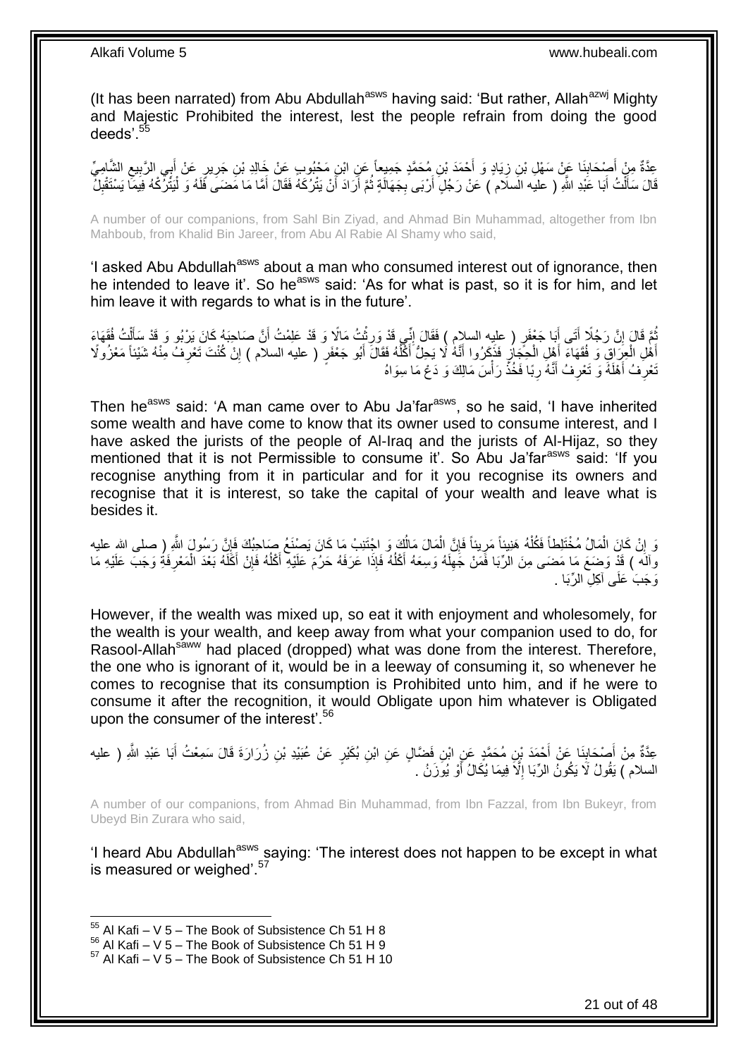(It has been narrated) from Abu Abdullah[asws] having said: 'But rather, Allah[azwj] Mighty and Majestic Prohibited the interest, lest the people refrain from doing the good deeds'.[55]

عِدَّةٌ مِنْ أَصْحَابِنَا عَنْ سَهْلِ بْنِ زِيَادٍ وَ أَحْمَدَ بْنِ مُحَمَّدٍ جَمِيعاً عَنِ ابْنِ مَحْبُوبٍ عَنْ خَالِدِ بْنِ جَرِيرٍ عَنْ أَبِي الرَّبِيعِ الشَّامِيِّ قَالَ سَأَلْتُ أَبَا عَبْدِ اللَّهِ ( عليه السلام ) عَنْ رَجُلٍ أَرْبَى بِجَهَالَةٍ ثُمَّ أَرَادَ أَنْ يَتْرُكَهُ فَقَالَ أَمَّا مَا مَضَى فَلَهُ وَ لْيَتْرُكْهُ فِيمَا يَسْتَقْبِلُ

A number of our companions, from Sahl Bin Ziyad, and Ahmad Bin Muhammad, altogether from Ibn Mahboub, from Khalid Bin Jareer, from Abu Al Rabie Al Shamy who said,

'I asked Abu Abdullah[asws] about a man who consumed interest out of ignorance, then he intended to leave it'. So he[asws] said: 'As for what is past, so it is for him, and let him leave it with regards to what is in the future'.

ثُمَّ قَالَ إِنَّ رَجُلًا أَتَى أَبَا جَعْفَرٍ ( عليه السلام ) فَقَالَ إِنِّي قَدْ وَرِثْتُ مَالًا وَ قَدْ عَلِمْتُ أَنَّ صَاحِبَهُ كَانَ يَرْبُو وَ قَدْ سَأَلْتُ فُقَهَاءَ أَهْلِ الْعِرَاقِ وَ فُقَهَاءَ أَهْلِ الْحِجَازِ فَذَكَرُوا أَنَّهُ لَا يَحِلُّ أَكْلُهُ فَقَالَ أَبُو جَعْفَرٍ ( عليه السلام ) إِنْ كُنْتَ تَعْرِفُ مِنْهُ شَيْئاً مَعْزُولًا تَعْرِفُ أَهْلَهُ وَ تَعْرِفُ أَنَّهُ رِبًا فَخُذْ رَأْسَ مَالِكَ وَ دَعْ مَا سِوَاهُ

Then he[asws] said: 'A man came over to Abu Ja'far[asws], so he said, 'I have inherited some wealth and have come to know that its owner used to consume interest, and I have asked the jurists of the people of Al-Iraq and the jurists of Al-Hijaz, so they mentioned that it is not Permissible to consume it'. So Abu Ja'far[asws] said: 'If you recognise anything from it in particular and for it you recognise its owners and recognise that it is interest, so take the capital of your wealth and leave what is besides it.

وَ إِنْ كَانَ الْمَالُ مُخْتَلِطاً فَكُلْهُ هَنِيئاً مَرِيئاً فَإِنَّ الْمَالَ مَالُكَ وَ اجْتَنِبْ مَا كَانَ يَصْنَعُ صَاحِبُكَ فَإِنَّ رَسُولَ اللَّهِ ( صلى الله عليه وآله ) قَدْ وَضَعَ مَا مَضَى مِنَ الرِّبَا فَمَنْ جَهِلَهُ وَسِعَهُ أَكْلُهُ فَإِذَا عَرَفَهُ حَرُمَ عَلَيْهِ أَكْلُهُ فَإِنْ أَكَلَهُ بَعْدَ الْمَعْرِفَةِ وَجَبَ عَلَيْهِ مَا وَجَبَ عَلَى آكِلِ الرِّبَا .

However, if the wealth was mixed up, so eat it with enjoyment and wholesomely, for the wealth is your wealth, and keep away from what your companion used to do, for Rasool-Allah[saww] had placed (dropped) what was done from the interest. Therefore, the one who is ignorant of it, would be in a leeway of consuming it, so whenever he comes to recognise that its consumption is Prohibited unto him, and if he were to consume it after the recognition, it would Obligate upon him whatever is Obligated upon the consumer of the interest'.[56]

عِدَّةٌ مِنْ أَصْحَابِنَا عَنْ أَحْمَدَ بْنِ مُحَمَّدٍ عَنِ ابْنِ فَضَّالٍ عَنِ ابْنِ بُكَيْرٍ عَنْ عُبَيْدِ بْنِ زُرَارَةَ قَالَ سَمِعْتُ أَبَا عَبْدِ اللَّهِ ( عليه السلام ) يَقُولُ لَا يَكُونُ الرِّبَا إِلَّا فِيمَا يُكَالُ أَوْ يُوزَنُ .

A number of our companions, from Ahmad Bin Muhammad, from Ibn Fazzal, from Ibn Bukeyr, from Ubeyd Bin Zurara who said,

'I heard Abu Abdullah[asws] saying: 'The interest does not happen to be except in what is measured or weighed'.[57]

---

[55] Al Kafi – V 5 – The Book of Subsistence Ch 51 H 8
[56] Al Kafi – V 5 – The Book of Subsistence Ch 51 H 9
[57] Al Kafi – V 5 – The Book of Subsistence Ch 51 H 10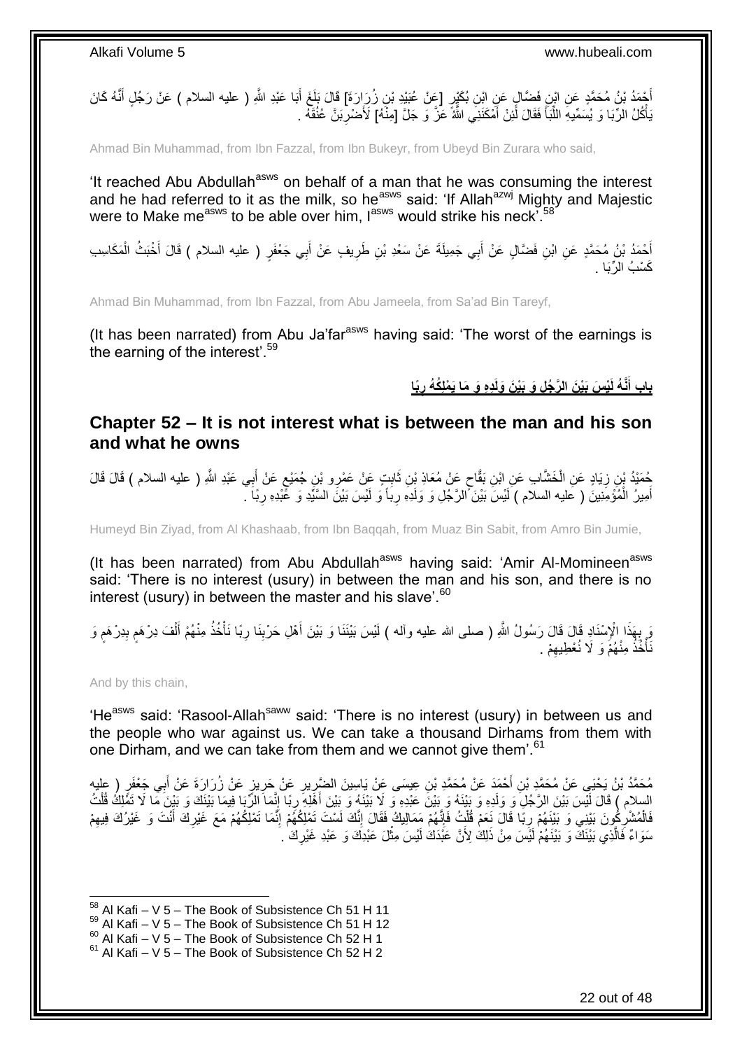أَحْمَدُ بْنُ مُحَمَّدٍ عَنِ ابْنِ فَضَّالٍ عَنِ ابْنِ بُكَيْرٍ [عَنْ عُبَيْدِ بْنِ زُرَارَةَ] قَالَ بَلَغَ أَبَا عَبْدِ اللَّهِ ( عليه السلام ) عَنْ رَجُلٍ أَنَّهُ كَانَ يَأْكُلُ الرِّبَا وَ يُسَمِّيهِ اللِّبَأَ فَقَالَ لَئِنْ أَمْكَنَنِيَ اللَّهُ عَزَّ وَ جَلَّ [مِنْهُ] لَأَضْرِبَنَّ عُنُقَهُ .

Ahmad Bin Muhammad, from Ibn Fazzal, from Ibn Bukeyr, from Ubeyd Bin Zurara who said,

'It reached Abu Abdullah[asws] on behalf of a man that he was consuming the interest and he had referred to it as the milk, so he[asws] said: 'If Allah[azwj] Mighty and Majestic were to Make me[asws] to be able over him, I[asws] would strike his neck'.[58]

أَحْمَدُ بْنُ مُحَمَّدٍ عَنِ ابْنِ فَضَّالٍ عَنْ أَبِي جَمِيلَةَ عَنْ سَعْدِ بْنِ طَرِيفٍ عَنْ أَبِي جَعْفَرٍ ( عليه السلام ) قَالَ أَخْبَثُ الْمَكَاسِبِ كَسْبُ الرِّبَا .

Ahmad Bin Muhammad, from Ibn Fazzal, from Abu Jameela, from Sa'ad Bin Tareyf,

(It has been narrated) from Abu Ja'far[asws] having said: 'The worst of the earnings is the earning of the interest'.[59]

## باب أَنَّهُ لَيْسَ بَيْنَ الرَّجُلِ وَ بَيْنَ وَلَدِهِ وَ مَا يَمْلِكُهُ رِبًا

## Chapter 52 – It is not interest what is between the man and his son and what he owns

حُمَيْدُ بْنُ زِيَادٍ عَنِ الْخَشَّابِ عَنِ ابْنِ بَقَّاحٍ عَنْ مُعَاذِ بْنِ ثَابِتٍ عَنْ عَمْرِو بْنِ جُمَيْعٍ عَنْ أَبِي عَبْدِ اللَّهِ ( عليه السلام ) قَالَ قَالَ أَمِيرُ الْمُؤْمِنِينَ ( عليه السلام ) لَيْسَ بَيْنَ الرَّجُلِ وَ وَلَدِهِ رِباً وَ لَيْسَ بَيْنَ السَّيِّدِ وَ عَبْدِهِ رِباً .

Humeyd Bin Ziyad, from Al Khashaab, from Ibn Baqqah, from Muaz Bin Sabit, from Amro Bin Jumie,

(It has been narrated) from Abu Abdullah[asws] having said: 'Amir Al-Momineen[asws] said: 'There is no interest (usury) in between the man and his son, and there is no interest (usury) in between the master and his slave'.[60]

وَ بِهَذَا الْإِسْنَادِ قَالَ قَالَ رَسُولُ اللَّهِ ( صلى الله عليه وآله ) لَيْسَ بَيْنَنَا وَ بَيْنَ أَهْلِ حَرْبِنَا رِبًا نَأْخُذُ مِنْهُمْ أَلْفَ دِرْهَمٍ بِدِرْهَمٍ وَ نَأْخُذُ مِنْهُمْ وَ لَا نُعْطِيهِمْ .

And by this chain,

'He[asws] said: 'Rasool-Allah[saww] said: 'There is no interest (usury) in between us and the people who war against us. We can take a thousand Dirhams from them with one Dirham, and we can take from them and we cannot give them'.[61]

مُحَمَّدُ بْنُ يَحْيَى عَنْ مُحَمَّدِ بْنِ أَحْمَدَ عَنْ مُحَمَّدِ بْنِ عِيسَى عَنْ يَاسِينَ الضَّرِيرِ عَنْ حَرِيزٍ عَنْ زُرَارَةَ عَنْ أَبِي جَعْفَرٍ ( عليه السلام ) قَالَ لَيْسَ بَيْنَ الرَّجُلِ وَ وَلَدِهِ وَ بَيْنَهُ وَ بَيْنَ عَبْدِهِ وَ لَا بَيْنَهُ وَ بَيْنَ أَهْلِهِ رِبًا إِنَّمَا الرِّبَا فِيمَا بَيْنَكَ وَ بَيْنَ مَا لَا تَمْلِكُ قُلْتُ فَالْمُشْرِكُونَ بَيْنِي وَ بَيْنَهُمْ رِبًا قَالَ نَعَمْ قُلْتُ فَإِنَّهُمْ مَمَالِيكُ فَقَالَ إِنَّكَ لَسْتَ تَمْلِكُهُمْ إِنَّمَا تَمْلِكُهُمْ مَعَ غَيْرِكَ أَنْتَ وَ غَيْرُكَ فِيهِمْ سَوَاءٌ فَالَّذِي بَيْنَكَ وَ بَيْنَهُمْ لَيْسَ مِنْ ذَلِكَ لِأَنَّ عَبْدَكَ لَيْسَ مِثْلَ عَبْدِكَ وَ عَبْدِ غَيْرِكَ .

[58] Al Kafi – V 5 – The Book of Subsistence Ch 51 H 11
[59] Al Kafi – V 5 – The Book of Subsistence Ch 51 H 12
[60] Al Kafi – V 5 – The Book of Subsistence Ch 52 H 1
[61] Al Kafi – V 5 – The Book of Subsistence Ch 52 H 2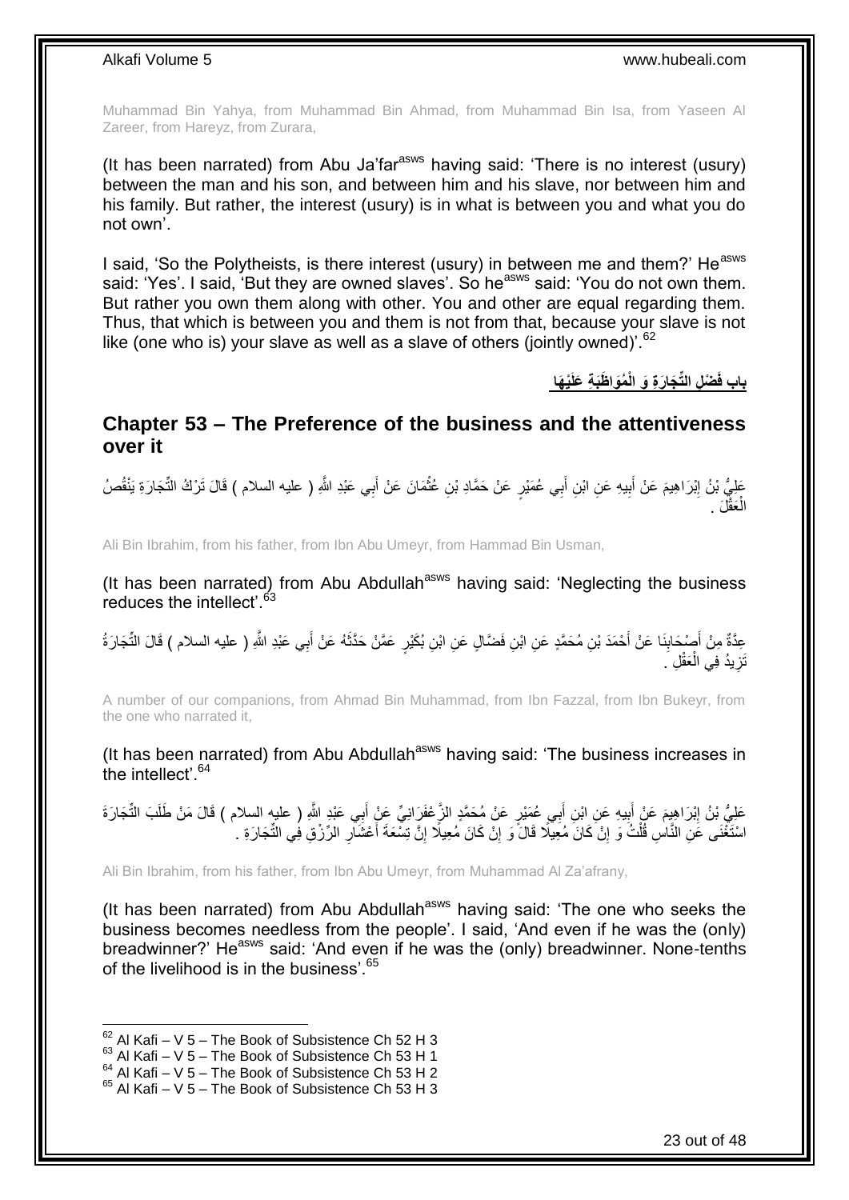Muhammad Bin Yahya, from Muhammad Bin Ahmad, from Muhammad Bin Isa, from Yaseen Al Zareer, from Hareyz, from Zurara,

(It has been narrated) from Abu Ja'far[asws] having said: 'There is no interest (usury) between the man and his son, and between him and his slave, nor between him and his family. But rather, the interest (usury) is in what is between you and what you do not own'.

I said, 'So the Polytheists, is there interest (usury) in between me and them?' He[asws] said: 'Yes'. I said, 'But they are owned slaves'. So he[asws] said: 'You do not own them. But rather you own them along with other. You and other are equal regarding them. Thus, that which is between you and them is not from that, because your slave is not like (one who is) your slave as well as a slave of others (jointly owned)'.[62]

## باب فَضْلِ التِّجَارَةِ وَ الْمُوَاظَبَةِ عَلَيْهَا

## Chapter 53 – The Preference of the business and the attentiveness over it

عَلِيُّ بْنُ إِبْرَاهِيمَ عَنْ أَبِيهِ عَنِ ابْنِ أَبِي عُمَيْرٍ عَنْ حَمَّادِ بْنِ عُثْمَانَ عَنْ أَبِي عَبْدِ اللَّهِ ( عليه السلام ) قَالَ تَرْكُ التِّجَارَةِ يَنْقُصُ الْعَقْلَ .

Ali Bin Ibrahim, from his father, from Ibn Abu Umeyr, from Hammad Bin Usman,

(It has been narrated) from Abu Abdullah[asws] having said: 'Neglecting the business reduces the intellect'.[63]

عِدَّةٌ مِنْ أَصْحَابِنَا عَنْ أَحْمَدَ بْنِ مُحَمَّدٍ عَنِ ابْنِ فَضَّالٍ عَنِ ابْنِ بُكَيْرٍ عَمَّنْ حَدَّثَهُ عَنْ أَبِي عَبْدِ اللَّهِ ( عليه السلام ) قَالَ التِّجَارَةُ تَزِيدُ فِي الْعَقْلِ .

A number of our companions, from Ahmad Bin Muhammad, from Ibn Fazzal, from Ibn Bukeyr, from the one who narrated it,

(It has been narrated) from Abu Abdullah[asws] having said: 'The business increases in the intellect'.[64]

عَلِيُّ بْنُ إِبْرَاهِيمَ عَنْ أَبِيهِ عَنِ ابْنِ أَبِي عُمَيْرٍ عَنْ مُحَمَّدٍ الزَّعْفَرَانِيِّ عَنْ أَبِي عَبْدِ اللَّهِ ( عليه السلام ) قَالَ مَنْ طَلَبَ التِّجَارَةَ اسْتَغْنَى عَنِ النَّاسِ قُلْتُ وَ إِنْ كَانَ مُعِيلًا قَالَ وَ إِنْ كَانَ مُعِيلًا إِنَّ تِسْعَةَ أَعْشَارِ الرِّزْقِ فِي التِّجَارَةِ .

Ali Bin Ibrahim, from his father, from Ibn Abu Umeyr, from Muhammad Al Za'afrany,

(It has been narrated) from Abu Abdullah[asws] having said: 'The one who seeks the business becomes needless from the people'. I said, 'And even if he was the (only) breadwinner?' He[asws] said: 'And even if he was the (only) breadwinner. None-tenths of the livelihood is in the business'.[65]

---

[62] Al Kafi – V 5 – The Book of Subsistence Ch 52 H 3
[63] Al Kafi – V 5 – The Book of Subsistence Ch 53 H 1
[64] Al Kafi – V 5 – The Book of Subsistence Ch 53 H 2
[65] Al Kafi – V 5 – The Book of Subsistence Ch 53 H 3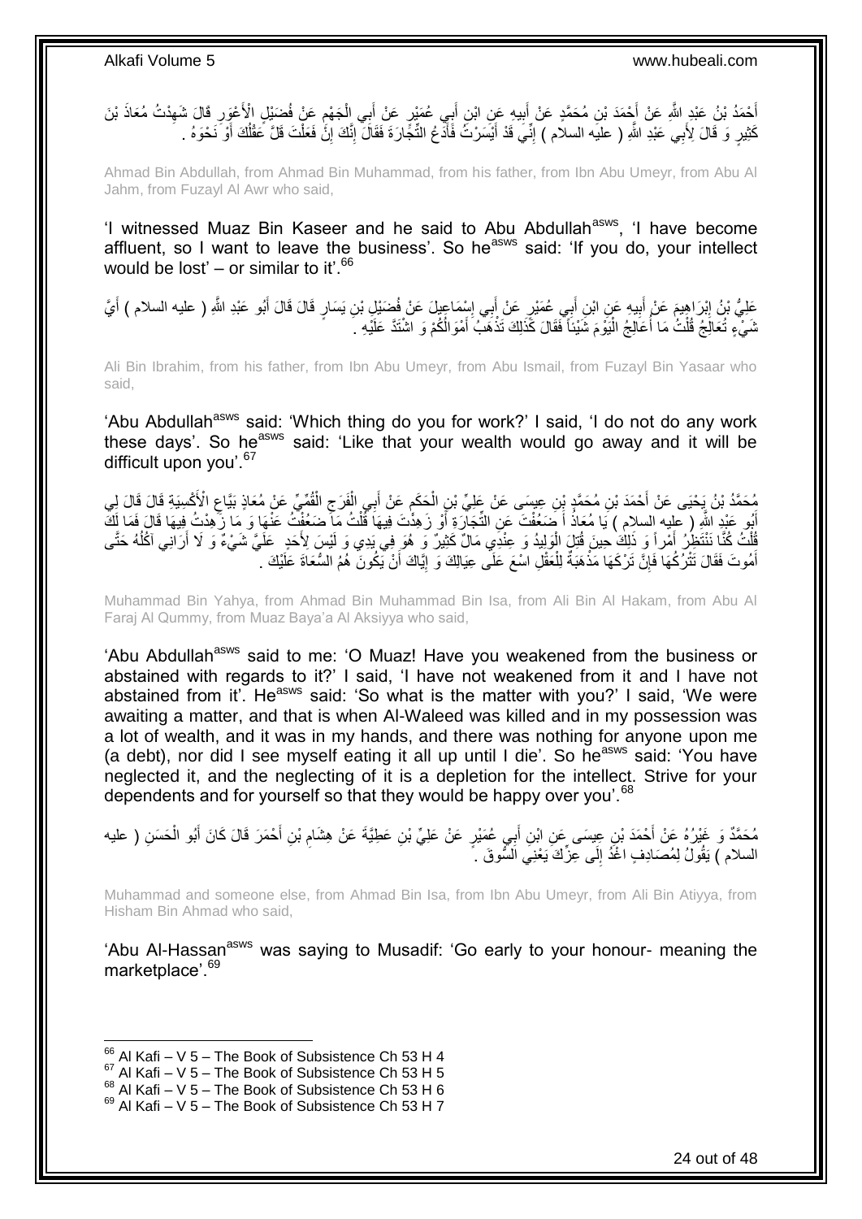أَحْمَدُ بْنُ عَبْدِ اللَّهِ عَنْ أَحْمَدَ بْنِ مُحَمَّدٍ عَنْ أَبِيهِ عَنِ ابْنِ أَبِي عُمَيْرٍ عَنْ أَبِي الْجَهْمِ عَنْ فُضَيْلٍ الْأَعْوَرِ قَالَ شَهِدْتُ مُعَاذَ بْنَ كَثِيرٍ وَ قَالَ لِأَبِي عَبْدِ اللَّهِ ( عليه السلام ) إِنِّي قَدْ أَيْسَرْتُ فَأَدَعُ التِّجَارَةَ فَقَالَ إِنَّكَ إِنْ فَعَلْتَ قَلَّ عَقْلُكَ أَوْ نَحْوَهُ .

Ahmad Bin Abdullah, from Ahmad Bin Muhammad, from his father, from Ibn Abu Umeyr, from Abu Al Jahm, from Fuzayl Al Awr who said,

'I witnessed Muaz Bin Kaseer and he said to Abu Abdullah[asws], 'I have become affluent, so I want to leave the business'. So he[asws] said: 'If you do, your intellect would be lost' – or similar to it'.[66]

عَلِيُّ بْنُ إِبْرَاهِيمَ عَنْ أَبِيهِ عَنِ ابْنِ أَبِي عُمَيْرٍ عَنْ أَبِي إِسْمَاعِيلَ عَنْ فُضَيْلِ بْنِ يَسَارٍ قَالَ قَالَ أَبُو عَبْدِ اللَّهِ ( عليه السلام ) أَيَّ شَيْءٍ تُعَالِجُ قُلْتُ مَا أُعَالِجُ الْيَوْمَ شَيْئاً فَقَالَ كَذَلِكَ تَذْهَبُ أَمْوَالُكُمْ وَ اشْتَدَّ عَلَيْهِ .

Ali Bin Ibrahim, from his father, from Ibn Abu Umeyr, from Abu Ismail, from Fuzayl Bin Yasaar who said,

'Abu Abdullah[asws] said: 'Which thing do you for work?' I said, 'I do not do any work these days'. So he[asws] said: 'Like that your wealth would go away and it will be difficult upon you'.[67]

مُحَمَّدُ بْنُ يَحْيَى عَنْ أَحْمَدَ بْنِ مُحَمَّدِ بْنِ عِيسَى عَنْ عَلِيِّ بْنِ الْحَكَمِ عَنْ أَبِي الْفَرَجِ الْقُمِّيِّ عَنْ مُعَاذٍ بَيَّاعِ الْأَكْسِيَةِ قَالَ قَالَ لِي أَبُو عَبْدِ اللَّهِ ( عليه السلام ) يَا مُعَاذُ أَ ضَعُفْتَ عَنِ التِّجَارَةِ أَوْ زَهِدْتَ فِيهَا قُلْتُ مَا ضَعُفْتُ عَنْهَا وَ مَا زَهِدْتُ فِيهَا قَالَ فَمَا لَكَ قُلْتُ كُنَّا نَنْتَظِرُ أَمْراً وَ ذَلِكَ حِينَ قُتِلَ الْوَلِيدُ وَ عِنْدِي مَالٌ كَثِيرٌ وَ هُوَ فِي يَدِي وَ لَيْسَ لِأَحَدٍ عَلَيَّ شَيْءٌ وَ لَا أَرَانِي آكُلُهُ حَتَّى أَمُوتَ فَقَالَ تَتْرُكُهَا فَإِنَّ تَرْكَهَا مَذْهَبَةٌ لِلْعَقْلِ اسْعَ عَلَى عِيَالِكَ وَ إِيَّاكَ أَنْ يَكُونَ هُمُ السُّعَاةَ عَلَيْكَ .

Muhammad Bin Yahya, from Ahmad Bin Muhammad Bin Isa, from Ali Bin Al Hakam, from Abu Al Faraj Al Qummy, from Muaz Baya'a Al Aksiyya who said,

'Abu Abdullah[asws] said to me: 'O Muaz! Have you weakened from the business or abstained with regards to it?' I said, 'I have not weakened from it and I have not abstained from it'. He[asws] said: 'So what is the matter with you?' I said, 'We were awaiting a matter, and that is when Al-Waleed was killed and in my possession was a lot of wealth, and it was in my hands, and there was nothing for anyone upon me (a debt), nor did I see myself eating it all up until I die'. So he[asws] said: 'You have neglected it, and the neglecting of it is a depletion for the intellect. Strive for your dependents and for yourself so that they would be happy over you'.[68]

مُحَمَّدٌ وَ غَيْرُهُ عَنْ أَحْمَدَ بْنِ عِيسَى عَنِ ابْنِ أَبِي عُمَيْرٍ عَنْ عَلِيِّ بْنِ عَطِيَّةَ عَنْ هِشَامِ بْنِ أَحْمَرَ قَالَ كَانَ أَبُو الْحَسَنِ ( عليه السلام ) يَقُولُ لِمُصَادِفٍ اغْدُ إِلَى عِزِّكَ يَعْنِي السُّوقَ .

Muhammad and someone else, from Ahmad Bin Isa, from Ibn Abu Umeyr, from Ali Bin Atiyya, from Hisham Bin Ahmad who said,

'Abu Al-Hassan[asws] was saying to Musadif: 'Go early to your honour- meaning the marketplace'.[69]

[66] Al Kafi – V 5 – The Book of Subsistence Ch 53 H 4
[67] Al Kafi – V 5 – The Book of Subsistence Ch 53 H 5
[68] Al Kafi – V 5 – The Book of Subsistence Ch 53 H 6
[69] Al Kafi – V 5 – The Book of Subsistence Ch 53 H 7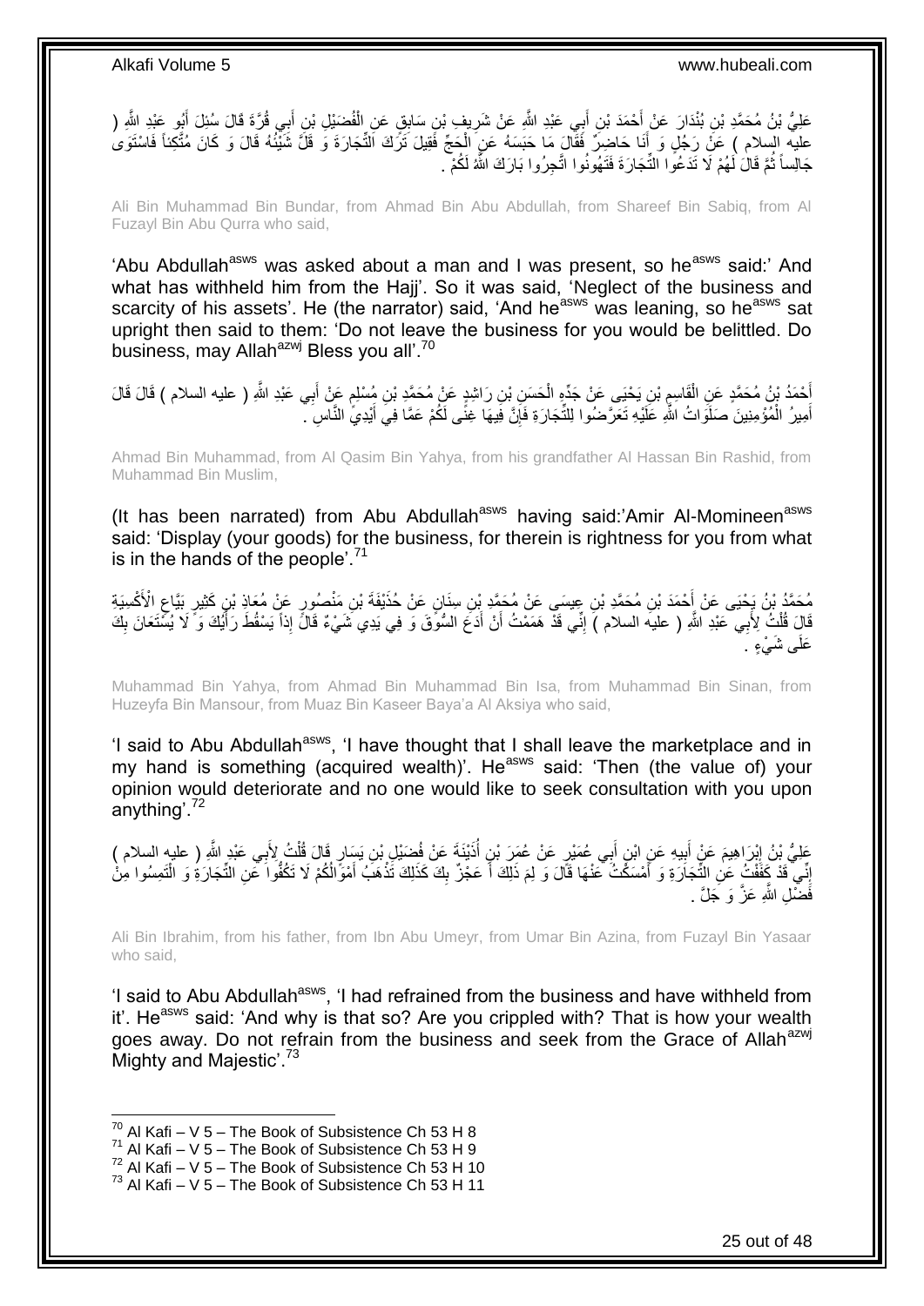عَلِيُّ بْنُ مُحَمَّدِ بْنِ بُنْدَارَ عَنْ أَحْمَدَ بْنِ أَبِي عَبْدِ اللَّهِ عَنْ شَرِيفِ بْنِ سَابِقٍ عَنِ الْفُضَيْلِ بْنِ أَبِي قُرَّةَ قَالَ سُئِلَ أَبُو عَبْدِ اللَّهِ ( عليه السلام ) عَنْ رَجُلٍ وَ أَنَا حَاضِرٌ فَقَالَ مَا حَبَسَهُ عَنِ الْحَجِّ فَقِيلَ تَرَكَ التِّجَارَةَ وَ قَلَّ شَيْئُهُ قَالَ وَ كَانَ مُتَّكِئاً فَاسْتَوَى جَالِساً ثُمَّ قَالَ لَهُمْ لَا تَدَعُوا التِّجَارَةَ فَتَهُونُوا اتَّجِرُوا بَارَكَ اللَّهُ لَكُمْ .

Ali Bin Muhammad Bin Bundar, from Ahmad Bin Abu Abdullah, from Shareef Bin Sabiq, from Al Fuzayl Bin Abu Qurra who said,

'Abu Abdullah[asws] was asked about a man and I was present, so he[asws] said:' And what has withheld him from the Hajj'. So it was said, 'Neglect of the business and scarcity of his assets'. He (the narrator) said, 'And he[asws] was leaning, so he[asws] sat upright then said to them: 'Do not leave the business for you would be belittled. Do business, may Allah[azwj] Bless you all'.[70]

أَحْمَدُ بْنُ مُحَمَّدٍ عَنِ الْقَاسِمِ بْنِ يَحْيَى عَنْ جَدِّهِ الْحَسَنِ بْنِ رَاشِدٍ عَنْ مُحَمَّدِ بْنِ مُسْلِمٍ عَنْ أَبِي عَبْدِ اللَّهِ ( عليه السلام ) قَالَ قَالَ أَمِيرُ الْمُؤْمِنِينَ صَلَوَاتُ اللَّهِ عَلَيْهِ تَعَرَّضُوا لِلتِّجَارَةِ فَإِنَّ فِيهَا غِنًى لَكُمْ عَمَّا فِي أَيْدِي النَّاسِ .

Ahmad Bin Muhammad, from Al Qasim Bin Yahya, from his grandfather Al Hassan Bin Rashid, from Muhammad Bin Muslim,

(It has been narrated) from Abu Abdullah[asws] having said:'Amir Al-Momineen[asws] said: 'Display (your goods) for the business, for therein is rightness for you from what is in the hands of the people'.[71]

مُحَمَّدُ بْنُ يَحْيَى عَنْ أَحْمَدَ بْنِ مُحَمَّدِ بْنِ عِيسَى عَنْ مُحَمَّدِ بْنِ سِنَانٍ عَنْ حُذَيْفَةَ بْنِ مَنْصُورٍ عَنْ مُعَاذِ بْنِ كَثِيرٍ بَيَّاعِ الْأَكْسِيَةِ قَالَ قُلْتُ لِأَبِي عَبْدِ اللَّهِ ( عليه السلام ) إِنِّي قَدْ هَمَمْتُ أَنْ أَدَعَ السُّوقَ وَ فِي يَدِي شَيْءٌ قَالَ إِذاً يَسْقُطَ رَأْيُكَ وَ لَا يُسْتَعَانَ بِكَ عَلَى شَيْءٍ .

Muhammad Bin Yahya, from Ahmad Bin Muhammad Bin Isa, from Muhammad Bin Sinan, from Huzeyfa Bin Mansour, from Muaz Bin Kaseer Baya'a Al Aksiya who said,

'I said to Abu Abdullah[asws], 'I have thought that I shall leave the marketplace and in my hand is something (acquired wealth)'. He[asws] said: 'Then (the value of) your opinion would deteriorate and no one would like to seek consultation with you upon anything'.[72]

عَلِيُّ بْنُ إِبْرَاهِيمَ عَنْ أَبِيهِ عَنِ ابْنِ أَبِي عُمَيْرٍ عَنْ عُمَرَ بْنِ أُذَيْنَةَ عَنْ فُضَيْلِ بْنِ يَسَارٍ قَالَ قُلْتُ لِأَبِي عَبْدِ اللَّهِ ( عليه السلام ) إِنِّي قَدْ كَفَفْتُ عَنِ التِّجَارَةِ وَ أَمْسَكْتُ عَنْهَا قَالَ وَ لِمَ ذَلِكَ أَ عَجْزٌ بِكَ كَذَلِكَ تَذْهَبُ أَمْوَالُكُمْ لَا تَكُفُّوا عَنِ التِّجَارَةِ وَ الْتَمِسُوا مِنْ فَضْلِ اللَّهِ عَزَّ وَ جَلَّ .

Ali Bin Ibrahim, from his father, from Ibn Abu Umeyr, from Umar Bin Azina, from Fuzayl Bin Yasaar who said,

'I said to Abu Abdullah[asws], 'I had refrained from the business and have withheld from it'. He[asws] said: 'And why is that so? Are you crippled with? That is how your wealth goes away. Do not refrain from the business and seek from the Grace of Allah[azwj] Mighty and Majestic'.[73]

[70] Al Kafi – V 5 – The Book of Subsistence Ch 53 H 8
[71] Al Kafi – V 5 – The Book of Subsistence Ch 53 H 9
[72] Al Kafi – V 5 – The Book of Subsistence Ch 53 H 10
[73] Al Kafi – V 5 – The Book of Subsistence Ch 53 H 11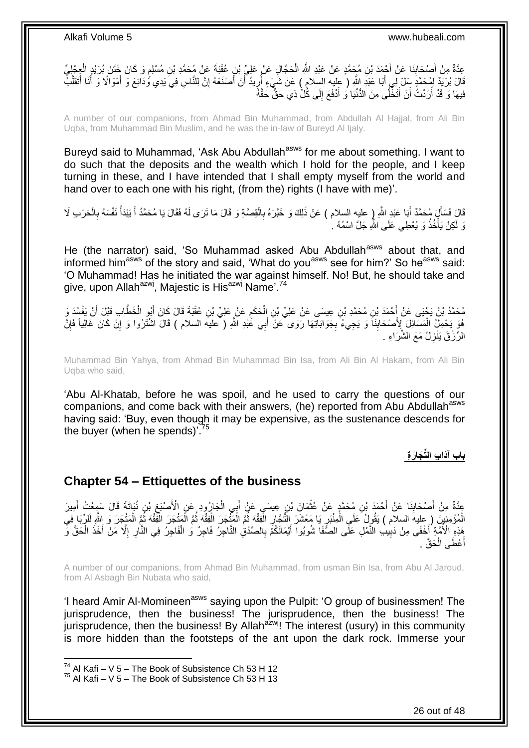عِدَّةٌ مِنْ أَصْحَابِنَا عَنْ أَحْمَدَ بْنِ مُحَمَّدٍ عَنْ عَبْدِ اللَّهِ الْحَجَّالِ عَنْ عَلِيِّ بْنِ عُقْبَةَ عَنْ مُحَمَّدِ بْنِ مُسْلِمٍ وَ كَانَ خَتَنَ بُرَيْدٍ الْعِجْلِيِّ قَالَ بُرَيْدٌ لِمُحَمَّدٍ سَلْ لِي أَبَا عَبْدِ اللَّهِ ( عليه السلام ) عَنْ شَيْءٍ أُرِيدُ أَنْ أَصْنَعَهُ إِنَّ لِلنَّاسِ فِي يَدِي وَدَائِعَ وَ أَمْوَالًا وَ أَنَا أَتَقَلَّبُ فِيهَا وَ قَدْ أَرَدْتُ أَنْ أَتَخَلَّى مِنَ الدُّنْيَا وَ أَدْفَعَ إِلَى كُلِّ ذِي حَقٍّ حَقَّهُ

A number of our companions, from Ahmad Bin Muhammad, from Abdullah Al Hajjal, from Ali Bin Uqba, from Muhammad Bin Muslim, and he was the in-law of Bureyd Al Ijaly.

Bureyd said to Muhammad, 'Ask Abu Abdullah[asws] for me about something. I want to do such that the deposits and the wealth which I hold for the people, and I keep turning in these, and I have intended that I shall empty myself from the world and hand over to each one with his right, (from the) rights (I have with me)'.

قَالَ فَسَأَلَ مُحَمَّدٌ أَبَا عَبْدِ اللَّهِ ( عليه السلام ) عَنْ ذَلِكَ وَ خَبَّرَهُ بِالْقِصَّةِ وَ قَالَ مَا تَرَى لَهُ فَقَالَ يَا مُحَمَّدُ أَ يَبْدَأُ نَفْسَهُ بِالْحَرَبِ لَا وَ لَكِنْ يَأْخُذُ وَ يُعْطِي عَلَى اللَّهِ جَلَّ اسْمُهُ .

He (the narrator) said, 'So Muhammad asked Abu Abdullah[asws] about that, and informed him[asws] of the story and said, 'What do you[asws] see for him?' So he[asws] said: 'O Muhammad! Has he initiated the war against himself. No! But, he should take and give, upon Allah[azwj], Majestic is His[azwj] Name'.[74]

مُحَمَّدُ بْنُ يَحْيَى عَنْ أَحْمَدَ بْنِ مُحَمَّدِ بْنِ عِيسَى عَنْ عَلِيِّ بْنِ الْحَكَمِ عَنْ عَلِيِّ بْنِ عُقْبَةَ قَالَ كَانَ أَبُو الْخَطَّابِ قَبْلَ أَنْ يَفْسُدَ وَ هُوَ يَحْمِلُ الْمَسَائِلَ لِأَصْحَابِنَا وَ يَجِيءُ بِجَوَابَاتِهَا رَوَى عَنْ أَبِي عَبْدِ اللَّهِ ( عليه السلام ) قَالَ اشْتَرُوا وَ إِنْ كَانَ غَالِياً فَإِنَّ الرِّزْقَ يَنْزِلُ مَعَ الشِّرَاءِ .

Muhammad Bin Yahya, from Ahmad Bin Muhammad Bin Isa, from Ali Bin Al Hakam, from Ali Bin Uqba who said,

'Abu Al-Khatab, before he was spoil, and he used to carry the questions of our companions, and come back with their answers, (he) reported from Abu Abdullah[asws] having said: 'Buy, even though it may be expensive, as the sustenance descends for the buyer (when he spends)'.[75]

## باب آدَابِ التِّجَارَةِ

## Chapter 54 – Ettiquettes of the business

عِدَّةٌ مِنْ أَصْحَابِنَا عَنْ أَحْمَدَ بْنِ مُحَمَّدٍ عَنْ عُثْمَانَ بْنِ عِيسَى عَنْ أَبِي الْجَارُودِ عَنِ الْأَصْبَغِ بْنِ نُبَاتَةَ قَالَ سَمِعْتُ أَمِيرَ الْمُؤْمِنِينَ ( عليه السلام ) يَقُولُ عَلَى الْمِنْبَرِ يَا مَعْشَرَ التُّجَّارِ الْفِقْهَ ثُمَّ الْمَتْجَرَ الْفِقْهَ ثُمَّ الْمَتْجَرَ الْفِقْهَ ثُمَّ الْمَتْجَرَ وَ اللَّهِ لَلرِّبَا فِي هَذِهِ الْأُمَّةِ أَخْفَى مِنْ دَبِيبِ النَّمْلِ عَلَى الصَّفَا شُوبُوا أَيْمَانَكُمْ بِالصِّدْقِ التَّاجِرُ فَاجِرٌ وَ الْفَاجِرُ فِي النَّارِ إِلَّا مَنْ أَخَذَ الْحَقَّ وَ أَعْطَى الْحَقَّ .

A number of our companions, from Ahmad Bin Muhammad, from usman Bin Isa, from Abu Al Jaroud, from Al Asbagh Bin Nubata who said,

'I heard Amir Al-Momineen[asws] saying upon the Pulpit: 'O group of businessmen! The jurisprudence, then the business! The jurisprudence, then the business! The jurisprudence, then the business! By Allah[azwj]! The interest (usury) in this community is more hidden than the footsteps of the ant upon the dark rock. Immerse your

[74] Al Kafi – V 5 – The Book of Subsistence Ch 53 H 12
[75] Al Kafi – V 5 – The Book of Subsistence Ch 53 H 13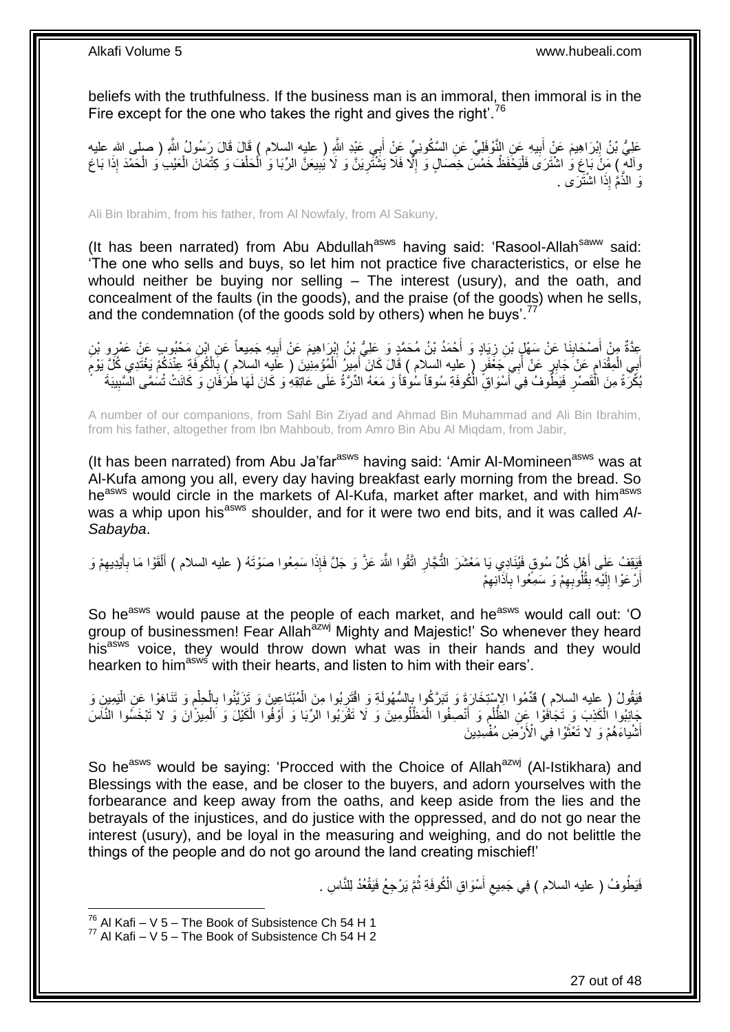beliefs with the truthfulness. If the business man is an immoral, then immoral is in the Fire except for the one who takes the right and gives the right'.[76]

عَلِيُّ بْنُ إِبْرَاهِيمَ عَنْ أَبِيهِ عَنِ النَّوْفَلِيِّ عَنِ السَّكُونِيِّ عَنْ أَبِي عَبْدِ اللَّهِ ( عليه السلام ) قَالَ قَالَ رَسُولُ اللَّهِ ( صلى الله عليه وآله ) مَنْ بَاعَ وَ اشْتَرَى فَلْيَحْفَظْ خَمْسَ خِصَالٍ وَ إِلَّا فَلَا يَشْتَرِيَنَّ وَ لَا يَبِيعَنَّ الرِّبَا وَ الْحَلْفَ وَ كِتْمَانَ الْعَيْبِ وَ الْحَمْدَ إِذَا بَاعَ وَ الذَّمَّ إِذَا اشْتَرَى .

Ali Bin Ibrahim, from his father, from Al Nowfaly, from Al Sakuny,

(It has been narrated) from Abu Abdullah[asws] having said: 'Rasool-Allah[saww] said: 'The one who sells and buys, so let him not practice five characteristics, or else he whould neither be buying nor selling – The interest (usury), and the oath, and concealment of the faults (in the goods), and the praise (of the goods) when he sells, and the condemnation (of the goods sold by others) when he buys'.[77]

عِدَّةٌ مِنْ أَصْحَابِنَا عَنْ سَهْلِ بْنِ زِيَادٍ وَ أَحْمَدُ بْنُ مُحَمَّدٍ وَ عَلِيُّ بْنُ إِبْرَاهِيمَ عَنْ أَبِيهِ جَمِيعاً عَنِ ابْنِ مَحْبُوبٍ عَنْ عَمْرِو بْنِ أَبِي الْمِقْدَامِ عَنْ جَابِرٍ عَنْ أَبِي جَعْفَرٍ ( عليه السلام ) قَالَ كَانَ أَمِيرُ الْمُؤْمِنِينَ ( عليه السلام ) بِالْكُوفَةِ عِنْدَكُمْ يَغْتَدِي كُلَّ يَوْمٍ بُكْرَةً مِنَ الْقَصْرِ فَيَطُوفُ فِي أَسْوَاقِ الْكُوفَةِ سُوقاً سُوقاً وَ مَعَهُ الدِّرَّةُ عَلَى عَاتِقِهِ وَ كَانَ لَهَا طَرَفَانِ وَ كَانَتْ تُسَمَّى السَّبِيبَةَ

A number of our companions, from Sahl Bin Ziyad and Ahmad Bin Muhammad and Ali Bin Ibrahim, from his father, altogether from Ibn Mahboub, from Amro Bin Abu Al Miqdam, from Jabir,

(It has been narrated) from Abu Ja'far[asws] having said: 'Amir Al-Momineen[asws] was at Al-Kufa among you all, every day having breakfast early morning from the bread. So he[asws] would circle in the markets of Al-Kufa, market after market, and with him[asws] was a whip upon his[asws] shoulder, and for it were two end bits, and it was called *Al-Sabayba*.

فَيَقِفُ عَلَى أَهْلِ كُلِّ سُوقٍ فَيُنَادِي يَا مَعْشَرَ التُّجَّارِ اتَّقُوا اللَّهَ عَزَّ وَ جَلَّ فَإِذَا سَمِعُوا صَوْتَهُ ( عليه السلام ) أَلْقَوْا مَا بِأَيْدِيهِمْ وَ أَرْعَوْا إِلَيْهِ بِقُلُوبِهِمْ وَ سَمِعُوا بِآذَانِهِمْ

So he[asws] would pause at the people of each market, and he[asws] would call out: 'O group of businessmen! Fear Allah[azwj] Mighty and Majestic!' So whenever they heard his[asws] voice, they would throw down what was in their hands and they would hearken to him[asws] with their hearts, and listen to him with their ears'.

فَيَقُولُ ( عليه السلام ) قَدِّمُوا الِاسْتِخَارَةَ وَ تَبَرَّكُوا بِالسُّهُولَةِ وَ اقْتَرِبُوا مِنَ الْمُبْتَاعِينَ وَ تَزَيَّنُوا بِالْحِلْمِ وَ تَنَاهَوْا عَنِ الْيَمِينِ وَ جَانِبُوا الْكَذِبَ وَ تَجَافَوْا عَنِ الظُّلْمِ وَ أَنْصِفُوا الْمَظْلُومِينَ وَ لَا تَقْرَبُوا الرِّبَا وَ أَوْفُوا الْكَيْلَ وَ الْمِيزَانَ وَ لا تَبْخَسُوا النَّاسَ أَشْياءَهُمْ وَ لا تَعْثَوْا فِي الْأَرْضِ مُفْسِدِينَ

So he[asws] would be saying: 'Procced with the Choice of Allah[azwj] (Al-Istikhara) and Blessings with the ease, and be closer to the buyers, and adorn yourselves with the forbearance and keep away from the oaths, and keep aside from the lies and the betrayals of the injustices, and do justice with the oppressed, and do not go near the interest (usury), and be loyal in the measuring and weighing, and do not belittle the things of the people and do not go around the land creating mischief!'

فَيَطُوفُ ( عليه السلام ) فِي جَمِيعِ أَسْوَاقِ الْكُوفَةِ ثُمَّ يَرْجِعُ فَيَقْعُدُ لِلنَّاسِ .

[76] Al Kafi – V 5 – The Book of Subsistence Ch 54 H 1
[77] Al Kafi – V 5 – The Book of Subsistence Ch 54 H 2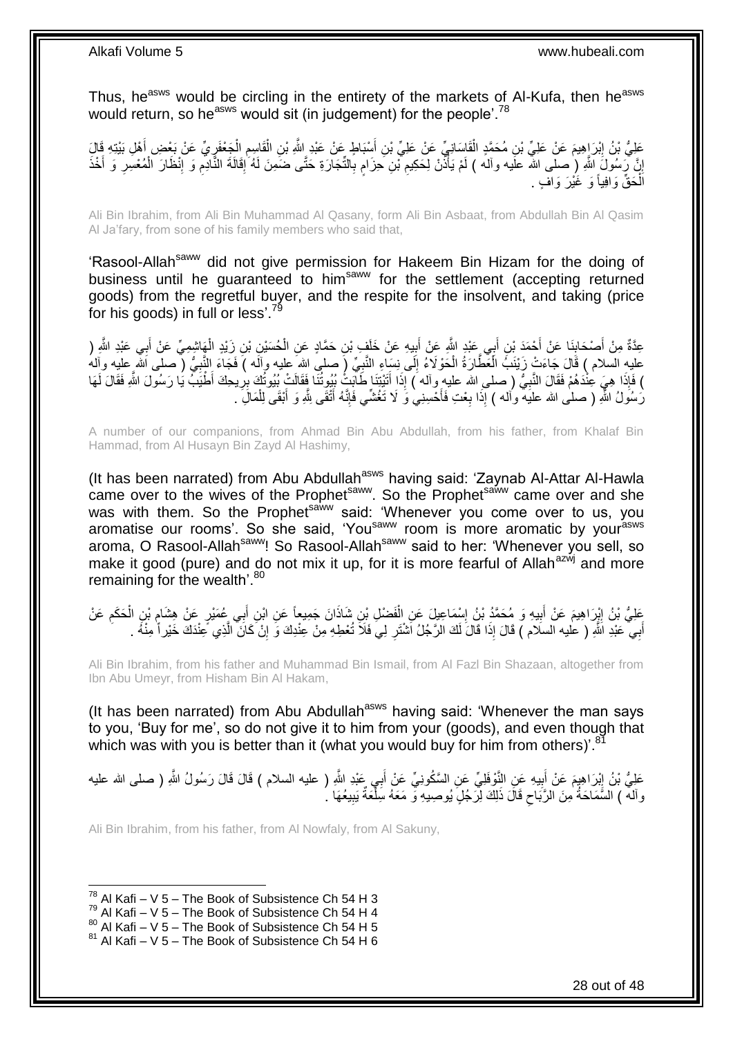Thus, he[asws] would be circling in the entirety of the markets of Al-Kufa, then he[asws] would return, so he[asws] would sit (in judgement) for the people'.[78]

عَلِيُّ بْنُ إِبْرَاهِيمَ عَنْ عَلِيِّ بْنِ مُحَمَّدٍ الْقَاسَانِيِّ عَنْ عَلِيِّ بْنِ أَسْبَاطٍ عَنْ عَبْدِ اللَّهِ بْنِ الْقَاسِمِ الْجَعْفَرِيِّ عَنْ بَعْضِ أَهْلِ بَيْتِهِ قَالَ إِنَّ رَسُولَ اللَّهِ ( صلى الله عليه وآله ) لَمْ يَأْذَنْ لِحَكِيمِ بْنِ حِزَامٍ بِالتِّجَارَةِ حَتَّى ضَمِنَ لَهُ إِقَالَةَ النَّادِمِ وَ إِنْظَارَ الْمُعْسِرِ وَ أَخْذَ الْحَقِّ وَافِياً وَ غَيْرَ وَافٍ .

Ali Bin Ibrahim, from Ali Bin Muhammad Al Qasany, form Ali Bin Asbaat, from Abdullah Bin Al Qasim Al Ja'fary, from sone of his family members who said that,

'Rasool-Allah[saww] did not give permission for Hakeem Bin Hizam for the doing of business until he guaranteed to him[saww] for the settlement (accepting returned goods) from the regretful buyer, and the respite for the insolvent, and taking (price for his goods) in full or less'.[79]

عِدَّةٌ مِنْ أَصْحَابِنَا عَنْ أَحْمَدَ بْنِ أَبِي عَبْدِ اللَّهِ عَنْ أَبِيهِ عَنْ خَلَفِ بْنِ حَمَّادٍ عَنِ الْحُسَيْنِ بْنِ زَيْدٍ الْهَاشِمِيِّ عَنْ أَبِي عَبْدِ اللَّهِ ( عليه السلام ) قَالَ جَاءَتْ زَيْنَبُ الْعَطَّارَةُ الْحَوْلَاءُ إِلَى نِسَاءِ النَّبِيِّ ( صلى الله عليه وآله ) فَجَاءَ النَّبِيُّ ( صلى الله عليه وآله ) فَإِذَا هِيَ عِنْدَهُمْ فَقَالَ النَّبِيُّ ( صلى الله عليه وآله ) إِذَا أَتَيْتِنَا طَابَتْ بُيُوتُنَا فَقَالَتْ بُيُوتُكَ بِرِيحِكَ أَطْيَبُ يَا رَسُولَ اللَّهِ فَقَالَ لَهَا رَسُولُ اللَّهِ ( صلى الله عليه وآله ) إِذَا بِعْتِ فَأَحْسِنِي وَ لَا تَغُشِّي فَإِنَّهُ أَتْقَى لِلَّهِ وَ أَبْقَى لِلْمَالِ .

A number of our companions, from Ahmad Bin Abu Abdullah, from his father, from Khalaf Bin Hammad, from Al Husayn Bin Zayd Al Hashimy,

(It has been narrated) from Abu Abdullah[asws] having said: 'Zaynab Al-Attar Al-Hawla came over to the wives of the Prophet[saww]. So the Prophet[saww] came over and she was with them. So the Prophet[saww] said: 'Whenever you come over to us, you aromatise our rooms'. So she said, 'You[saww] room is more aromatic by your[asws] aroma, O Rasool-Allah[saww]! So Rasool-Allah[saww] said to her: 'Whenever you sell, so make it good (pure) and do not mix it up, for it is more fearful of Allah[azwj] and more remaining for the wealth'.[80]

عَلِيُّ بْنُ إِبْرَاهِيمَ عَنْ أَبِيهِ وَ مُحَمَّدُ بْنُ إِسْمَاعِيلَ عَنِ الْفَضْلِ بْنِ شَاذَانَ جَمِيعاً عَنِ ابْنِ أَبِي عُمَيْرٍ عَنْ هِشَامِ بْنِ الْحَكَمِ عَنْ أَبِي عَبْدِ اللَّهِ ( عليه السلام ) قَالَ إِذَا قَالَ لَكَ الرَّجُلُ اشْتَرِ لِي فَلَا تُعْطِهِ مِنْ عِنْدِكَ وَ إِنْ كَانَ الَّذِي عِنْدَكَ خَيْراً مِنْهُ .

Ali Bin Ibrahim, from his father and Muhammad Bin Ismail, from Al Fazl Bin Shazaan, altogether from Ibn Abu Umeyr, from Hisham Bin Al Hakam,

(It has been narrated) from Abu Abdullah[asws] having said: 'Whenever the man says to you, 'Buy for me', so do not give it to him from your (goods), and even though that which was with you is better than it (what you would buy for him from others)'.[81]

عَلِيُّ بْنُ إِبْرَاهِيمَ عَنْ أَبِيهِ عَنِ النَّوْفَلِيِّ عَنِ السَّكُونِيِّ عَنْ أَبِي عَبْدِ اللَّهِ ( عليه السلام ) قَالَ قَالَ رَسُولُ اللَّهِ ( صلى الله عليه وآله ) السَّمَاحَةُ مِنَ الرَّبَاحِ قَالَ ذَلِكَ لِرَجُلٍ يُوصِيهِ وَ مَعَهُ سِلْعَةٌ يَبِيعُهَا .

Ali Bin Ibrahim, from his father, from Al Nowfaly, from Al Sakuny,

[78] Al Kafi – V 5 – The Book of Subsistence Ch 54 H 3
[79] Al Kafi – V 5 – The Book of Subsistence Ch 54 H 4
[80] Al Kafi – V 5 – The Book of Subsistence Ch 54 H 5
[81] Al Kafi – V 5 – The Book of Subsistence Ch 54 H 6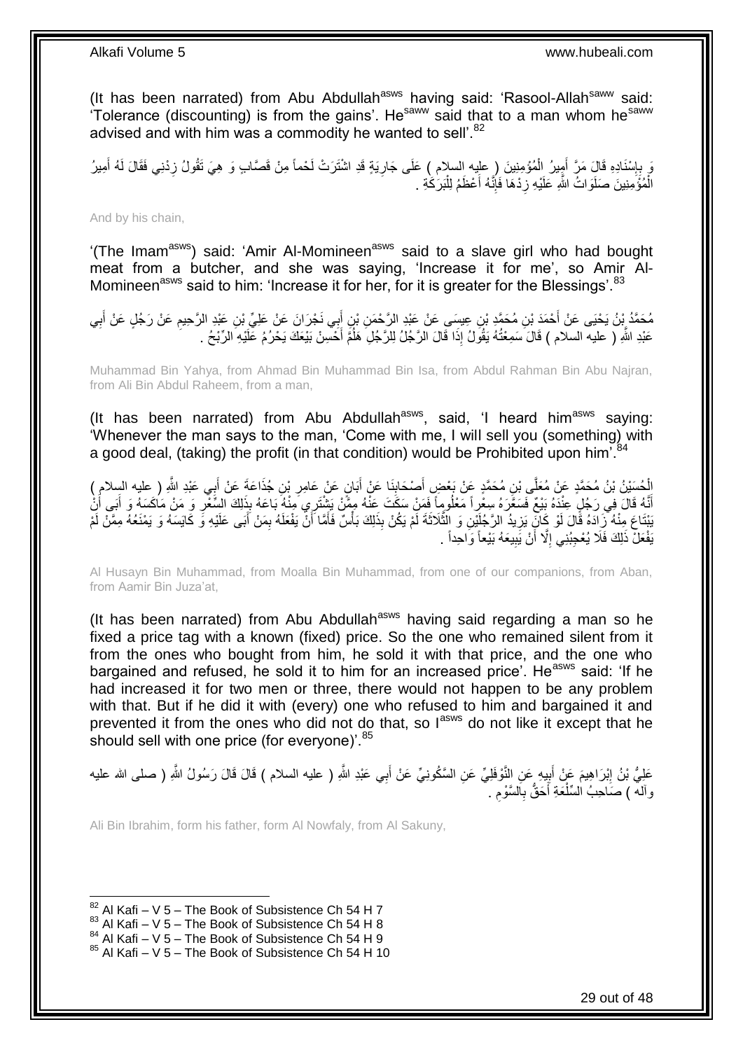(It has been narrated) from Abu Abdullah[asws] having said: 'Rasool-Allah[saww] said: 'Tolerance (discounting) is from the gains'. He[saww] said that to a man whom he[saww] advised and with him was a commodity he wanted to sell'.[82]

وَ بِإِسْنَادِهِ قَالَ مَرَّ أَمِيرُ الْمُؤْمِنِينَ ( عليه السلام ) عَلَى جَارِيَةٍ قَدِ اشْتَرَتْ لَحْماً مِنْ قَصَّابٍ وَ هِيَ تَقُولُ زِدْنِي فَقَالَ لَهُ أَمِيرُ الْمُؤْمِنِينَ صَلَوَاتُ اللَّهِ عَلَيْهِ زِدْهَا فَإِنَّهُ أَعْظَمُ لِلْبَرَكَةِ .

And by his chain,

'(The Imam[asws]) said: 'Amir Al-Momineen[asws] said to a slave girl who had bought meat from a butcher, and she was saying, 'Increase it for me', so Amir Al-Momineen[asws] said to him: 'Increase it for her, for it is greater for the Blessings'.[83]

مُحَمَّدُ بْنُ يَحْيَى عَنْ أَحْمَدَ بْنِ مُحَمَّدِ بْنِ عِيسَى عَنْ عَبْدِ الرَّحْمَنِ بْنِ أَبِي نَجْرَانَ عَنْ عَلِيِّ بْنِ عَبْدِ الرَّحِيمِ عَنْ رَجُلٍ عَنْ أَبِي عَبْدِ اللَّهِ ( عليه السلام ) قَالَ سَمِعْتُهُ يَقُولُ إِذَا قَالَ الرَّجُلُ لِلرَّجُلِ هَلُمَّ أُحْسِنْ بَيْعَكَ يَحْرُمُ عَلَيْهِ الرِّبْحُ .

Muhammad Bin Yahya, from Ahmad Bin Muhammad Bin Isa, from Abdul Rahman Bin Abu Najran, from Ali Bin Abdul Raheem, from a man,

(It has been narrated) from Abu Abdullah[asws], said, 'I heard him[asws] saying: 'Whenever the man says to the man, 'Come with me, I will sell you (something) with a good deal, (taking) the profit (in that condition) would be Prohibited upon him'.[84]

الْحُسَيْنُ بْنُ مُحَمَّدٍ عَنْ مُعَلَّى بْنِ مُحَمَّدٍ عَنْ بَعْضِ أَصْحَابِنَا عَنْ أَبَانٍ عَنْ عَامِرِ بْنِ جُذَاعَةَ عَنْ أَبِي عَبْدِ اللَّهِ ( عليه السلام ) أَنَّهُ قَالَ فِي رَجُلٍ عِنْدَهُ بَيْعٌ فَسَعَّرَهُ سِعْراً مَعْلُوماً فَمَنْ سَكَتَ عَنْهُ مِمَّنْ يَشْتَرِي مِنْهُ بَاعَهُ بِذَلِكَ السِّعْرِ وَ مَنْ مَاكَسَهُ وَ أَبَى أَنْ يَبْتَاعَ مِنْهُ زَادَهُ قَالَ لَوْ كَانَ يَزِيدُ الرَّجُلَيْنِ وَ الثَّلَاثَةَ لَمْ يَكُنْ بِذَلِكَ بَأْسٌ فَأَمَّا أَنْ يَفْعَلَهُ بِمَنْ أَبَى عَلَيْهِ وَ كَايَسَهُ وَ يَمْنَعُهُ مِمَّنْ لَمْ يَفْعَلْ ذَلِكَ فَلَا يُعْجِبُنِي إِلَّا أَنْ يَبِيعَهُ بَيْعاً وَاحِداً .

Al Husayn Bin Muhammad, from Moalla Bin Muhammad, from one of our companions, from Aban, from Aamir Bin Juza'at,

(It has been narrated) from Abu Abdullah[asws] having said regarding a man so he fixed a price tag with a known (fixed) price. So the one who remained silent from it from the ones who bought from him, he sold it with that price, and the one who bargained and refused, he sold it to him for an increased price'. He[asws] said: 'If he had increased it for two men or three, there would not happen to be any problem with that. But if he did it with (every) one who refused to him and bargained it and prevented it from the ones who did not do that, so I[asws] do not like it except that he should sell with one price (for everyone)'.[85]

عَلِيُّ بْنُ إِبْرَاهِيمَ عَنْ أَبِيهِ عَنِ النَّوْفَلِيِّ عَنِ السَّكُونِيِّ عَنْ أَبِي عَبْدِ اللَّهِ ( عليه السلام ) قَالَ قَالَ رَسُولُ اللَّهِ ( صلى الله عليه وآله ) صَاحِبُ السِّلْعَةِ أَحَقُّ بِالسَّوْمِ .

Ali Bin Ibrahim, form his father, form Al Nowfaly, from Al Sakuny,

[82] Al Kafi – V 5 – The Book of Subsistence Ch 54 H 7
[83] Al Kafi – V 5 – The Book of Subsistence Ch 54 H 8
[84] Al Kafi – V 5 – The Book of Subsistence Ch 54 H 9
[85] Al Kafi – V 5 – The Book of Subsistence Ch 54 H 10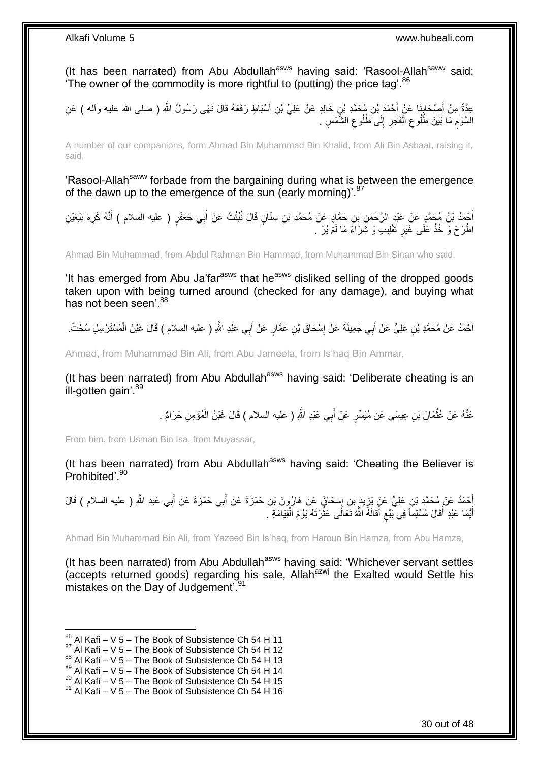(It has been narrated) from Abu Abdullah[asws] having said: 'Rasool-Allah[saww] said: 'The owner of the commodity is more rightful to (putting) the price tag'.[86]

عِدَّةٌ مِنْ أَصْحَابِنَا عَنْ أَحْمَدَ بْنِ مُحَمَّدِ بْنِ خَالِدٍ عَنْ عَلِيِّ بْنِ أَسْبَاطٍ رَفَعَهُ قَالَ نَهَى رَسُولُ اللَّهِ ( صلى الله عليه وآله ) عَنِ السَّوْمِ مَا بَيْنَ طُلُوعِ الْفَجْرِ إِلَى طُلُوعِ الشَّمْسِ .

A number of our companions, form Ahmad Bin Muhammad Bin Khalid, from Ali Bin Asbaat, raising it, said,

'Rasool-Allah[saww] forbade from the bargaining during what is between the emergence of the dawn up to the emergence of the sun (early morning)'.[87]

أَحْمَدُ بْنُ مُحَمَّدٍ عَنْ عَبْدِ الرَّحْمَنِ بْنِ حَمَّادٍ عَنْ مُحَمَّدِ بْنِ سِنَانٍ قَالَ نُبِّئْتُ عَنْ أَبِي جَعْفَرٍ ( عليه السلام ) أَنَّهُ كَرِهَ بَيْعَيْنِ اطْرَحْ وَ خُذْ عَلَى غَيْرِ تَقْلِيبٍ وَ شِرَاءَ مَا لَمْ يُرَ .

Ahmad Bin Muhammad, from Abdul Rahman Bin Hammad, from Muhammad Bin Sinan who said,

'It has emerged from Abu Ja'far[asws] that he[asws] disliked selling of the dropped goods taken upon with being turned around (checked for any damage), and buying what has not been seen'.[88]

أَحْمَدُ عَنْ مُحَمَّدِ بْنِ عَلِيٍّ عَنْ أَبِي جَمِيلَةَ عَنْ إِسْحَاقَ بْنِ عَمَّارٍ عَنْ أَبِي عَبْدِ اللَّهِ ( عليه السلام ) قَالَ غَبْنُ الْمُسْتَرْسِلِ سُحْتٌ.

Ahmad, from Muhammad Bin Ali, from Abu Jameela, from Is'haq Bin Ammar,

(It has been narrated) from Abu Abdullah[asws] having said: 'Deliberate cheating is an ill-gotten gain'.[89]

عَنْهُ عَنْ عُثْمَانَ بْنِ عِيسَى عَنْ مُيَسِّرٍ عَنْ أَبِي عَبْدِ اللَّهِ ( عليه السلام ) قَالَ غَبْنُ الْمُؤْمِنِ حَرَامٌ .

From him, from Usman Bin Isa, from Muyassar,

(It has been narrated) from Abu Abdullah[asws] having said: 'Cheating the Believer is Prohibited'.[90]

أَحْمَدُ عَنْ مُحَمَّدِ بْنِ عَلِيٍّ عَنْ يَزِيدَ بْنِ إِسْحَاقَ عَنْ هَارُونَ بْنِ حَمْزَةَ عَنْ أَبِي حَمْزَةَ عَنْ أَبِي عَبْدِ اللَّهِ ( عليه السلام ) قَالَ أَيُّمَا عَبْدٍ أَقَالَ مُسْلِماً فِي بَيْعٍ أَقَالَهُ اللَّهُ تَعَالَى عَثْرَتَهُ يَوْمَ الْقِيَامَةِ .

Ahmad Bin Muhammad Bin Ali, from Yazeed Bin Is'haq, from Haroun Bin Hamza, from Abu Hamza,

(It has been narrated) from Abu Abdullah[asws] having said: 'Whichever servant settles (accepts returned goods) regarding his sale, Allah[azwj] the Exalted would Settle his mistakes on the Day of Judgement'.[91]

---

[86] Al Kafi – V 5 – The Book of Subsistence Ch 54 H 11
[87] Al Kafi – V 5 – The Book of Subsistence Ch 54 H 12
[88] Al Kafi – V 5 – The Book of Subsistence Ch 54 H 13
[89] Al Kafi – V 5 – The Book of Subsistence Ch 54 H 14
[90] Al Kafi – V 5 – The Book of Subsistence Ch 54 H 15
[91] Al Kafi – V 5 – The Book of Subsistence Ch 54 H 16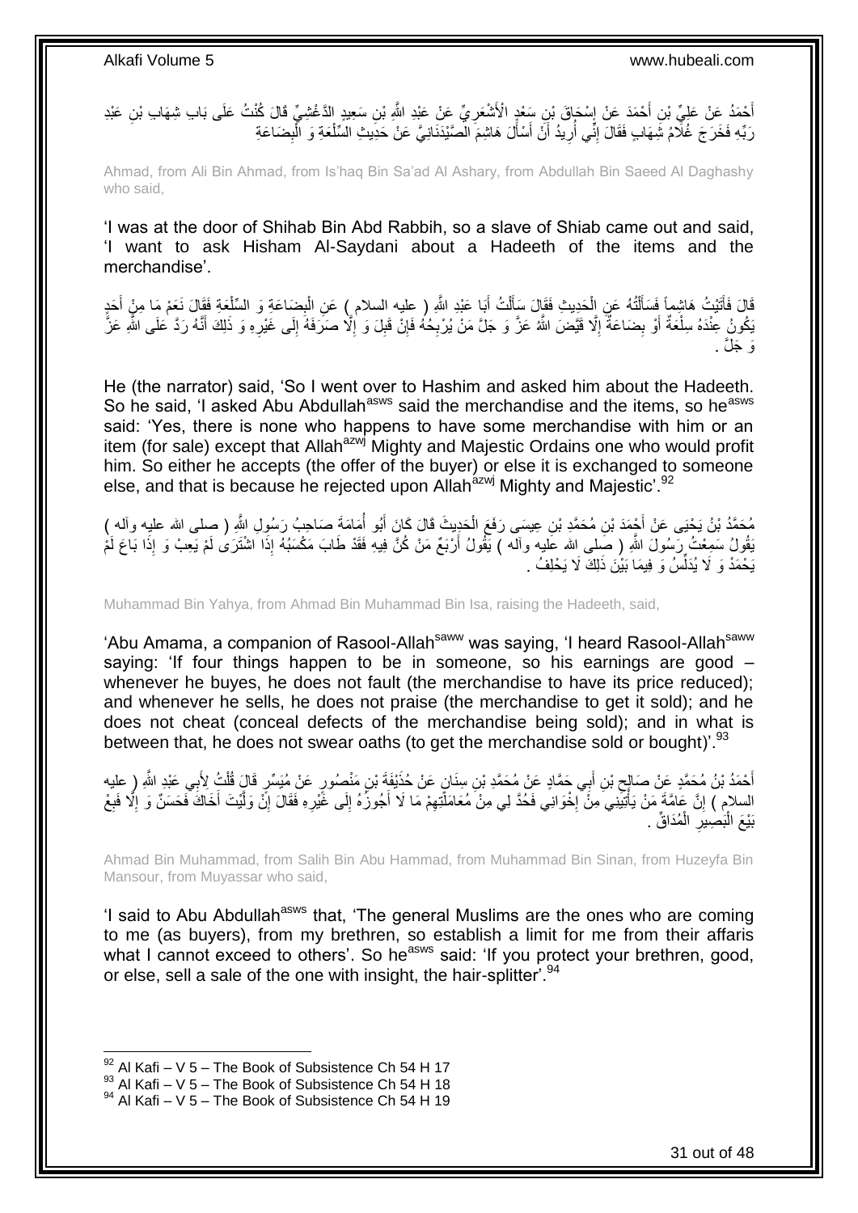أَحْمَدُ عَنْ عَلِيِّ بْنِ أَحْمَدَ عَنْ إِسْحَاقَ بْنِ سَعْدٍ الْأَشْعَرِيِّ عَنْ عَبْدِ اللَّهِ بْنِ سَعِيدٍ الدَّغْشِيِّ قَالَ كُنْتُ عَلَى بَابِ شِهَابِ بْنِ عَبْدِ رَبِّهِ فَخَرَجَ غُلَامُ شِهَابٍ فَقَالَ إِنِّي أُرِيدُ أَنْ أَسْأَلَ هَاشِمَ الصَّيْدَنَانِيَّ عَنْ حَدِيثِ السِّلْعَةِ وَ الْبِضَاعَةِ

Ahmad, from Ali Bin Ahmad, from Is'haq Bin Sa'ad Al Ashary, from Abdullah Bin Saeed Al Daghashy who said,

'I was at the door of Shihab Bin Abd Rabbih, so a slave of Shiab came out and said, 'I want to ask Hisham Al-Saydani about a Hadeeth of the items and the merchandise'.

قَالَ فَأَتَيْتُ هَاشِماً فَسَأَلْتُهُ عَنِ الْحَدِيثِ فَقَالَ سَأَلْتُ أَبَا عَبْدِ اللَّهِ ( عليه السلام ) عَنِ الْبِضَاعَةِ وَ السِّلْعَةِ فَقَالَ نَعَمْ مَا مِنْ أَحَدٍ يَكُونُ عِنْدَهُ سِلْعَةٌ أَوْ بِضَاعَةٌ إِلَّا قَيَّضَ اللَّهُ عَزَّ وَ جَلَّ مَنْ يُرْبِحُهُ فَإِنْ قَبِلَ وَ إِلَّا صَرَفَهُ إِلَى غَيْرِهِ وَ ذَلِكَ أَنَّهُ رَدَّ عَلَى اللَّهِ عَزَّ وَ جَلَّ .

He (the narrator) said, 'So I went over to Hashim and asked him about the Hadeeth. So he said, 'I asked Abu Abdullah[asws] said the merchandise and the items, so he[asws] said: 'Yes, there is none who happens to have some merchandise with him or an item (for sale) except that Allah[azwj] Mighty and Majestic Ordains one who would profit him. So either he accepts (the offer of the buyer) or else it is exchanged to someone else, and that is because he rejected upon Allah[azwj] Mighty and Majestic'.[92]

مُحَمَّدُ بْنُ يَحْيَى عَنْ أَحْمَدَ بْنِ مُحَمَّدِ بْنِ عِيسَى رَفَعَ الْحَدِيثَ قَالَ كَانَ أَبُو أُمَامَةَ صَاحِبُ رَسُولِ اللَّهِ ( صلى الله عليه وآله ) يَقُولُ سَمِعْتُ رَسُولَ اللَّهِ ( صلى الله عليه وآله ) يَقُولُ أَرْبَعٌ مَنْ كُنَّ فِيهِ فَقَدْ طَابَ مَكْسَبُهُ إِذَا اشْتَرَى لَمْ يَعِبْ وَ إِذَا بَاعَ لَمْ يَحْمَدْ وَ لَا يُدَلِّسُ وَ فِيمَا بَيْنَ ذَلِكَ لَا يَحْلِفُ .

Muhammad Bin Yahya, from Ahmad Bin Muhammad Bin Isa, raising the Hadeeth, said,

'Abu Amama, a companion of Rasool-Allah[saww] was saying, 'I heard Rasool-Allah[saww] saying: 'If four things happen to be in someone, so his earnings are good – whenever he buyes, he does not fault (the merchandise to have its price reduced); and whenever he sells, he does not praise (the merchandise to get it sold); and he does not cheat (conceal defects of the merchandise being sold); and in what is between that, he does not swear oaths (to get the merchandise sold or bought)'.[93]

أَحْمَدُ بْنُ مُحَمَّدٍ عَنْ صَالِحِ بْنِ أَبِي حَمَّادٍ عَنْ مُحَمَّدِ بْنِ سِنَانٍ عَنْ حُذَيْفَةَ بْنِ مَنْصُورٍ عَنْ مُيَسِّرٍ قَالَ قُلْتُ لِأَبِي عَبْدِ اللَّهِ ( عليه السلام ) إِنَّ عَامَّةَ مَنْ يَأْتِينِي مِنْ إِخْوَانِي فَحُدَّ لِي مِنْ مُعَامَلَتِهِمْ مَا لَا أَجُوزُهُ إِلَى غَيْرِهِ فَقَالَ إِنْ وَلَّيْتَ أَخَاكَ فَحَسَنٌ وَ إِلَّا فَبِعْ بَيْعَ الْبَصِيرِ الْمُدَاقِّ .

Ahmad Bin Muhammad, from Salih Bin Abu Hammad, from Muhammad Bin Sinan, from Huzeyfa Bin Mansour, from Muyassar who said,

'I said to Abu Abdullah[asws] that, 'The general Muslims are the ones who are coming to me (as buyers), from my brethren, so establish a limit for me from their affaris what I cannot exceed to others'. So he[asws] said: 'If you protect your brethren, good, or else, sell a sale of the one with insight, the hair-splitter'.[94]

[92] Al Kafi – V 5 – The Book of Subsistence Ch 54 H 17
[93] Al Kafi – V 5 – The Book of Subsistence Ch 54 H 18
[94] Al Kafi – V 5 – The Book of Subsistence Ch 54 H 19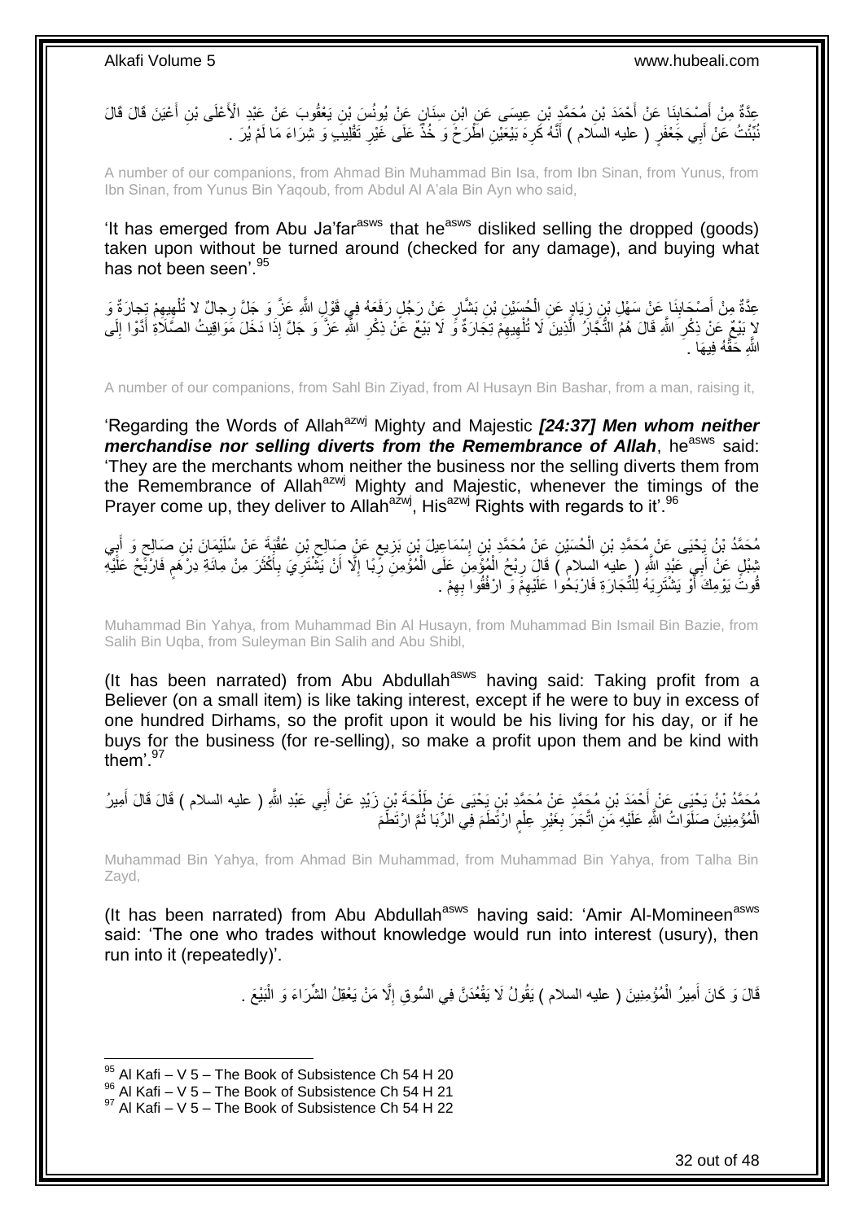عِدَّةٌ مِنْ أَصْحَابِنَا عَنْ أَحْمَدَ بْنِ مُحَمَّدِ بْنِ عِيسَى عَنِ ابْنِ سِنَانٍ عَنْ يُونُسَ بْنِ يَعْقُوبَ عَنْ عَبْدِ الْأَعْلَى بْنِ أَعْيَنَ قَالَ قَالَ نُبِّئْتُ عَنْ أَبِي جَعْفَرٍ ( عليه السلام ) أَنَّهُ كَرِهَ بَيْعَيْنِ اطْرَحْ وَ خُذْ عَلَى غَيْرِ تَقْلِيبٍ وَ شِرَاءَ مَا لَمْ يُرَ .

A number of our companions, from Ahmad Bin Muhammad Bin Isa, from Ibn Sinan, from Yunus, from Ibn Sinan, from Yunus Bin Yaqoub, from Abdul Al A'ala Bin Ayn who said,

'It has emerged from Abu Ja'far[asws] that he[asws] disliked selling the dropped (goods) taken upon without be turned around (checked for any damage), and buying what has not been seen'.[95]

عِدَّةٌ مِنْ أَصْحَابِنَا عَنْ سَهْلِ بْنِ زِيَادٍ عَنِ الْحُسَيْنِ بْنِ بَشَّارٍ عَنْ رَجُلٍ رَفَعَهُ فِي قَوْلِ اللَّهِ عَزَّ وَ جَلَّ رِجالٌ لا تُلْهِيهِمْ تِجارَةٌ وَ لا بَيْعٌ عَنْ ذِكْرِ اللَّهِ قَالَ هُمُ التُّجَّارُ الَّذِينَ لَا تُلْهِيهِمْ تِجَارَةٌ وَ لَا بَيْعٌ عَنْ ذِكْرِ اللَّهِ عَزَّ وَ جَلَّ إِذَا دَخَلَ مَوَاقِيتُ الصَّلَاةِ أَدَّوْا إِلَى اللَّهِ حَقَّهُ فِيهَا .

A number of our companions, from Sahl Bin Ziyad, from Al Husayn Bin Bashar, from a man, raising it,

'Regarding the Words of Allah[azwj] Mighty and Majestic ***[24:37] Men whom neither merchandise nor selling diverts from the Remembrance of Allah***, he[asws] said: 'They are the merchants whom neither the business nor the selling diverts them from the Remembrance of Allah[azwj] Mighty and Majestic, whenever the timings of the Prayer come up, they deliver to Allah[azwj], His[azwj] Rights with regards to it'.[96]

مُحَمَّدُ بْنُ يَحْيَى عَنْ مُحَمَّدِ بْنِ الْحُسَيْنِ عَنْ مُحَمَّدِ بْنِ إِسْمَاعِيلَ بْنِ بَزِيعٍ عَنْ صَالِحِ بْنِ عُقْبَةَ عَنْ سُلَيْمَانَ بْنِ صَالِحٍ وَ أَبِي شِبْلٍ عَنْ أَبِي عَبْدِ اللَّهِ ( عليه السلام ) قَالَ رِبْحُ الْمُؤْمِنِ عَلَى الْمُؤْمِنِ رِبًا إِلَّا أَنْ يَشْتَرِيَ بِأَكْثَرَ مِنْ مِائَةِ دِرْهَمٍ فَارْبَحْ عَلَيْهِ قُوتَ يَوْمِكَ أَوْ يَشْتَرِيَهُ لِلتِّجَارَةِ فَارْبَحُوا عَلَيْهِمْ وَ ارْفُقُوا بِهِمْ .

Muhammad Bin Yahya, from Muhammad Bin Al Husayn, from Muhammad Bin Ismail Bin Bazie, from Salih Bin Uqba, from Suleyman Bin Salih and Abu Shibl,

(It has been narrated) from Abu Abdullah[asws] having said: Taking profit from a Believer (on a small item) is like taking interest, except if he were to buy in excess of one hundred Dirhams, so the profit upon it would be his living for his day, or if he buys for the business (for re-selling), so make a profit upon them and be kind with them'.[97]

مُحَمَّدُ بْنُ يَحْيَى عَنْ أَحْمَدَ بْنِ مُحَمَّدٍ عَنْ مُحَمَّدِ بْنِ يَحْيَى عَنْ طَلْحَةَ بْنِ زَيْدٍ عَنْ أَبِي عَبْدِ اللَّهِ ( عليه السلام ) قَالَ قَالَ أَمِيرُ الْمُؤْمِنِينَ صَلَوَاتُ اللَّهِ عَلَيْهِ مَنِ اتَّجَرَ بِغَيْرِ عِلْمٍ ارْتَطَمَ فِي الرِّبَا ثُمَّ ارْتَطَمَ

Muhammad Bin Yahya, from Ahmad Bin Muhammad, from Muhammad Bin Yahya, from Talha Bin Zayd,

(It has been narrated) from Abu Abdullah[asws] having said: 'Amir Al-Momineen[asws] said: 'The one who trades without knowledge would run into interest (usury), then run into it (repeatedly)'.

قَالَ وَ كَانَ أَمِيرُ الْمُؤْمِنِينَ ( عليه السلام ) يَقُولُ لَا يَقْعُدَنَّ فِي السُّوقِ إِلَّا مَنْ يَعْقِلُ الشِّرَاءَ وَ الْبَيْعَ .

[95] Al Kafi – V 5 – The Book of Subsistence Ch 54 H 20
[96] Al Kafi – V 5 – The Book of Subsistence Ch 54 H 21
[97] Al Kafi – V 5 – The Book of Subsistence Ch 54 H 22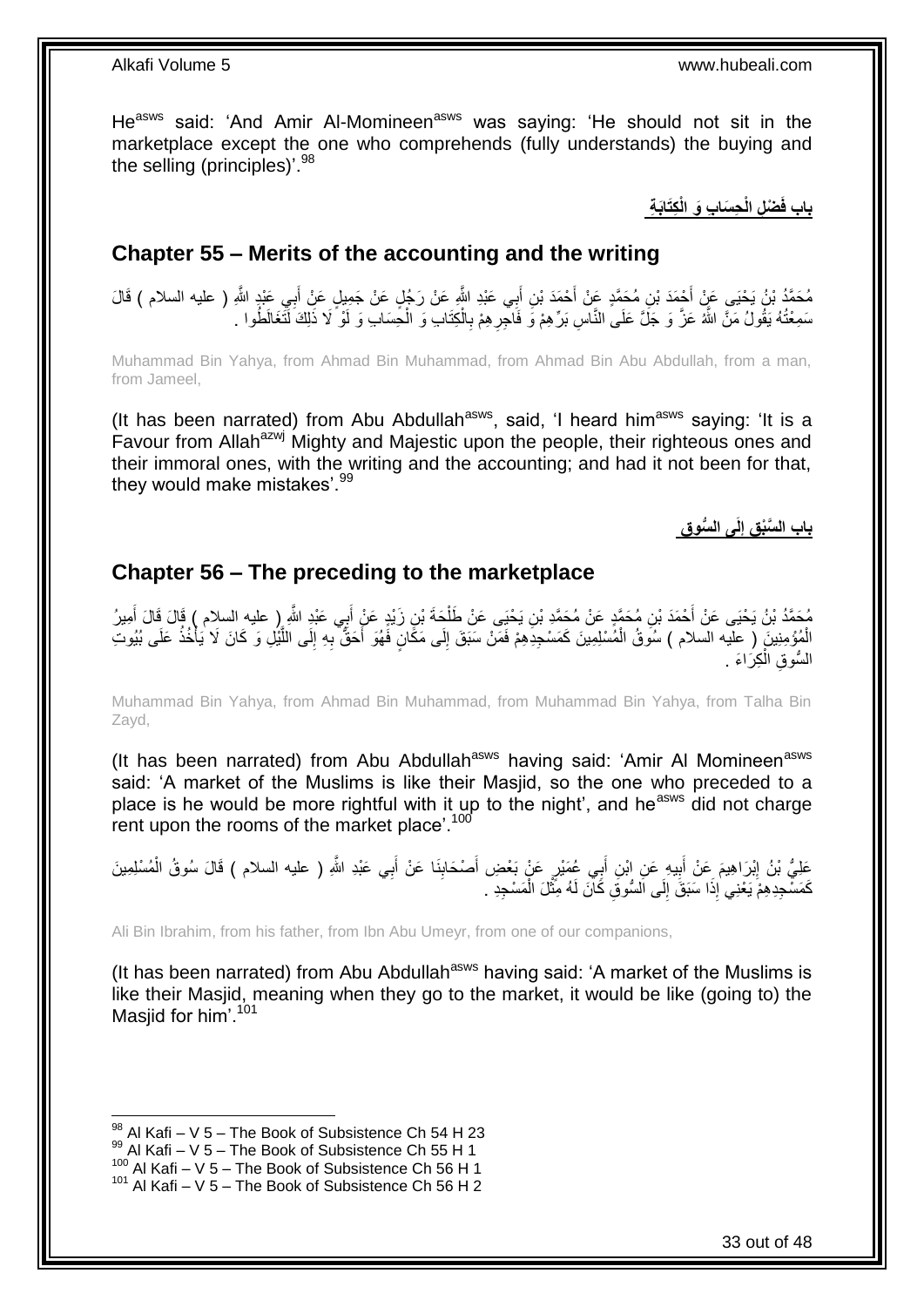He[asws] said: 'And Amir Al-Momineen[asws] was saying: 'He should not sit in the marketplace except the one who comprehends (fully understands) the buying and the selling (principles)'.[98]

**بابِ فَضْلِ الْحِسَابِ وَ الْكِتَابَةِ**

## Chapter 55 – Merits of the accounting and the writing

مُحَمَّدُ بْنُ يَحْيَى عَنْ أَحْمَدَ بْنِ مُحَمَّدٍ عَنْ أَحْمَدَ بْنِ أَبِي عَبْدِ اللَّهِ عَنْ رَجُلٍ عَنْ جَمِيلٍ عَنْ أَبِي عَبْدِ اللَّهِ ( عليه السلام ) قَالَ سَمِعْتُهُ يَقُولُ مَنَّ اللَّهُ عَزَّ وَ جَلَّ عَلَى النَّاسِ بَرِّهِمْ وَ فَاجِرِهِمْ بِالْكِتَابِ وَ الْحِسَابِ وَ لَوْ لَا ذَلِكَ لَتَغَالَطُوا .

Muhammad Bin Yahya, from Ahmad Bin Muhammad, from Ahmad Bin Abu Abdullah, from a man, from Jameel,

(It has been narrated) from Abu Abdullah[asws], said, 'I heard him[asws] saying: 'It is a Favour from Allah[azwj] Mighty and Majestic upon the people, their righteous ones and their immoral ones, with the writing and the accounting; and had it not been for that, they would make mistakes'.[99]

**باب السَّبْقِ إِلَى السُّوقِ**

## Chapter 56 – The preceding to the marketplace

مُحَمَّدُ بْنُ يَحْيَى عَنْ أَحْمَدَ بْنِ مُحَمَّدٍ عَنْ مُحَمَّدِ بْنِ يَحْيَى عَنْ طَلْحَةَ بْنِ زَيْدٍ عَنْ أَبِي عَبْدِ اللَّهِ ( عليه السلام ) قَالَ قَالَ أَمِيرُ الْمُؤْمِنِينَ ( عليه السلام ) سُوقُ الْمُسْلِمِينَ كَمَسْجِدِهِمْ فَمَنْ سَبَقَ إِلَى مَكَانٍ فَهُوَ أَحَقُّ بِهِ إِلَى اللَّيْلِ وَ كَانَ لَا يَأْخُذُ عَلَى بُيُوتِ السُّوقِ الْكِرَاءَ .

Muhammad Bin Yahya, from Ahmad Bin Muhammad, from Muhammad Bin Yahya, from Talha Bin Zayd,

(It has been narrated) from Abu Abdullah[asws] having said: 'Amir Al Momineen[asws] said: 'A market of the Muslims is like their Masjid, so the one who preceded to a place is he would be more rightful with it up to the night', and he[asws] did not charge rent upon the rooms of the market place'.[100]

عَلِيُّ بْنُ إِبْرَاهِيمَ عَنْ أَبِيهِ عَنِ ابْنِ أَبِي عُمَيْرٍ عَنْ بَعْضِ أَصْحَابِنَا عَنْ أَبِي عَبْدِ اللَّهِ ( عليه السلام ) قَالَ سُوقُ الْمُسْلِمِينَ كَمَسْجِدِهِمْ يَعْنِي إِذَا سَبَقَ إِلَى السُّوقِ كَانَ لَهُ مِثْلَ الْمَسْجِدِ .

Ali Bin Ibrahim, from his father, from Ibn Abu Umeyr, from one of our companions,

(It has been narrated) from Abu Abdullah[asws] having said: 'A market of the Muslims is like their Masjid, meaning when they go to the market, it would be like (going to) the Masjid for him'.[101]

---

[98] Al Kafi – V 5 – The Book of Subsistence Ch 54 H 23
[99] Al Kafi – V 5 – The Book of Subsistence Ch 55 H 1
[100] Al Kafi – V 5 – The Book of Subsistence Ch 56 H 1
[101] Al Kafi – V 5 – The Book of Subsistence Ch 56 H 2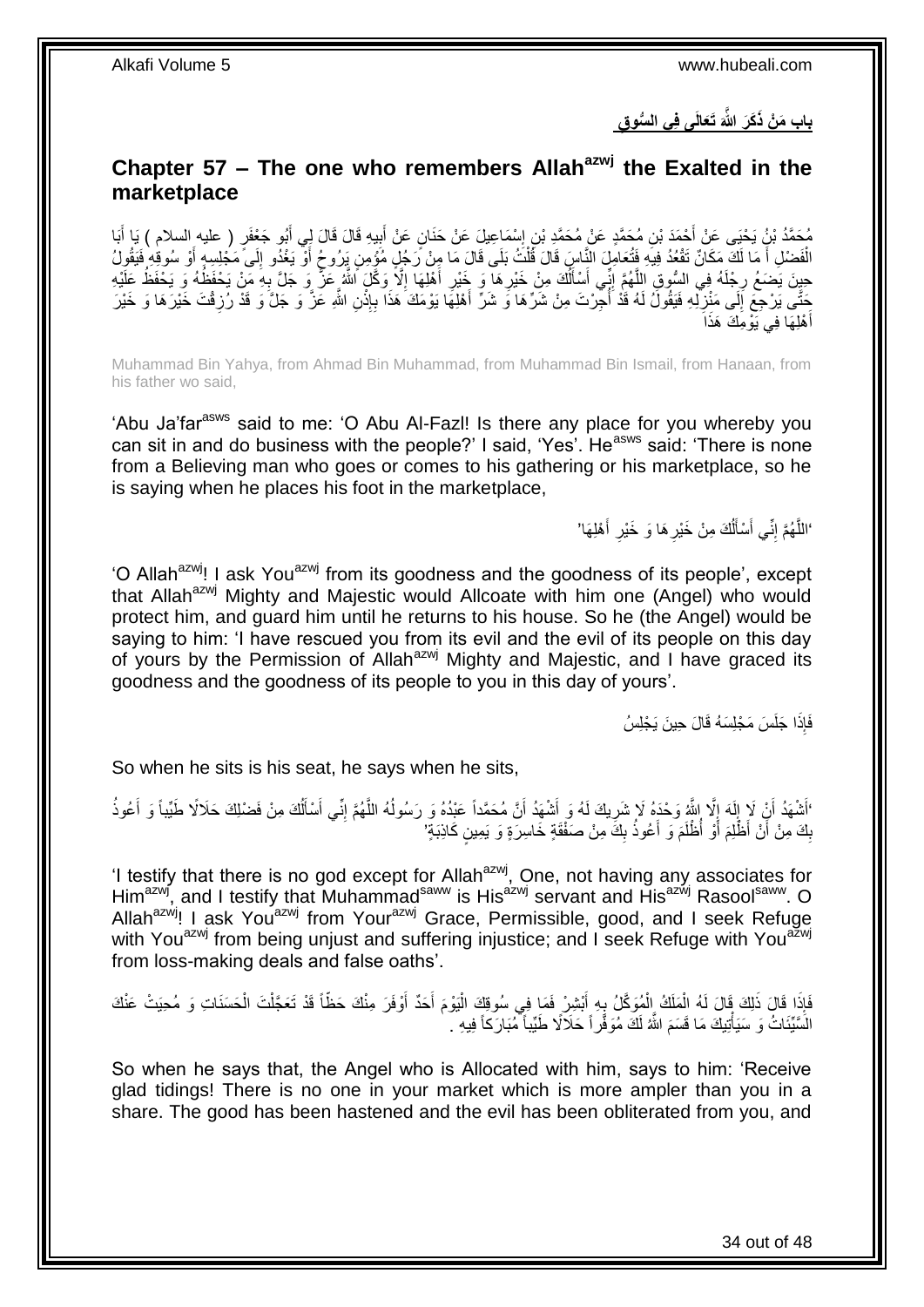## بابِ مَنْ ذَكَرَ اللَّهَ تَعَالَى فِي السُّوقِ

## Chapter 57 – The one who remembers Allah[azwj] the Exalted in the marketplace

مُحَمَّدُ بْنُ يَحْيَى عَنْ أَحْمَدَ بْنِ مُحَمَّدٍ عَنْ مُحَمَّدِ بْنِ إِسْمَاعِيلَ عَنْ حَنَانٍ عَنْ أَبِيهِ قَالَ قَالَ لِي أَبُو جَعْفَرٍ ( عليه السلام ) يَا أَبَا الْفَضْلِ أَ مَا لَكَ مَكَانٌ تَقْعُدُ فِيهِ فَتُعَامِلَ النَّاسَ قَالَ قُلْتُ بَلَى قَالَ مَا مِنْ رَجُلٍ مُؤْمِنٍ يَرُوحُ أَوْ يَغْدُو إِلَى مَجْلِسِهِ أَوْ سُوقِهِ فَيَقُولُ حِينَ يَضَعُ رِجْلَهُ فِي السُّوقِ اللَّهُمَّ إِنِّي أَسْأَلُكَ مِنْ خَيْرِهَا وَ خَيْرِ أَهْلِهَا إِلَّا وَكَّلَ اللَّهُ عَزَّ وَ جَلَّ بِهِ مَنْ يَحْفَظُهُ وَ يَحْفَظُ عَلَيْهِ حَتَّى يَرْجِعَ إِلَى مَنْزِلِهِ فَيَقُولُ لَهُ قَدْ أَجَرْتَ مِنْ شَرِّهَا وَ شَرِّ أَهْلِهَا يَوْمَكَ هَذَا بِإِذْنِ اللَّهِ عَزَّ وَ جَلَّ وَ قَدْ رُزِقْتَ خَيْرَهَا وَ خَيْرَ أَهْلِهَا فِي يَوْمِكَ هَذَا

Muhammad Bin Yahya, from Ahmad Bin Muhammad, from Muhammad Bin Ismail, from Hanaan, from his father wo said,

'Abu Ja'far[asws] said to me: 'O Abu Al-Fazl! Is there any place for you whereby you can sit in and do business with the people?' I said, 'Yes'. He[asws] said: 'There is none from a Believing man who goes or comes to his gathering or his marketplace, so he is saying when he places his foot in the marketplace,

'اللَّهُمَّ إِنِّي أَسْأَلُكَ مِنْ خَيْرِهَا وَ خَيْرِ أَهْلِهَا'

'O Allah[azwj]! I ask You[azwj] from its goodness and the goodness of its people', except that Allah[azwj] Mighty and Majestic would Allcoate with him one (Angel) who would protect him, and guard him until he returns to his house. So he (the Angel) would be saying to him: 'I have rescued you from its evil and the evil of its people on this day of yours by the Permission of Allah[azwj] Mighty and Majestic, and I have graced its goodness and the goodness of its people to you in this day of yours'.

فَإِذَا جَلَسَ مَجْلِسَهُ قَالَ حِينَ يَجْلِسُ

So when he sits is his seat, he says when he sits,

'أَشْهَدُ أَنْ لَا إِلَهَ إِلَّا اللَّهُ وَحْدَهُ لَا شَرِيكَ لَهُ وَ أَشْهَدُ أَنَّ مُحَمَّداً عَبْدُهُ وَ رَسُولُهُ اللَّهُمَّ إِنِّي أَسْأَلُكَ مِنْ فَضْلِكَ حَلَالًا طَيِّباً وَ أَعُوذُ بِكَ مِنْ أَنْ أَظْلِمَ أَوْ أُظْلَمَ وَ أَعُوذُ بِكَ مِنْ صَفْقَةٍ خَاسِرَةٍ وَ يَمِينٍ كَاذِبَةٍ'

'I testify that there is no god except for Allah[azwj], One, not having any associates for Him[azwj], and I testify that Muhammad[saww] is His[azwj] servant and His[azwj] Rasool[saww]. O Allah[azwj]! I ask You[azwj] from Your[azwj] Grace, Permissible, good, and I seek Refuge with You[azwj] from being unjust and suffering injustice; and I seek Refuge with You[azwj] from loss-making deals and false oaths'.

فَإِذَا قَالَ ذَلِكَ قَالَ لَهُ الْمَلَكُ الْمُوَكَّلُ بِهِ أَبْشِرْ فَمَا فِي سُوقِكَ الْيَوْمَ أَحَدٌ أَوْفَرَ مِنْكَ حَظّاً قَدْ تَعَجَّلْتَ الْحَسَنَاتِ وَ مُحِيَتْ عَنْكَ السَّيِّئَاتُ وَ سَيَأْتِيكَ مَا قَسَمَ اللَّهُ لَكَ مُوَفَّراً حَلَالًا طَيِّباً مُبَارَكاً فِيهِ .

So when he says that, the Angel who is Allocated with him, says to him: 'Receive glad tidings! There is no one in your market which is more ampler than you in a share. The good has been hastened and the evil has been obliterated from you, and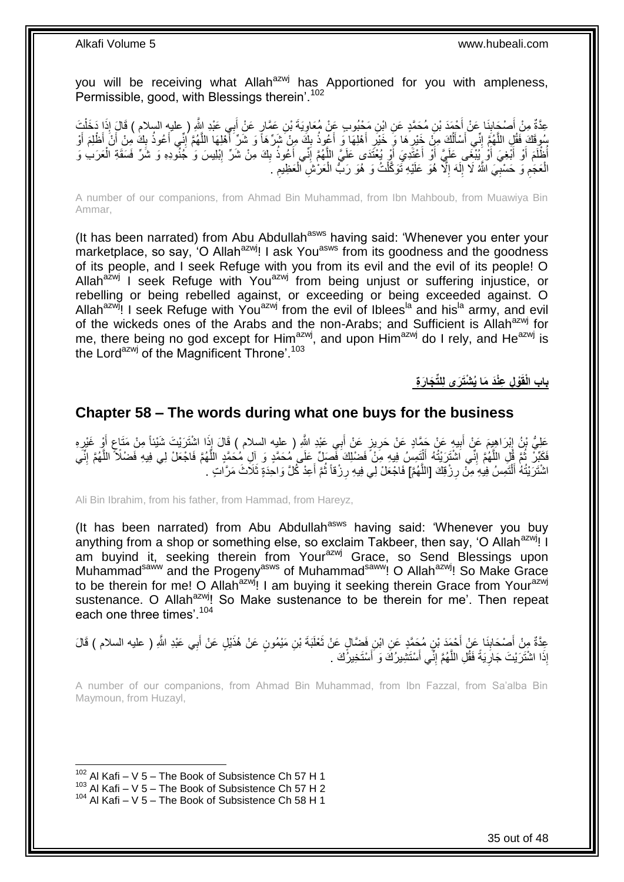you will be receiving what Allah[azwj] has Apportioned for you with ampleness, Permissible, good, with Blessings therein'.[102]

عِدَّةٌ مِنْ أَصْحَابِنَا عَنْ أَحْمَدَ بْنِ مُحَمَّدٍ عَنِ ابْنِ مَحْبُوبٍ عَنْ مُعَاوِيَةَ بْنِ عَمَّارٍ عَنْ أَبِي عَبْدِ اللَّهِ ( عليه السلام ) قَالَ إِذَا دَخَلْتَ سُوقَكَ فَقُلِ اللَّهُمَّ إِنِّي أَسْأَلُكَ مِنْ خَيْرِهَا وَ خَيْرِ أَهْلِهَا وَ أَعُوذُ بِكَ مِنْ شَرِّهَا وَ شَرِّ أَهْلِهَا اللَّهُمَّ إِنِّي أَعُوذُ بِكَ مِنْ أَنْ أَظْلِمَ أَوْ أُظْلَمَ أَوْ أَبْغِيَ أَوْ يُبْغَى عَلَيَّ أَوْ أَعْتَدِيَ أَوْ يُعْتَدَى عَلَيَّ اللَّهُمَّ إِنِّي أَعُوذُ بِكَ مِنْ شَرِّ إِبْلِيسَ وَ جُنُودِهِ وَ شَرِّ فَسَقَةِ الْعَرَبِ وَ الْعَجَمِ وَ حَسْبِيَ اللَّهُ لَا إِلَهَ إِلَّا هُوَ عَلَيْهِ تَوَكَّلْتُ وَ هُوَ رَبُّ الْعَرْشِ الْعَظِيمِ .

A number of our companions, from Ahmad Bin Muhammad, from Ibn Mahboub, from Muawiya Bin Ammar,

(It has been narrated) from Abu Abdullah[asws] having said: 'Whenever you enter your marketplace, so say, 'O Allah[azwj]! I ask You[asws] from its goodness and the goodness of its people, and I seek Refuge with you from its evil and the evil of its people! O Allah[azwj] I seek Refuge with You[azwj] from being unjust or suffering injustice, or rebelling or being rebelled against, or exceeding or being exceeded against. O Allah[azwj]! I seek Refuge with You[azwj] from the evil of Iblees[la] and his[la] army, and evil of the wickeds ones of the Arabs and the non-Arabs; and Sufficient is Allah[azwj] for me, there being no god except for Him[azwj], and upon Him[azwj] do I rely, and He[azwj] is the Lord[azwj] of the Magnificent Throne'.[103]

## بَابُ الْقَوْلِ عِنْدَ مَا يُشْتَرَى لِلتِّجَارَةِ

## Chapter 58 – The words during what one buys for the business

عَلِيُّ بْنُ إِبْرَاهِيمَ عَنْ أَبِيهِ عَنْ حَمَّادٍ عَنْ حَرِيزٍ عَنْ أَبِي عَبْدِ اللَّهِ ( عليه السلام ) قَالَ إِذَا اشْتَرَيْتَ شَيْئاً مِنْ مَتَاعٍ أَوْ غَيْرِهِ فَكَبِّرْ ثُمَّ قُلِ اللَّهُمَّ إِنِّي اشْتَرَيْتُهُ أَلْتَمِسُ فِيهِ مِنْ فَضْلِكَ فَصَلِّ عَلَى مُحَمَّدٍ وَ آلِ مُحَمَّدٍ اللَّهُمَّ فَاجْعَلْ لِي فِيهِ فَضْلًا اللَّهُمَّ إِنِّي اشْتَرَيْتُهُ أَلْتَمِسُ فِيهِ مِنْ رِزْقِكَ [اللَّهُمَّ] فَاجْعَلْ لِي فِيهِ رِزْقاً ثُمَّ أَعِدْ كُلَّ وَاحِدَةٍ ثَلَاثَ مَرَّاتٍ .

Ali Bin Ibrahim, from his father, from Hammad, from Hareyz,

(It has been narrated) from Abu Abdullah[asws] having said: 'Whenever you buy anything from a shop or something else, so exclaim Takbeer, then say, 'O Allah[azwj]! I am buyind it, seeking therein from Your[azwj] Grace, so Send Blessings upon Muhammad[saww] and the Progeny[asws] of Muhammad[saww]! O Allah[azwj]! So Make Grace to be therein for me! O Allah[azwj]! I am buying it seeking therein Grace from Your[azwj] sustenance. O Allah[azwj]! So Make sustenance to be therein for me'. Then repeat each one three times'.[104]

عِدَّةٌ مِنْ أَصْحَابِنَا عَنْ أَحْمَدَ بْنِ مُحَمَّدٍ عَنِ ابْنِ فَضَّالٍ عَنْ ثَعْلَبَةَ بْنِ مَيْمُونٍ عَنْ هُذَيْلٍ عَنْ أَبِي عَبْدِ اللَّهِ ( عليه السلام ) قَالَ إِذَا اشْتَرَيْتَ جَارِيَةً فَقُلِ اللَّهُمَّ إِنِّي أَسْتَشِيرُكَ وَ أَسْتَخِيرُكَ .

A number of our companions, from Ahmad Bin Muhammad, from Ibn Fazzal, from Sa'alba Bin Maymoun, from Huzayl,

[102] Al Kafi – V 5 – The Book of Subsistence Ch 57 H 1
[103] Al Kafi – V 5 – The Book of Subsistence Ch 57 H 2
[104] Al Kafi – V 5 – The Book of Subsistence Ch 58 H 1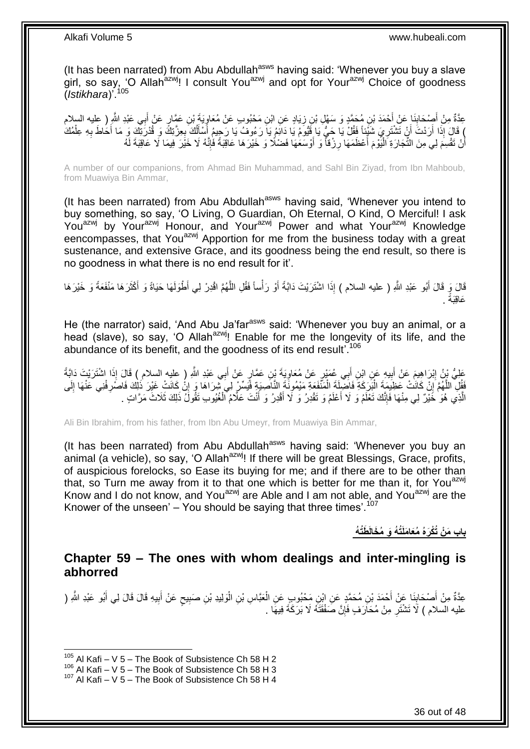(It has been narrated) from Abu Abdullah[asws] having said: 'Whenever you buy a slave girl, so say, 'O Allah[azwj]! I consult You[azwj] and opt for Your[azwj] Choice of goodness (*Istikhara*)'.[105]

عِدَّةٌ مِنْ أَصْحَابِنَا عَنْ أَحْمَدَ بْنِ مُحَمَّدٍ وَ سَهْلِ بْنِ زِيَادٍ عَنِ ابْنِ مَحْبُوبٍ عَنْ مُعَاوِيَةَ بْنِ عَمَّارٍ عَنْ أَبِي عَبْدِ اللَّهِ ( عليه السلام ) قَالَ إِذَا أَرَدْتَ أَنْ تَشْتَرِيَ شَيْئاً فَقُلْ يَا حَيُّ يَا قَيُّومُ يَا دَائِمُ يَا رَءُوفُ يَا رَحِيمُ أَسْأَلُكَ بِعِزَّتِكَ وَ قُدْرَتِكَ وَ مَا أَحَاطَ بِهِ عِلْمُكَ أَنْ تَقْسِمَ لِي مِنَ التِّجَارَةِ الْيَوْمَ أَعْظَمَهَا رِزْقاً وَ أَوْسَعَهَا فَضْلًا وَ خَيْرَهَا عَاقِبَةً فَإِنَّهُ لَا خَيْرَ فِيمَا لَا عَاقِبَةَ لَهُ

A number of our companions, from Ahmad Bin Muhammad, and Sahl Bin Ziyad, from Ibn Mahboub, from Muawiya Bin Ammar,

(It has been narrated) from Abu Abdullah[asws] having said, 'Whenever you intend to buy something, so say, 'O Living, O Guardian, Oh Eternal, O Kind, O Merciful! I ask You[azwj] by Your[azwj] Honour, and Your[azwj] Power and what Your[azwj] Knowledge eencompasses, that You[azwj] Apportion for me from the business today with a great sustenance, and extensive Grace, and its goodness being the end result, so there is no goodness in what there is no end result for it'.

قَالَ وَ قَالَ أَبُو عَبْدِ اللَّهِ ( عليه السلام ) إِذَا اشْتَرَيْتَ دَابَّةً أَوْ رَأْساً فَقُلِ اللَّهُمَّ اقْدِرْ لِي أَطْوَلَهَا حَيَاةً وَ أَكْثَرَهَا مَنْفَعَةً وَ خَيْرَهَا عَاقِبَةً .

He (the narrator) said, 'And Abu Ja'far[asws] said: 'Whenever you buy an animal, or a head (slave), so say, 'O Allah[azwj]! Enable for me the longevity of its life, and the abundance of its benefit, and the goodness of its end result'.[106]

عَلِيُّ بْنُ إِبْرَاهِيمَ عَنْ أَبِيهِ عَنِ ابْنِ أَبِي عُمَيْرٍ عَنْ مُعَاوِيَةَ بْنِ عَمَّارٍ عَنْ أَبِي عَبْدِ اللَّهِ ( عليه السلام ) قَالَ إِذَا اشْتَرَيْتَ دَابَّةً فَقُلِ اللَّهُمَّ إِنْ كَانَتْ عَظِيمَةَ الْبَرَكَةِ فَاضِلَةَ الْمَنْفَعَةِ مَيْمُونَةَ النَّاصِيَةِ فَيَسِّرْ لِي شِرَاهَا وَ إِنْ كَانَتْ غَيْرَ ذَلِكَ فَاصْرِفْنِي عَنْهَا إِلَى الَّذِي هُوَ خَيْرٌ لِي مِنْهَا فَإِنَّكَ تَعْلَمُ وَ لَا أَعْلَمُ وَ تَقْدِرُ وَ لَا أَقْدِرُ وَ أَنْتَ عَلَّامُ الْغُيُوبِ تَقُولُ ذَلِكَ ثَلَاثَ مَرَّاتٍ .

Ali Bin Ibrahim, from his father, from Ibn Abu Umeyr, from Muawiya Bin Ammar,

(It has been narrated) from Abu Abdullah[asws] having said: 'Whenever you buy an animal (a vehicle), so say, 'O Allah[azwj]! If there will be great Blessings, Grace, profits, of auspicious forelocks, so Ease its buying for me; and if there are to be other than that, so Turn me away from it to that one which is better for me than it, for You[azwj] Know and I do not know, and You[azwj] are Able and I am not able, and You[azwj] are the Knower of the unseen' – You should be saying that three times'.[107]

## باب مَنْ تُكْرَهُ مُعَامَلَتُهُ وَ مُخَالَطَتُهُ

## **Chapter 59 – The ones with whom dealings and inter-mingling is abhorred**

عِدَّةٌ مِنْ أَصْحَابِنَا عَنْ أَحْمَدَ بْنِ مُحَمَّدٍ عَنِ ابْنِ مَحْبُوبٍ عَنِ الْعَبَّاسِ بْنِ الْوَلِيدِ بْنِ صَبِيحٍ عَنْ أَبِيهِ قَالَ قَالَ لِي أَبُو عَبْدِ اللَّهِ ( عليه السلام ) لَا تَشْتَرِ مِنْ مُحَارَفٍ فَإِنَّ صَفْقَتَهُ لَا بَرَكَةَ فِيهَا .

[105] Al Kafi – V 5 – The Book of Subsistence Ch 58 H 2
[106] Al Kafi – V 5 – The Book of Subsistence Ch 58 H 3
[107] Al Kafi – V 5 – The Book of Subsistence Ch 58 H 4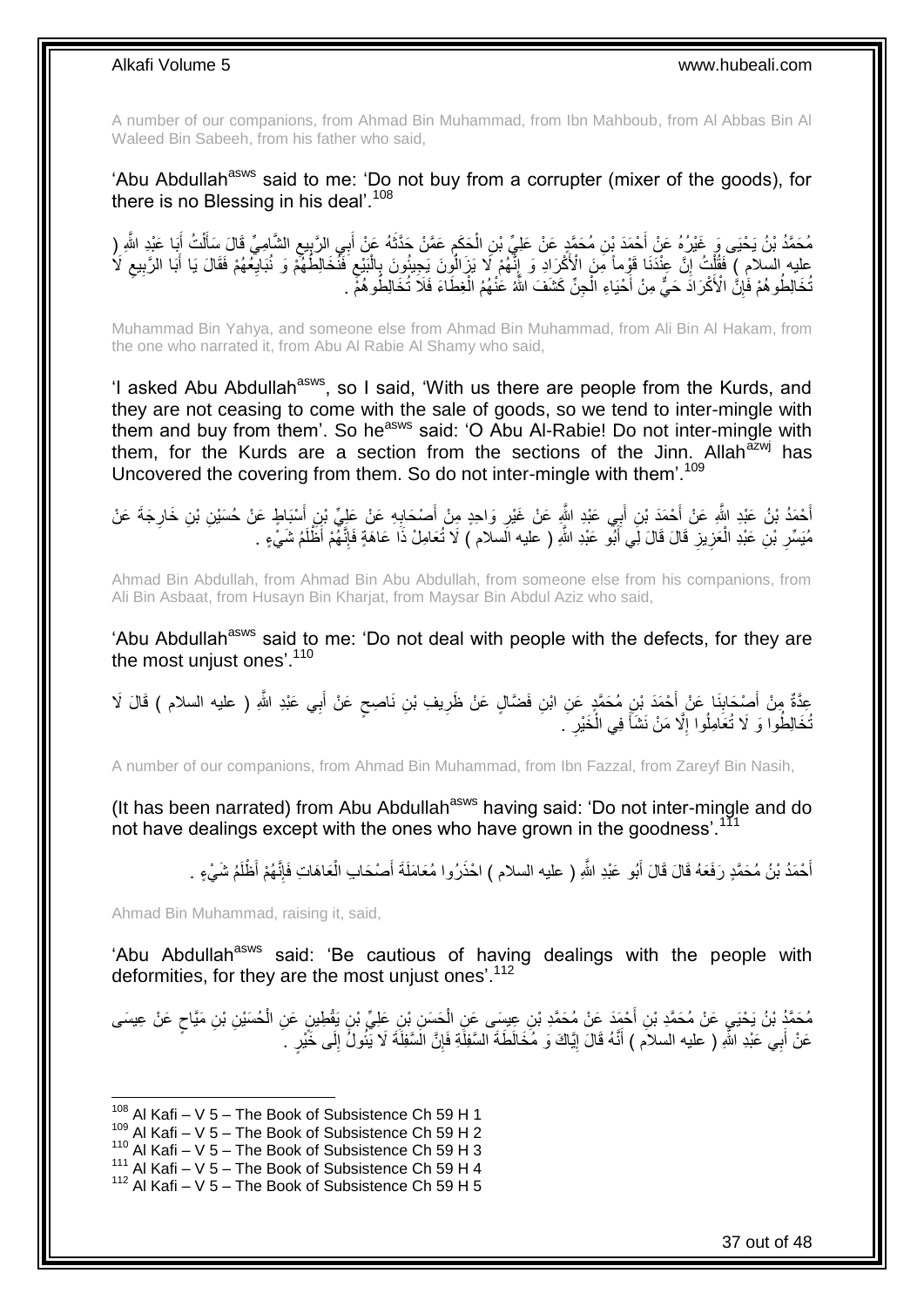A number of our companions, from Ahmad Bin Muhammad, from Ibn Mahboub, from Al Abbas Bin Al Waleed Bin Sabeeh, from his father who said,

'Abu Abdullah[asws] said to me: 'Do not buy from a corrupter (mixer of the goods), for there is no Blessing in his deal'.[108]

مُحَمَّدُ بْنُ يَحْيَى وَ غَيْرُهُ عَنْ أَحْمَدَ بْنِ مُحَمَّدٍ عَنْ عَلِيِّ بْنِ الْحَكَمِ عَمَّنْ حَدَّثَهُ عَنْ أَبِي الرَّبِيعِ الشَّامِيِّ قَالَ سَأَلْتُ أَبَا عَبْدِ اللَّهِ ( عليه السلام ) فَقُلْتُ إِنَّ عِنْدَنَا قَوْماً مِنَ الْأَكْرَادِ وَ إِنَّهُمْ لَا يَزَالُونَ يَجِيئُونَ بِالْبَيْعِ فَنُخَالِطُهُمْ وَ نُبَايِعُهُمْ فَقَالَ يَا أَبَا الرَّبِيعِ لَا تُخَالِطُوهُمْ فَإِنَّ الْأَكْرَادَ حَيٌّ مِنْ أَحْيَاءِ الْجِنِّ كَشَفَ اللَّهُ عَنْهُمُ الْغِطَاءَ فَلَا تُخَالِطُوهُمْ .

Muhammad Bin Yahya, and someone else from Ahmad Bin Muhammad, from Ali Bin Al Hakam, from the one who narrated it, from Abu Al Rabie Al Shamy who said,

'I asked Abu Abdullah[asws], so I said, 'With us there are people from the Kurds, and they are not ceasing to come with the sale of goods, so we tend to inter-mingle with them and buy from them'. So he[asws] said: 'O Abu Al-Rabie! Do not inter-mingle with them, for the Kurds are a section from the sections of the Jinn. Allah[azwj] has Uncovered the covering from them. So do not inter-mingle with them'.[109]

أَحْمَدُ بْنُ عَبْدِ اللَّهِ عَنْ أَحْمَدَ بْنِ أَبِي عَبْدِ اللَّهِ عَنْ غَيْرِ وَاحِدٍ مِنْ أَصْحَابِهِ عَنْ عَلِيِّ بْنِ أَسْبَاطٍ عَنْ حُسَيْنِ بْنِ خَارِجَةَ عَنْ مُيَسِّرِ بْنِ عَبْدِ الْعَزِيزِ قَالَ قَالَ لِي أَبُو عَبْدِ اللَّهِ ( عليه السلام ) لَا تُعَامِلْ ذَا عَاهَةٍ فَإِنَّهُمْ أَظْلَمُ شَيْءٍ .

Ahmad Bin Abdullah, from Ahmad Bin Abu Abdullah, from someone else from his companions, from Ali Bin Asbaat, from Husayn Bin Kharjat, from Maysar Bin Abdul Aziz who said,

'Abu Abdullah[asws] said to me: 'Do not deal with people with the defects, for they are the most unjust ones'.[110]

عِدَّةٌ مِنْ أَصْحَابِنَا عَنْ أَحْمَدَ بْنِ مُحَمَّدٍ عَنِ ابْنِ فَضَّالٍ عَنْ ظَرِيفِ بْنِ نَاصِحٍ عَنْ أَبِي عَبْدِ اللَّهِ ( عليه السلام ) قَالَ لَا تُخَالِطُوا وَ لَا تُعَامِلُوا إِلَّا مَنْ نَشَأَ فِي الْخَيْرِ .

A number of our companions, from Ahmad Bin Muhammad, from Ibn Fazzal, from Zareyf Bin Nasih,

(It has been narrated) from Abu Abdullah[asws] having said: 'Do not inter-mingle and do not have dealings except with the ones who have grown in the goodness'.[111]

أَحْمَدُ بْنُ مُحَمَّدٍ رَفَعَهُ قَالَ قَالَ أَبُو عَبْدِ اللَّهِ ( عليه السلام ) احْذَرُوا مُعَامَلَةَ أَصْحَابِ الْعَاهَاتِ فَإِنَّهُمْ أَظْلَمُ شَيْءٍ .

Ahmad Bin Muhammad, raising it, said,

'Abu Abdullah[asws] said: 'Be cautious of having dealings with the people with deformities, for they are the most unjust ones'.[112]

مُحَمَّدُ بْنُ يَحْيَى عَنْ مُحَمَّدِ بْنِ أَحْمَدَ عَنْ مُحَمَّدِ بْنِ عِيسَى عَنِ الْحَسَنِ بْنِ عَلِيِّ بْنِ يَقْطِينٍ عَنِ الْحُسَيْنِ بْنِ مَيَّاحٍ عَنْ عِيسَى عَنْ أَبِي عَبْدِ اللَّهِ ( عليه السلام ) أَنَّهُ قَالَ إِيَّاكَ وَ مُخَالَطَةَ السَّفِلَةِ فَإِنَّ السَّفِلَةَ لَا يَئُولُ إِلَى خَيْرٍ .

[108] Al Kafi – V 5 – The Book of Subsistence Ch 59 H 1
[109] Al Kafi – V 5 – The Book of Subsistence Ch 59 H 2
[110] Al Kafi – V 5 – The Book of Subsistence Ch 59 H 3
[111] Al Kafi – V 5 – The Book of Subsistence Ch 59 H 4
[112] Al Kafi – V 5 – The Book of Subsistence Ch 59 H 5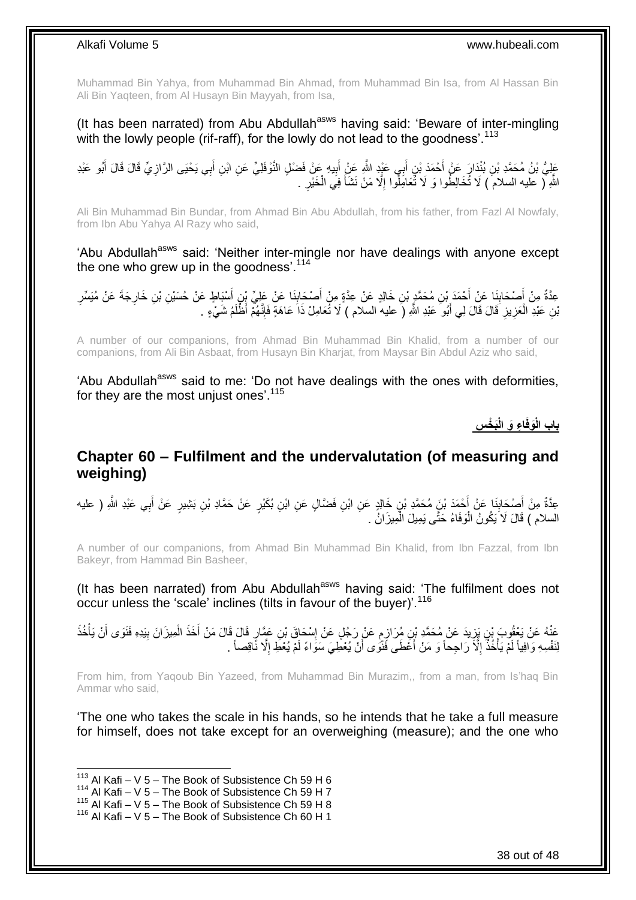Muhammad Bin Yahya, from Muhammad Bin Ahmad, from Muhammad Bin Isa, from Al Hassan Bin Ali Bin Yaqteen, from Al Husayn Bin Mayyah, from Isa,

(It has been narrated) from Abu Abdullah[asws] having said: 'Beware of inter-mingling with the lowly people (rif-raff), for the lowly do not lead to the goodness'.[113]

عَلِيُّ بْنُ مُحَمَّدِ بْنِ بُنْدَارَ عَنْ أَحْمَدَ بْنِ أَبِي عَبْدِ اللَّهِ عَنْ أَبِيهِ عَنْ فَضْلٍ النَّوْفَلِيِّ عَنِ ابْنِ أَبِي يَحْيَى الرَّازِيِّ قَالَ قَالَ أَبُو عَبْدِ اللَّهِ ( عليه السلام ) لَا تُخَالِطُوا وَ لَا تُعَامِلُوا إِلَّا مَنْ نَشَأَ فِي الْخَيْرِ .

Ali Bin Muhammad Bin Bundar, from Ahmad Bin Abu Abdullah, from his father, from Fazl Al Nowfaly, from Ibn Abu Yahya Al Razy who said,

'Abu Abdullah[asws] said: 'Neither inter-mingle nor have dealings with anyone except the one who grew up in the goodness'.[114]

عِدَّةٌ مِنْ أَصْحَابِنَا عَنْ أَحْمَدَ بْنِ مُحَمَّدِ بْنِ خَالِدٍ عَنْ عِدَّةٍ مِنْ أَصْحَابِنَا عَنْ عَلِيِّ بْنِ أَسْبَاطٍ عَنْ حُسَيْنِ بْنِ خَارِجَةَ عَنْ مُيَسِّرِ بْنِ عَبْدِ الْعَزِيزِ قَالَ قَالَ لِي أَبُو عَبْدِ اللَّهِ ( عليه السلام ) لَا تُعَامِلْ ذَا عَاهَةٍ فَإِنَّهُمْ أَظْلَمُ شَيْءٍ .

A number of our companions, from Ahmad Bin Muhammad Bin Khalid, from a number of our companions, from Ali Bin Asbaat, from Husayn Bin Kharjat, from Maysar Bin Abdul Aziz who said,

'Abu Abdullah[asws] said to me: 'Do not have dealings with the ones with deformities, for they are the most unjust ones'.[115]

## بَابُ الْوَفَاءِ وَ الْبَخْسِ

## Chapter 60 – Fulfilment and the undervalutation (of measuring and weighing)

عِدَّةٌ مِنْ أَصْحَابِنَا عَنْ أَحْمَدَ بْنِ مُحَمَّدِ بْنِ خَالِدٍ عَنِ ابْنِ فَضَّالٍ عَنِ ابْنِ بُكَيْرٍ عَنْ حَمَّادِ بْنِ بَشِيرٍ عَنْ أَبِي عَبْدِ اللَّهِ ( عليه السلام ) قَالَ لَا يَكُونُ الْوَفَاءُ حَتَّى يَمِيلَ الْمِيزَانُ .

A number of our companions, from Ahmad Bin Muhammad Bin Khalid, from Ibn Fazzal, from Ibn Bakeyr, from Hammad Bin Basheer,

(It has been narrated) from Abu Abdullah[asws] having said: 'The fulfilment does not occur unless the 'scale' inclines (tilts in favour of the buyer)'.[116]

عَنْهُ عَنْ يَعْقُوبَ بْنِ يَزِيدَ عَنْ مُحَمَّدِ بْنِ مُرَازِمٍ عَنْ رَجُلٍ عَنْ إِسْحَاقَ بْنِ عَمَّارٍ قَالَ قَالَ مَنْ أَخَذَ الْمِيزَانَ بِيَدِهِ فَنَوَى أَنْ يَأْخُذَ لِنَفْسِهِ وَافِياً لَمْ يَأْخُذْ إِلَّا رَاجِحاً وَ مَنْ أَعْطَى فَنَوَى أَنْ يُعْطِيَ سَوَاءً لَمْ يُعْطِ إِلَّا نَاقِصاً .

From him, from Yaqoub Bin Yazeed, from Muhammad Bin Murazim,, from a man, from Is'haq Bin Ammar who said,

'The one who takes the scale in his hands, so he intends that he take a full measure for himself, does not take except for an overweighing (measure); and the one who

[113] Al Kafi – V 5 – The Book of Subsistence Ch 59 H 6
[114] Al Kafi – V 5 – The Book of Subsistence Ch 59 H 7
[115] Al Kafi – V 5 – The Book of Subsistence Ch 59 H 8
[116] Al Kafi – V 5 – The Book of Subsistence Ch 60 H 1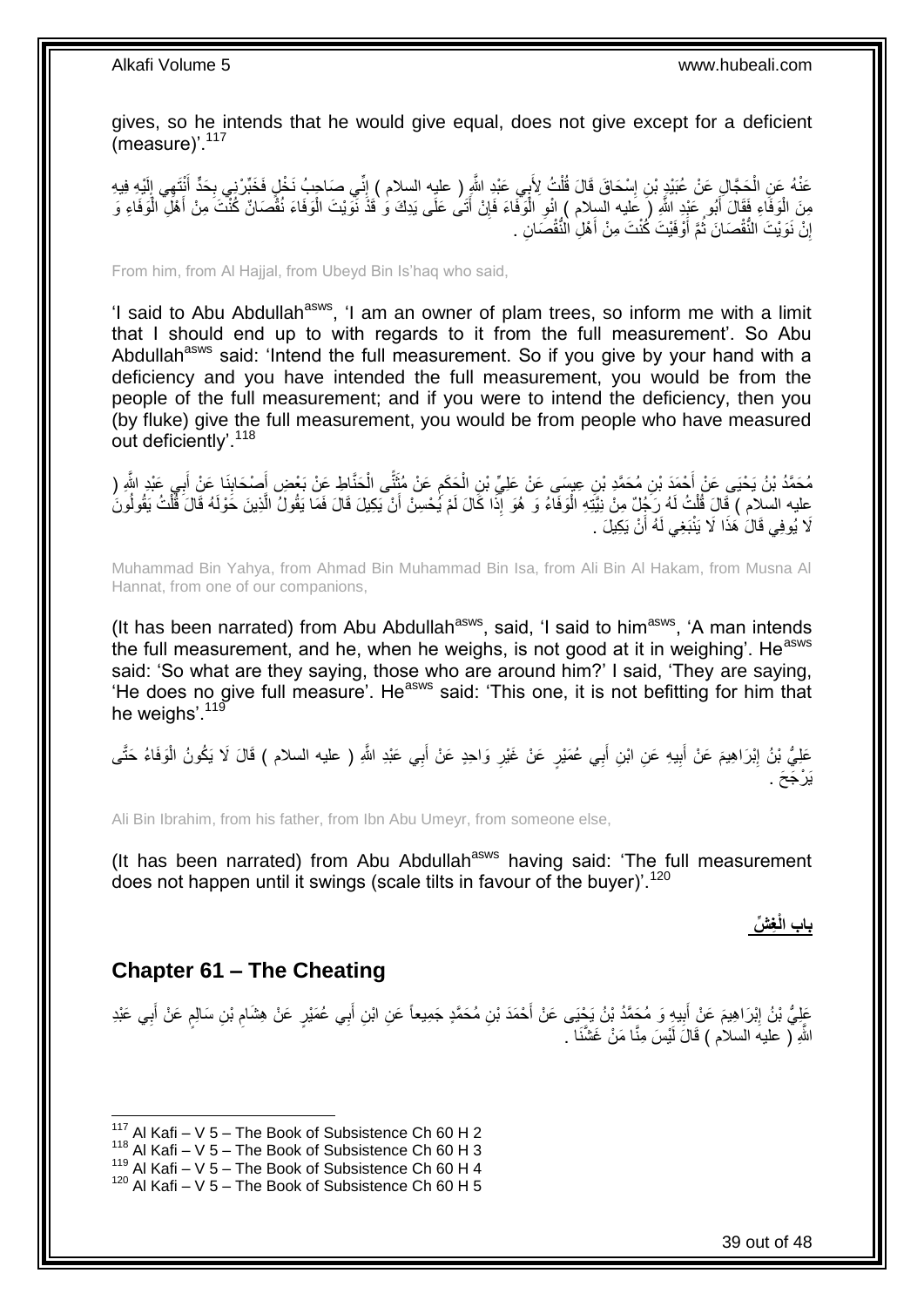gives, so he intends that he would give equal, does not give except for a deficient (measure)'.[117]

عَنْهُ عَنِ الْحَجَّالِ عَنْ عُبَيْدِ بْنِ إِسْحَاقَ قَالَ قُلْتُ لِأَبِي عَبْدِ اللَّهِ ( عليه السلام ) إِنِّي صَاحِبُ نَخْلٍ فَخَبِّرْنِي بِحَدٍّ أَنْتَهِي إِلَيْهِ فِيهِ مِنَ الْوَفَاءِ فَقَالَ أَبُو عَبْدِ اللَّهِ ( عليه السلام ) انْوِ الْوَفَاءَ فَإِنْ أَتَى عَلَى يَدِكَ وَ قَدْ نَوَيْتَ الْوَفَاءَ نُقْصَانٌ كُنْتَ مِنْ أَهْلِ الْوَفَاءِ وَ إِنْ نَوَيْتَ النُّقْصَانَ ثُمَّ أَوْفَيْتَ كُنْتَ مِنْ أَهْلِ النُّقْصَانِ .

From him, from Al Hajjal, from Ubeyd Bin Is'haq who said,

'I said to Abu Abdullah[asws], 'I am an owner of plam trees, so inform me with a limit that I should end up to with regards to it from the full measurement'. So Abu Abdullah[asws] said: 'Intend the full measurement. So if you give by your hand with a deficiency and you have intended the full measurement, you would be from the people of the full measurement; and if you were to intend the deficiency, then you (by fluke) give the full measurement, you would be from people who have measured out deficiently'.[118]

مُحَمَّدُ بْنُ يَحْيَى عَنْ أَحْمَدَ بْنِ مُحَمَّدِ بْنِ عِيسَى عَنْ عَلِيِّ بْنِ الْحَكَمِ عَنْ مُثَنًّى الْحَنَّاطِ عَنْ بَعْضِ أَصْحَابِنَا عَنْ أَبِي عَبْدِ اللَّهِ ( عليه السلام ) قَالَ قُلْتُ لَهُ رَجُلٌ مِنْ نِيَّتِهِ الْوَفَاءُ وَ هُوَ إِذَا كَالَ لَمْ يُحْسِنْ أَنْ يَكِيلَ قَالَ فَمَا يَقُولُ الَّذِينَ حَوْلَهُ قَالَ قُلْتُ يَقُولُونَ لَا يُوفِي قَالَ هَذَا لَا يَنْبَغِي لَهُ أَنْ يَكِيلَ .

Muhammad Bin Yahya, from Ahmad Bin Muhammad Bin Isa, from Ali Bin Al Hakam, from Musna Al Hannat, from one of our companions,

(It has been narrated) from Abu Abdullah[asws], said, 'I said to him[asws], 'A man intends the full measurement, and he, when he weighs, is not good at it in weighing'. He[asws] said: 'So what are they saying, those who are around him?' I said, 'They are saying, 'He does no give full measure'. He[asws] said: 'This one, it is not befitting for him that he weighs'.[119]

عَلِيُّ بْنُ إِبْرَاهِيمَ عَنْ أَبِيهِ عَنِ ابْنِ أَبِي عُمَيْرٍ عَنْ غَيْرِ وَاحِدٍ عَنْ أَبِي عَبْدِ اللَّهِ ( عليه السلام ) قَالَ لَا يَكُونُ الْوَفَاءُ حَتَّى يَرْجَحَ .

Ali Bin Ibrahim, from his father, from Ibn Abu Umeyr, from someone else,

(It has been narrated) from Abu Abdullah[asws] having said: 'The full measurement does not happen until it swings (scale tilts in favour of the buyer)'.[120]

**باب الْغِشِّ**

## Chapter 61 – The Cheating

عَلِيُّ بْنُ إِبْرَاهِيمَ عَنْ أَبِيهِ وَ مُحَمَّدُ بْنُ يَحْيَى عَنْ أَحْمَدَ بْنِ مُحَمَّدٍ جَمِيعاً عَنِ ابْنِ أَبِي عُمَيْرٍ عَنْ هِشَامِ بْنِ سَالِمٍ عَنْ أَبِي عَبْدِ اللَّهِ ( عليه السلام ) قَالَ لَيْسَ مِنَّا مَنْ غَشَّنَا .

[117] Al Kafi – V 5 – The Book of Subsistence Ch 60 H 2
[118] Al Kafi – V 5 – The Book of Subsistence Ch 60 H 3
[119] Al Kafi – V 5 – The Book of Subsistence Ch 60 H 4
[120] Al Kafi – V 5 – The Book of Subsistence Ch 60 H 5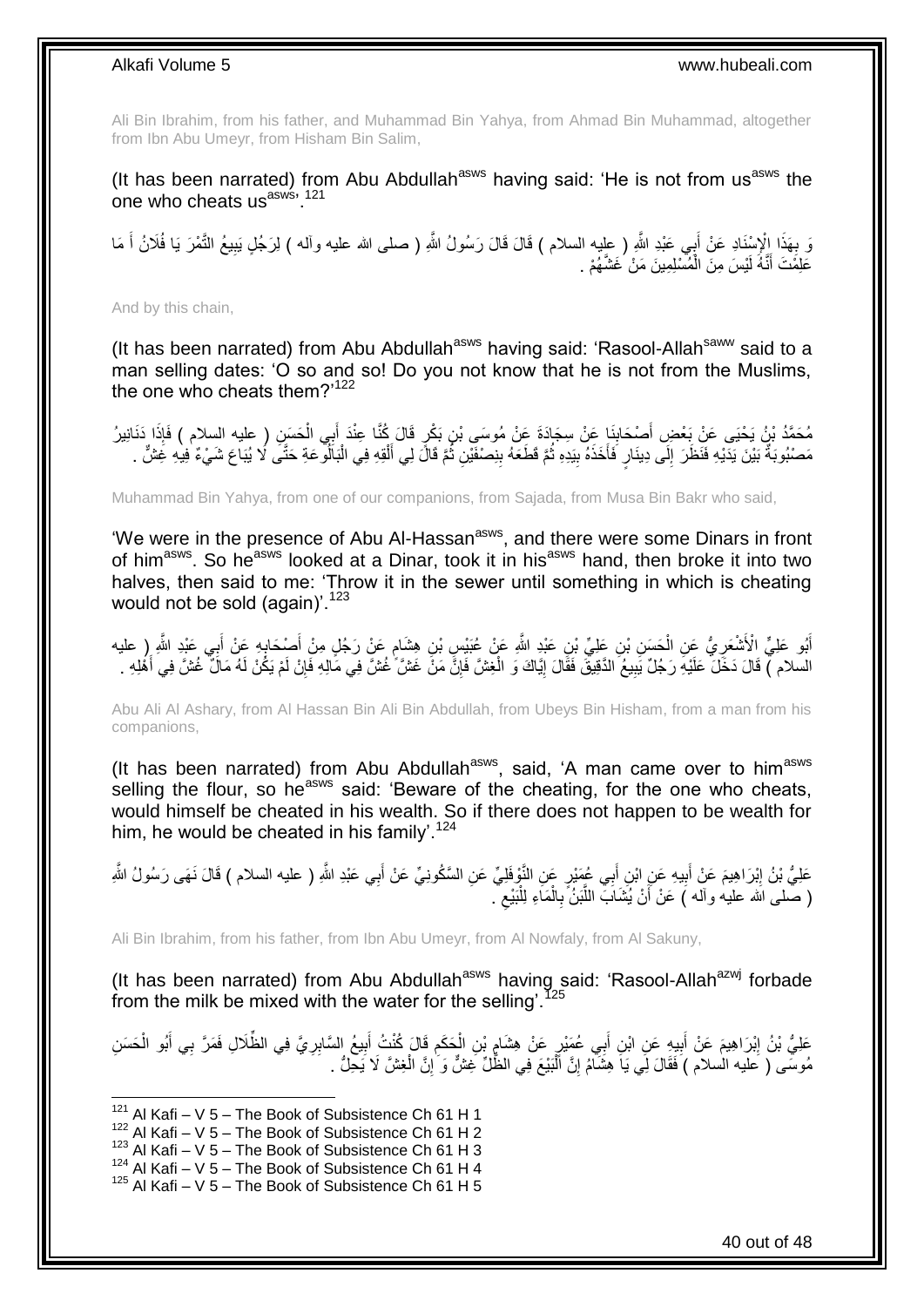Ali Bin Ibrahim, from his father, and Muhammad Bin Yahya, from Ahmad Bin Muhammad, altogether from Ibn Abu Umeyr, from Hisham Bin Salim,

(It has been narrated) from Abu Abdullah[asws] having said: 'He is not from us[asws] the one who cheats us[asws]'.[121]

وَ بِهَذَا الْإِسْنَادِ عَنْ أَبِي عَبْدِ اللَّهِ ( عليه السلام ) قَالَ قَالَ رَسُولُ اللَّهِ ( صلى الله عليه وآله ) لِرَجُلٍ يَبِيعُ التَّمْرَ يَا فُلَانُ أَ مَا عَلِمْتَ أَنَّهُ لَيْسَ مِنَ الْمُسْلِمِينَ مَنْ غَشَّهُمْ .

And by this chain,

(It has been narrated) from Abu Abdullah[asws] having said: 'Rasool-Allah[saww] said to a man selling dates: 'O so and so! Do you not know that he is not from the Muslims, the one who cheats them?'[122]

مُحَمَّدُ بْنُ يَحْيَى عَنْ بَعْضِ أَصْحَابِنَا عَنْ سِجَادَةَ عَنْ مُوسَى بْنِ بَكْرٍ قَالَ كُنَّا عِنْدَ أَبِي الْحَسَنِ ( عليه السلام ) فَإِذَا دَنَانِيرُ مَصْبُوبَةٌ بَيْنَ يَدَيْهِ فَنَظَرَ إِلَى دِينَارٍ فَأَخَذَهُ بِيَدِهِ ثُمَّ قَطَعَهُ بِنِصْفَيْنِ ثُمَّ قَالَ لِي أَلْقِهِ فِي الْبَالُوعَةِ حَتَّى لَا يُبَاعَ شَيْءٌ فِيهِ غِشٌّ .

Muhammad Bin Yahya, from one of our companions, from Sajada, from Musa Bin Bakr who said,

'We were in the presence of Abu Al-Hassan[asws], and there were some Dinars in front of him[asws]. So he[asws] looked at a Dinar, took it in his[asws] hand, then broke it into two halves, then said to me: 'Throw it in the sewer until something in which is cheating would not be sold (again)'.[123]

أَبُو عَلِيٍّ الْأَشْعَرِيُّ عَنِ الْحَسَنِ بْنِ عَلِيِّ بْنِ عَبْدِ اللَّهِ عَنْ عُبَيْسِ بْنِ هِشَامٍ عَنْ رَجُلٍ مِنْ أَصْحَابِهِ عَنْ أَبِي عَبْدِ اللَّهِ ( عليه السلام ) قَالَ دَخَلَ عَلَيْهِ رَجُلٌ يَبِيعُ الدَّقِيقَ فَقَالَ إِيَّاكَ وَ الْغِشَّ فَإِنَّ مَنْ غَشَّ غُشَّ فِي مَالِهِ فَإِنْ لَمْ يَكُنْ لَهُ مَالٌ غُشَّ فِي أَهْلِهِ .

Abu Ali Al Ashary, from Al Hassan Bin Ali Bin Abdullah, from Ubeys Bin Hisham, from a man from his companions,

(It has been narrated) from Abu Abdullah[asws], said, 'A man came over to him[asws] selling the flour, so he[asws] said: 'Beware of the cheating, for the one who cheats, would himself be cheated in his wealth. So if there does not happen to be wealth for him, he would be cheated in his family'.[124]

عَلِيُّ بْنُ إِبْرَاهِيمَ عَنْ أَبِيهِ عَنِ ابْنِ أَبِي عُمَيْرٍ عَنِ النَّوْفَلِيِّ عَنِ السَّكُونِيِّ عَنْ أَبِي عَبْدِ اللَّهِ ( عليه السلام ) قَالَ نَهَى رَسُولُ اللَّهِ ( صلى الله عليه وآله ) عَنْ أَنْ يُشَابَ اللَّبَنُ بِالْمَاءِ لِلْبَيْعِ .

Ali Bin Ibrahim, from his father, from Ibn Abu Umeyr, from Al Nowfaly, from Al Sakuny,

(It has been narrated) from Abu Abdullah[asws] having said: 'Rasool-Allah[azwj] forbade from the milk be mixed with the water for the selling'.[125]

عَلِيُّ بْنُ إِبْرَاهِيمَ عَنْ أَبِيهِ عَنِ ابْنِ أَبِي عُمَيْرٍ عَنْ هِشَامِ بْنِ الْحَكَمِ قَالَ كُنْتُ أَبِيعُ السَّابِرِيَّ فِي الظِّلَالِ فَمَرَّ بِي أَبُو الْحَسَنِ مُوسَى ( عليه السلام ) فَقَالَ لِي يَا هِشَامُ إِنَّ الْبَيْعَ فِي الظِّلِّ غِشٌّ وَ إِنَّ الْغِشَّ لَا يَحِلُّ .

[121] Al Kafi – V 5 – The Book of Subsistence Ch 61 H 1
[122] Al Kafi – V 5 – The Book of Subsistence Ch 61 H 2
[123] Al Kafi – V 5 – The Book of Subsistence Ch 61 H 3
[124] Al Kafi – V 5 – The Book of Subsistence Ch 61 H 4
[125] Al Kafi – V 5 – The Book of Subsistence Ch 61 H 5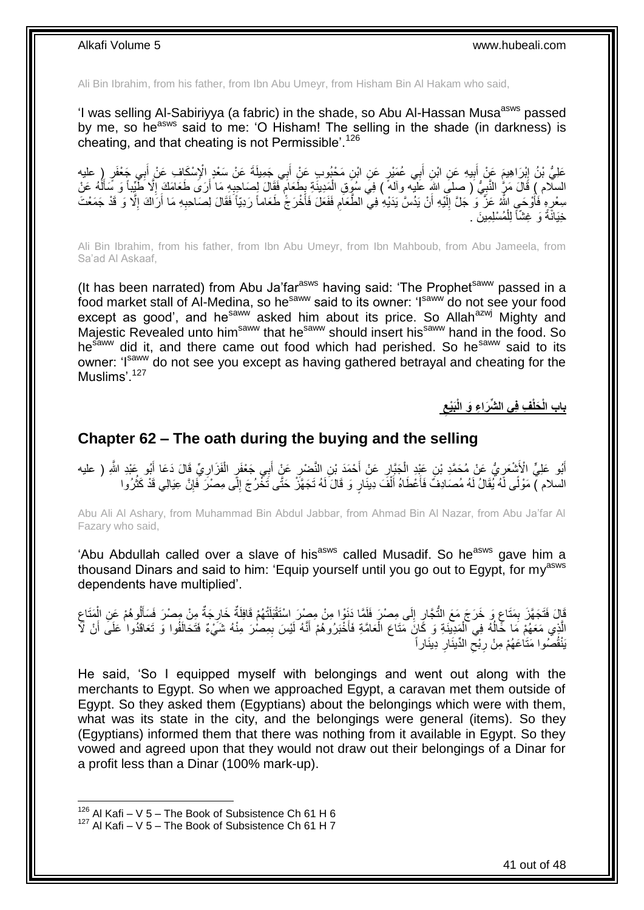Ali Bin Ibrahim, from his father, from Ibn Abu Umeyr, from Hisham Bin Al Hakam who said,

'I was selling Al-Sabiriyya (a fabric) in the shade, so Abu Al-Hassan Musa[asws] passed by me, so he[asws] said to me: 'O Hisham! The selling in the shade (in darkness) is cheating, and that cheating is not Permissible'.[126]

عَلِيُّ بْنُ إِبْرَاهِيمَ عَنْ أَبِيهِ عَنِ ابْنِ أَبِي عُمَيْرٍ عَنِ ابْنِ مَحْبُوبٍ عَنْ أَبِي جَمِيلَةَ عَنْ سَعْدٍ الْإِسْكَافِ عَنْ أَبِي جَعْفَرٍ ( عليه السلام ) قَالَ مَرَّ النَّبِيُّ ( صلى الله عليه وآله ) فِي سُوقِ الْمَدِينَةِ بِطَعَامٍ فَقَالَ لِصَاحِبِهِ مَا أَرَى طَعَامَكَ إِلَّا طَيِّباً وَ سَأَلَهُ عَنْ سِعْرِهِ فَأَوْحَى اللَّهُ عَزَّ وَ جَلَّ إِلَيْهِ أَنْ يَدُسَّ يَدَيْهِ فِي الطَّعَامِ فَفَعَلَ فَأَخْرَجَ طَعَاماً رَدِيّاً فَقَالَ لِصَاحِبِهِ مَا أَرَاكَ إِلَّا وَ قَدْ جَمَعْتَ خِيَانَةً وَ غِشّاً لِلْمُسْلِمِينَ .

Ali Bin Ibrahim, from his father, from Ibn Abu Umeyr, from Ibn Mahboub, from Abu Jameela, from Sa'ad Al Askaaf,

(It has been narrated) from Abu Ja'far[asws] having said: 'The Prophet[saww] passed in a food market stall of Al-Medina, so he[saww] said to its owner: 'I[saww] do not see your food except as good', and he[saww] asked him about its price. So Allah[azwj] Mighty and Majestic Revealed unto him[saww] that he[saww] should insert his[saww] hand in the food. So he[saww] did it, and there came out food which had perished. So he[saww] said to its owner: 'I[saww] do not see you except as having gathered betrayal and cheating for the Muslims'.[127]

## بابِ الْحَلْفِ فِي الشِّرَاءِ وَ الْبَيْعِ

## Chapter 62 – The oath during the buying and the selling

أَبُو عَلِيٍّ الْأَشْعَرِيُّ عَنْ مُحَمَّدِ بْنِ عَبْدِ الْجَبَّارِ عَنْ أَحْمَدَ بْنِ النَّضْرِ عَنْ أَبِي جَعْفَرٍ الْفَزَارِيِّ قَالَ دَعَا أَبُو عَبْدِ اللَّهِ ( عليه السلام ) مَوْلًى لَهُ يُقَالُ لَهُ مُصَادِفٌ فَأَعْطَاهُ أَلْفَ دِينَارٍ وَ قَالَ لَهُ تَجَهَّزْ حَتَّى تَخْرُجَ إِلَى مِصْرَ فَإِنَّ عِيَالِي قَدْ كَثُرُوا

Abu Ali Al Ashary, from Muhammad Bin Abdul Jabbar, from Ahmad Bin Al Nazar, from Abu Ja'far Al Fazary who said,

'Abu Abdullah called over a slave of his[asws] called Musadif. So he[asws] gave him a thousand Dinars and said to him: 'Equip yourself until you go out to Egypt, for my[asws] dependents have multiplied'.

قَالَ فَتَجَهَّزَ بِمَتَاعٍ وَ خَرَجَ مَعَ التُّجَّارِ إِلَى مِصْرَ فَلَمَّا دَنَوْا مِنْ مِصْرَ اسْتَقْبَلَتْهُمْ قَافِلَةٌ خَارِجَةٌ مِنْ مِصْرَ فَسَأَلُوهُمْ عَنِ الْمَتَاعِ الَّذِي مَعَهُمْ مَا حَالُهُ فِي الْمَدِينَةِ وَ كَانَ مَتَاعَ الْعَامَّةِ فَأَخْبَرُوهُمْ أَنَّهُ لَيْسَ بِمِصْرَ مِنْهُ شَيْءٌ فَتَحَالَفُوا وَ تَعَاقَدُوا عَلَى أَنْ لَا يَنْقُصُوا مَتَاعَهُمْ مِنْ رِبْحِ الدِّينَارِ دِينَاراً

He said, 'So I equipped myself with belongings and went out along with the merchants to Egypt. So when we approached Egypt, a caravan met them outside of Egypt. So they asked them (Egyptians) about the belongings which were with them, what was its state in the city, and the belongings were general (items). So they (Egyptians) informed them that there was nothing from it available in Egypt. So they vowed and agreed upon that they would not draw out their belongings of a Dinar for a profit less than a Dinar (100% mark-up).

[126] Al Kafi – V 5 – The Book of Subsistence Ch 61 H 6
[127] Al Kafi – V 5 – The Book of Subsistence Ch 61 H 7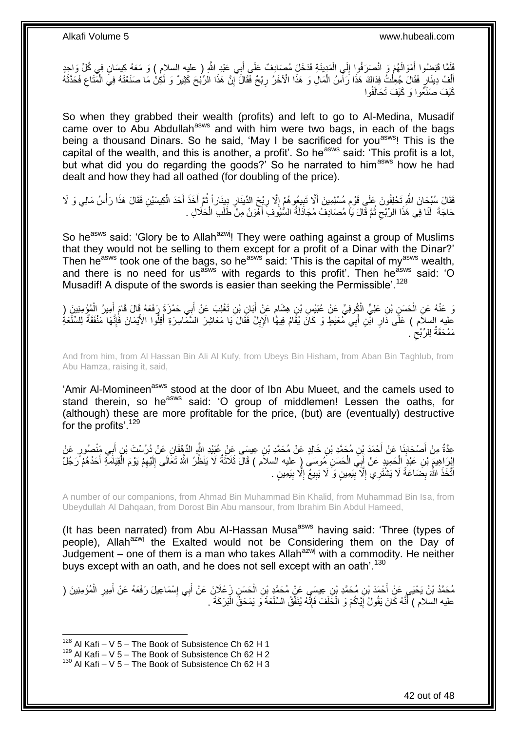فَلَمَّا قَبَضُوا أَمْوَالَهُمْ وَ انْصَرَفُوا إِلَى الْمَدِينَةِ فَدَخَلَ مُصَادِفٌ عَلَى أَبِي عَبْدِ اللَّهِ ( عليه السلام ) وَ مَعَهُ كِيسَانِ فِي كُلِّ وَاحِدٍ أَلْفُ دِينَارٍ فَقَالَ جُعِلْتُ فِدَاكَ هَذَا رَأْسُ الْمَالِ وَ هَذَا الْآخَرُ رِبْحٌ فَقَالَ إِنَّ هَذَا الرِّبْحَ كَثِيرٌ وَ لَكِنْ مَا صَنَعْتَهُ فِي الْمَتَاعِ فَحَدَّثَهُ كَيْفَ صَنَعُوا وَ كَيْفَ تَحَالَفُوا

So when they grabbed their wealth (profits) and left to go to Al-Medina, Musadif came over to Abu Abdullah[asws] and with him were two bags, in each of the bags being a thousand Dinars. So he said, 'May I be sacrificed for you[asws]! This is the capital of the wealth, and this is another, a profit'. So he[asws] said: 'This profit is a lot, but what did you do regarding the goods?' So he narrated to him[asws] how he had dealt and how they had all oathed (for doubling of the price).

فَقَالَ سُبْحَانَ اللَّهِ تَحْلِفُونَ عَلَى قَوْمٍ مُسْلِمِينَ أَلَّا تَبِيعُوهُمْ إِلَّا رِبْحَ الدِّينَارِ دِينَاراً ثُمَّ أَخَذَ أَحَدَ الْكِيسَيْنِ فَقَالَ هَذَا رَأْسُ مَالِي وَ لَا حَاجَةَ لَنَا فِي هَذَا الرِّبْحِ ثُمَّ قَالَ يَا مُصَادِفُ مُجَادَلَةُ السُّيُوفِ أَهْوَنُ مِنْ طَلَبِ الْحَلَالِ .

So he[asws] said: 'Glory be to Allah[azwj]! They were oathing against a group of Muslims that they would not be selling to them except for a profit of a Dinar with the Dinar?' Then he[asws] took one of the bags, so he[asws] said: 'This is the capital of my[asws] wealth, and there is no need for us[asws] with regards to this profit'. Then he[asws] said: 'O Musadif! A dispute of the swords is easier than seeking the Permissible'.[128]

وَ عَنْهُ عَنِ الْحَسَنِ بْنِ عَلِيٍّ الْكُوفِيِّ عَنْ عُبَيْسِ بْنِ هِشَامٍ عَنْ أَبَانِ بْنِ تَغْلِبَ عَنْ أَبِي حَمْزَةَ رَفَعَهُ قَالَ قَامَ أَمِيرُ الْمُؤْمِنِينَ ( عليه السلام ) عَلَى دَارِ ابْنِ أَبِي مُعَيْطٍ وَ كَانَ يُقَامُ فِيهَا الْإِبِلُ فَقَالَ يَا مَعَاشِرَ السَّمَاسِرَةِ أَقِلُّوا الْأَيْمَانَ فَإِنَّهَا مَنْفَقَةٌ لِلسِّلْعَةِ مَمْحَقَةٌ لِلرِّبْحِ .

And from him, from Al Hassan Bin Ali Al Kufy, from Ubeys Bin Hisham, from Aban Bin Taghlub, from Abu Hamza, raising it, said,

'Amir Al-Momineen[asws] stood at the door of Ibn Abu Mueet, and the camels used to stand therein, so he[asws] said: 'O group of middlemen! Lessen the oaths, for (although) these are more profitable for the price, (but) are (eventually) destructive for the profits'.[129]

عِدَّةٌ مِنْ أَصْحَابِنَا عَنْ أَحْمَدَ بْنِ مُحَمَّدِ بْنِ خَالِدٍ عَنْ مُحَمَّدِ بْنِ عِيسَى عَنْ عُبَيْدِ اللَّهِ الدِّهْقَانِ عَنْ دُرُسْتَ بْنِ أَبِي مَنْصُورٍ عَنْ إِبْرَاهِيمَ بْنِ عَبْدِ الْحَمِيدِ عَنْ أَبِي الْحَسَنِ مُوسَى ( عليه السلام ) قَالَ ثَلَاثَةٌ لَا يَنْظُرُ اللَّهُ تَعَالَى إِلَيْهِمْ يَوْمَ الْقِيَامَةِ أَحَدُهُمْ رَجُلٌ اتَّخَذَ اللَّهَ بِضَاعَةً لَا يَشْتَرِي إِلَّا بِيَمِينٍ وَ لَا يَبِيعُ إِلَّا بِيَمِينٍ .

A number of our companions, from Ahmad Bin Muhammad Bin Khalid, from Muhammad Bin Isa, from Ubeydullah Al Dahqaan, from Dorost Bin Abu mansour, from Ibrahim Bin Abdul Hameed,

(It has been narrated) from Abu Al-Hassan Musa[asws] having said: 'Three (types of people), Allah[azwj] the Exalted would not be Considering them on the Day of Judgement – one of them is a man who takes Allah[azwj] with a commodity. He neither buys except with an oath, and he does not sell except with an oath'.[130]

مُحَمَّدُ بْنُ يَحْيَى عَنْ أَحْمَدَ بْنِ مُحَمَّدِ بْنِ عِيسَى عَنْ مُحَمَّدِ بْنِ الْحَسَنِ زَعْلَانَ عَنْ أَبِي إِسْمَاعِيلَ رَفَعَهُ عَنْ أَمِيرِ الْمُؤْمِنِينَ ( عليه السلام ) أَنَّهُ كَانَ يَقُولُ إِيَّاكُمْ وَ الْحَلْفَ فَإِنَّهُ يُنَفِّقُ السِّلْعَةَ وَ يَمْحَقُ الْبَرَكَةَ .

[128] Al Kafi – V 5 – The Book of Subsistence Ch 62 H 1
[129] Al Kafi – V 5 – The Book of Subsistence Ch 62 H 2
[130] Al Kafi – V 5 – The Book of Subsistence Ch 62 H 3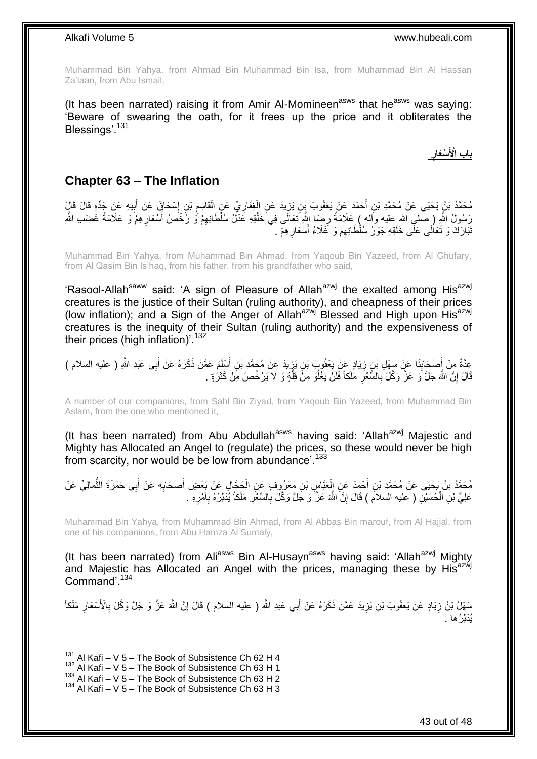Muhammad Bin Yahya, from Ahmad Bin Muhammad Bin Isa, from Muhammad Bin Al Hassan Za'laan, from Abu Ismail,

(It has been narrated) raising it from Amir Al-Momineen[asws] that he[asws] was saying: 'Beware of swearing the oath, for it frees up the price and it obliterates the Blessings'.[131]

**باب الْأَسْعَارِ**

## Chapter 63 – The Inflation

مُحَمَّدُ بْنُ يَحْيَى عَنْ مُحَمَّدِ بْنِ أَحْمَدَ عَنْ يَعْقُوبَ بْنِ يَزِيدَ عَنِ الْغِفَارِيِّ عَنِ الْقَاسِمِ بْنِ إِسْحَاقَ عَنْ أَبِيهِ عَنْ جَدِّهِ قَالَ قَالَ رَسُولُ اللَّهِ ( صلى الله عليه وآله ) عَلَامَةُ رِضَا اللَّهِ تَعَالَى فِي خَلْقِهِ عَدْلُ سُلْطَانِهِمْ وَ رُخْصُ أَسْعَارِهِمْ وَ عَلَامَةُ غَضَبِ اللَّهِ تَبَارَكَ وَ تَعَالَى عَلَى خَلْقِهِ جَوْرُ سُلْطَانِهِمْ وَ غَلَاءُ أَسْعَارِهِمْ .

Muhammad Bin Yahya, from Muhammad Bin Ahmad, from Yaqoub Bin Yazeed, from Al Ghufary, from Al Qasim Bin Is'haq, from his father, from his grandfather who said,

'Rasool-Allah[saww] said: 'A sign of Pleasure of Allah[azwj] the exalted among His[azwj] creatures is the justice of their Sultan (ruling authority), and cheapness of their prices (low inflation); and a Sign of the Anger of Allah[azwj] Blessed and High upon His[azwj] creatures is the inequity of their Sultan (ruling authority) and the expensiveness of their prices (high inflation)'.[132]

عِدَّةٌ مِنْ أَصْحَابِنَا عَنْ سَهْلِ بْنِ زِيَادٍ عَنْ يَعْقُوبَ بْنِ يَزِيدَ عَنْ مُحَمَّدِ بْنِ أَسْلَمَ عَمَّنْ ذَكَرَهُ عَنْ أَبِي عَبْدِ اللَّهِ ( عليه السلام ) قَالَ إِنَّ اللَّهَ جَلَّ وَ عَزَّ وَكَّلَ بِالسِّعْرِ مَلَكاً فَلَنْ يَغْلُوَ مِنْ قِلَّةٍ وَ لَا يَرْخُصَ مِنْ كَثْرَةٍ .

A number of our companions, from Sahl Bin Ziyad, from Yaqoub Bin Yazeed, from Muhammad Bin Aslam, from the one who mentioned it,

(It has been narrated) from Abu Abdullah[asws] having said: 'Allah[azwj] Majestic and Mighty has Allocated an Angel to (regulate) the prices, so these would never be high from scarcity, nor would be be low from abundance'.[133]

مُحَمَّدُ بْنُ يَحْيَى عَنْ مُحَمَّدِ بْنِ أَحْمَدَ عَنِ الْعَبَّاسِ بْنِ مَعْرُوفٍ عَنِ الْحَجَّالِ عَنْ بَعْضِ أَصْحَابِهِ عَنْ أَبِي حَمْزَةَ الثُّمَالِيِّ عَنْ عَلِيِّ بْنِ الْحُسَيْنِ ( عليه السلام ) قَالَ إِنَّ اللَّهَ عَزَّ وَ جَلَّ وَكَّلَ بِالسِّعْرِ مَلَكاً يُدَبِّرُهُ بِأَمْرِهِ .

Muhammad Bin Yahya, from Muhammad Bin Ahmad, from Al Abbas Bin marouf, from Al Hajjal, from one of his companions, from Abu Hamza Al Sumaly,

(It has been narrated) from Ali[asws] Bin Al-Husayn[asws] having said: 'Allah[azwj] Mighty and Majestic has Allocated an Angel with the prices, managing these by His[azwj] Command'.[134]

سَهْلُ بْنُ زِيَادٍ عَنْ يَعْقُوبَ بْنِ يَزِيدَ عَمَّنْ ذَكَرَهُ عَنْ أَبِي عَبْدِ اللَّهِ ( عليه السلام ) قَالَ إِنَّ اللَّهَ عَزَّ وَ جَلَّ وَكَّلَ بِالْأَسْعَارِ مَلَكاً يُدَبِّرُهَا .

---

[131] Al Kafi – V 5 – The Book of Subsistence Ch 62 H 4
[132] Al Kafi – V 5 – The Book of Subsistence Ch 63 H 1
[133] Al Kafi – V 5 – The Book of Subsistence Ch 63 H 2
[134] Al Kafi – V 5 – The Book of Subsistence Ch 63 H 3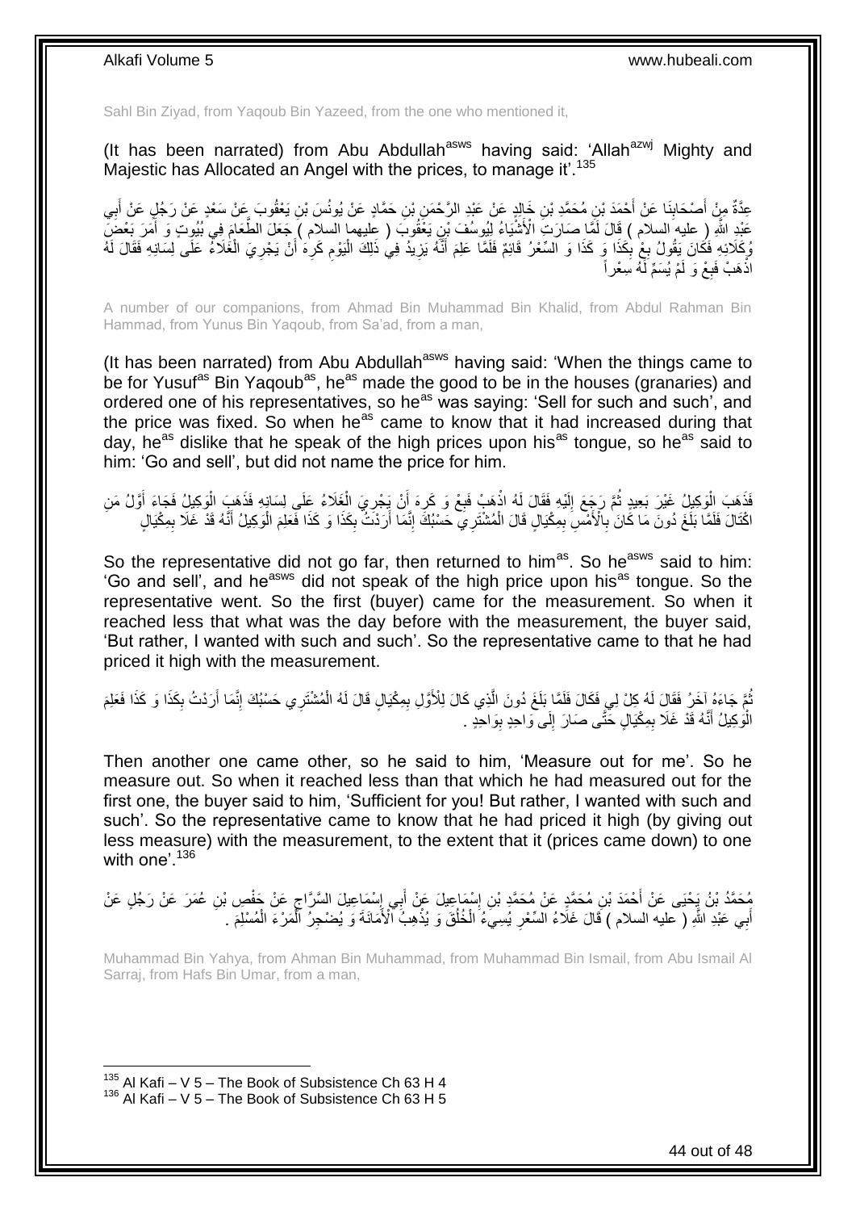Sahl Bin Ziyad, from Yaqoub Bin Yazeed, from the one who mentioned it,

(It has been narrated) from Abu Abdullah[asws] having said: 'Allah[azwj] Mighty and Majestic has Allocated an Angel with the prices, to manage it'.[135]

عِدَّةٌ مِنْ أَصْحَابِنَا عَنْ أَحْمَدَ بْنِ مُحَمَّدِ بْنِ خَالِدٍ عَنْ عَبْدِ الرَّحْمَنِ بْنِ حَمَّادٍ عَنْ يُونُسَ بْنِ يَعْقُوبَ عَنْ سَعْدٍ عَنْ رَجُلٍ عَنْ أَبِي عَبْدِ اللَّهِ ( عليه السلام ) قَالَ لَمَّا صَارَتِ الْأَشْيَاءُ لِيُوسُفَ بْنِ يَعْقُوبَ ( عليهما السلام ) جَعَلَ الطَّعَامَ فِي بُيُوتٍ وَ أَمَرَ بَعْضَ وُكَلَائِهِ فَكَانَ يَقُولُ بِعْ بِكَذَا وَ كَذَا وَ السِّعْرُ قَائِمٌ فَلَمَّا عَلِمَ أَنَّهُ يَزِيدُ فِي ذَلِكَ الْيَوْمِ كَرِهَ أَنْ يَجْرِيَ الْغَلَاءُ عَلَى لِسَانِهِ فَقَالَ لَهُ اذْهَبْ فَبِعْ وَ لَمْ يُسَمِّ لَهُ سِعْراً

A number of our companions, from Ahmad Bin Muhammad Bin Khalid, from Abdul Rahman Bin Hammad, from Yunus Bin Yaqoub, from Sa'ad, from a man,

(It has been narrated) from Abu Abdullah[asws] having said: 'When the things came to be for Yusuf[as] Bin Yaqoub[as], he[as] made the good to be in the houses (granaries) and ordered one of his representatives, so he[as] was saying: 'Sell for such and such', and the price was fixed. So when he[as] came to know that it had increased during that day, he[as] dislike that he speak of the high prices upon his[as] tongue, so he[as] said to him: 'Go and sell', but did not name the price for him.

فَذَهَبَ الْوَكِيلُ غَيْرَ بَعِيدٍ ثُمَّ رَجَعَ إِلَيْهِ فَقَالَ لَهُ اذْهَبْ فَبِعْ وَ كَرِهَ أَنْ يَجْرِيَ الْغَلَاءُ عَلَى لِسَانِهِ فَذَهَبَ الْوَكِيلُ فَجَاءَ أَوَّلُ مَنِ اكْتَالَ فَلَمَّا بَلَغَ دُونَ مَا كَانَ بِالْأَمْسِ بِمِكْيَالٍ قَالَ الْمُشْتَرِي حَسْبُكَ إِنَّمَا أَرَدْتُ بِكَذَا وَ كَذَا فَعَلِمَ الْوَكِيلُ أَنَّهُ قَدْ غَلَا بِمِكْيَالٍ

So the representative did not go far, then returned to him[as]. So he[asws] said to him: 'Go and sell', and he[asws] did not speak of the high price upon his[as] tongue. So the representative went. So the first (buyer) came for the measurement. So when it reached less that what was the day before with the measurement, the buyer said, 'But rather, I wanted with such and such'. So the representative came to that he had priced it high with the measurement.

ثُمَّ جَاءَهُ آخَرُ فَقَالَ لَهُ كِلْ لِي فَكَالَ فَلَمَّا بَلَغَ دُونَ الَّذِي كَالَ لِلْأَوَّلِ بِمِكْيَالٍ قَالَ لَهُ الْمُشْتَرِي حَسْبُكَ إِنَّمَا أَرَدْتُ بِكَذَا وَ كَذَا فَعَلِمَ الْوَكِيلُ أَنَّهُ قَدْ غَلَا بِمِكْيَالٍ حَتَّى صَارَ إِلَى وَاحِدٍ بِوَاحِدٍ .

Then another one came other, so he said to him, 'Measure out for me'. So he measure out. So when it reached less than that which he had measured out for the first one, the buyer said to him, 'Sufficient for you! But rather, I wanted with such and such'. So the representative came to know that he had priced it high (by giving out less measure) with the measurement, to the extent that it (prices came down) to one with one'.[136]

مُحَمَّدُ بْنُ يَحْيَى عَنْ أَحْمَدَ بْنِ مُحَمَّدٍ عَنْ مُحَمَّدِ بْنِ إِسْمَاعِيلَ عَنْ أَبِي إِسْمَاعِيلَ السَّرَّاجِ عَنْ حَفْصِ بْنِ عُمَرَ عَنْ رَجُلٍ عَنْ أَبِي عَبْدِ اللَّهِ ( عليه السلام ) قَالَ غَلَاءُ السِّعْرِ يُسِيءُ الْخُلُقَ وَ يُذْهِبُ الْأَمَانَةَ وَ يُضْجِرُ الْمَرْءَ الْمُسْلِمَ .

Muhammad Bin Yahya, from Ahman Bin Muhammad, from Muhammad Bin Ismail, from Abu Ismail Al Sarraj, from Hafs Bin Umar, from a man,

[135] Al Kafi – V 5 – The Book of Subsistence Ch 63 H 4
[136] Al Kafi – V 5 – The Book of Subsistence Ch 63 H 5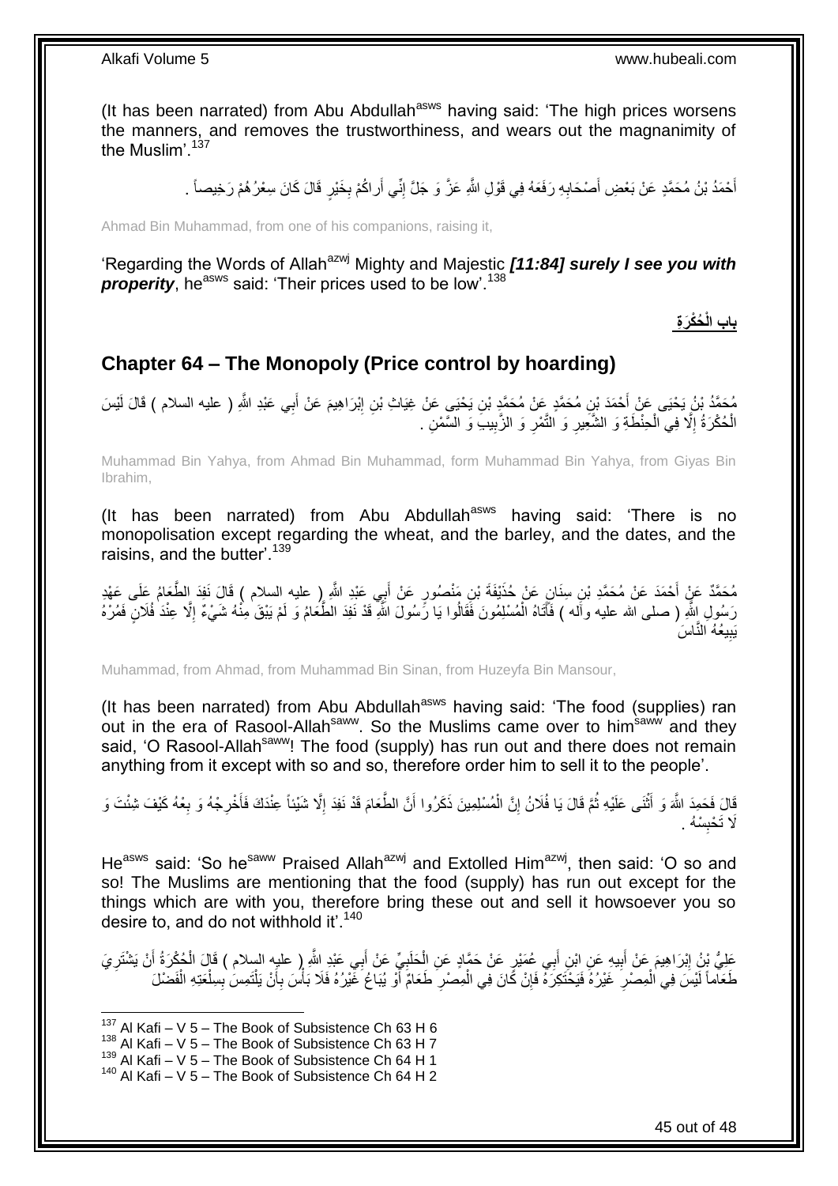(It has been narrated) from Abu Abdullah[asws] having said: 'The high prices worsens the manners, and removes the trustworthiness, and wears out the magnanimity of the Muslim'.[137]

أَحْمَدُ بْنُ مُحَمَّدٍ عَنْ بَعْضِ أَصْحَابِهِ رَفَعَهُ فِي قَوْلِ اللَّهِ عَزَّ وَ جَلَّ إِنِّي أَراكُمْ بِخَيْرٍ قَالَ كَانَ سِعْرُهُمْ رَخِيصاً .

Ahmad Bin Muhammad, from one of his companions, raising it,

'Regarding the Words of Allah[azwj] Mighty and Majestic ***[11:84] surely I see you with properity***, he[asws] said: 'Their prices used to be low'.[138]

## باب الْحُكْرَةِ

## Chapter 64 – The Monopoly (Price control by hoarding)

مُحَمَّدُ بْنُ يَحْيَى عَنْ أَحْمَدَ بْنِ مُحَمَّدٍ عَنْ مُحَمَّدِ بْنِ يَحْيَى عَنْ غِيَاثِ بْنِ إِبْرَاهِيمَ عَنْ أَبِي عَبْدِ اللَّهِ ( عليه السلام ) قَالَ لَيْسَ الْحُكْرَةُ إِلَّا فِي الْحِنْطَةِ وَ الشَّعِيرِ وَ التَّمْرِ وَ الزَّبِيبِ وَ السَّمْنِ .

Muhammad Bin Yahya, from Ahmad Bin Muhammad, form Muhammad Bin Yahya, from Giyas Bin Ibrahim,

(It has been narrated) from Abu Abdullah[asws] having said: 'There is no monopolisation except regarding the wheat, and the barley, and the dates, and the raisins, and the butter'.[139]

مُحَمَّدٌ عَنْ أَحْمَدَ عَنْ مُحَمَّدِ بْنِ سِنَانٍ عَنْ حُذَيْفَةَ بْنِ مَنْصُورٍ عَنْ أَبِي عَبْدِ اللَّهِ ( عليه السلام ) قَالَ نَفِدَ الطَّعَامُ عَلَى عَهْدِ رَسُولِ اللَّهِ ( صلى الله عليه وآله ) فَأَتَاهُ الْمُسْلِمُونَ فَقَالُوا يَا رَسُولَ اللَّهِ قَدْ نَفِدَ الطَّعَامُ وَ لَمْ يَبْقَ مِنْهُ شَيْءٌ إِلَّا عِنْدَ فُلَانٍ فَمُرْهُ يَبِيعُهُ النَّاسَ

Muhammad, from Ahmad, from Muhammad Bin Sinan, from Huzeyfa Bin Mansour,

(It has been narrated) from Abu Abdullah[asws] having said: 'The food (supplies) ran out in the era of Rasool-Allah[saww]. So the Muslims came over to him[saww] and they said, 'O Rasool-Allah[saww]! The food (supply) has run out and there does not remain anything from it except with so and so, therefore order him to sell it to the people'.

قَالَ فَحَمِدَ اللَّهَ وَ أَثْنَى عَلَيْهِ ثُمَّ قَالَ يَا فُلَانُ إِنَّ الْمُسْلِمِينَ ذَكَرُوا أَنَّ الطَّعَامَ قَدْ نَفِدَ إِلَّا شَيْئاً عِنْدَكَ فَأَخْرِجْهُ وَ بِعْهُ كَيْفَ شِئْتَ وَ لَا تَحْبِسْهُ .

He[asws] said: 'So he[saww] Praised Allah[azwj] and Extolled Him[azwj], then said: 'O so and so! The Muslims are mentioning that the food (supply) has run out except for the things which are with you, therefore bring these out and sell it howsoever you so desire to, and do not withhold it'.[140]

عَلِيُّ بْنُ إِبْرَاهِيمَ عَنْ أَبِيهِ عَنِ ابْنِ أَبِي عُمَيْرٍ عَنْ حَمَّادٍ عَنِ الْحَلَبِيِّ عَنْ أَبِي عَبْدِ اللَّهِ ( عليه السلام ) قَالَ الْحُكْرَةُ أَنْ يَشْتَرِيَ طَعَاماً لَيْسَ فِي الْمِصْرِ غَيْرُهُ فَيَحْتَكِرَهُ فَإِنْ كَانَ فِي الْمِصْرِ طَعَامٌ أَوْ يُبَاعُ غَيْرُهُ فَلَا بَأْسَ بِأَنْ يَلْتَمِسَ بِسِلْعَتِهِ الْفَضْلَ

[137] Al Kafi – V 5 – The Book of Subsistence Ch 63 H 6
[138] Al Kafi – V 5 – The Book of Subsistence Ch 63 H 7
[139] Al Kafi – V 5 – The Book of Subsistence Ch 64 H 1
[140] Al Kafi – V 5 – The Book of Subsistence Ch 64 H 2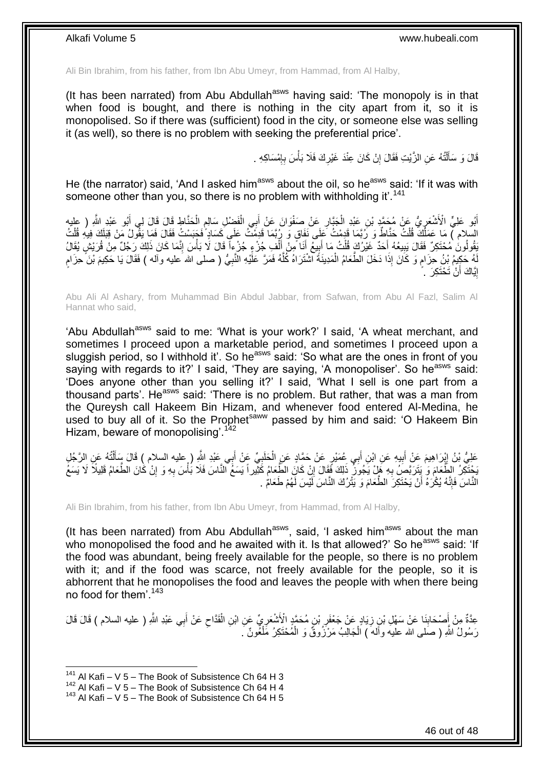Ali Bin Ibrahim, from his father, from Ibn Abu Umeyr, from Hammad, from Al Halby,

(It has been narrated) from Abu Abdullah[asws] having said: 'The monopoly is in that when food is bought, and there is nothing in the city apart from it, so it is monopolised. So if there was (sufficient) food in the city, or someone else was selling it (as well), so there is no problem with seeking the preferential price'.

قَالَ وَ سَأَلْتُهُ عَنِ الزَّيْتِ فَقَالَ إِنْ كَانَ عِنْدَ غَيْرِكَ فَلَا بَأْسَ بِإِمْسَاكِهِ .

He (the narrator) said, 'And I asked him[asws] about the oil, so he[asws] said: 'If it was with someone other than you, so there is no problem with withholding it'.[141]

أَبُو عَلِيٍّ الْأَشْعَرِيُّ عَنْ مُحَمَّدِ بْنِ عَبْدِ الْجَبَّارِ عَنْ صَفْوَانَ عَنْ أَبِي الْفَضْلِ سَالِمٍ الْحَنَّاطِ قَالَ قَالَ لِي أَبُو عَبْدِ اللَّهِ ( عليه السلام ) مَا عَمَلُكَ قُلْتُ حَنَّاطٌ وَ رُبَّمَا قَدِمْتُ عَلَى نَفَاقٍ وَ رُبَّمَا قَدِمْتُ عَلَى كَسَادٍ فَحَبَسْتُ فَقَالَ فَمَا يَقُولُ مَنْ قِبَلَكَ فِيهِ قُلْتُ يَقُولُونَ مُحْتَكِرٌ فَقَالَ يَبِيعُهُ أَحَدٌ غَيْرُكَ قُلْتُ مَا أَبِيعُ أَنَا مِنْ أَلْفِ جُزْءٍ جُزْءاً قَالَ لَا بَأْسَ إِنَّمَا كَانَ ذَلِكَ رَجُلٌ مِنْ قُرَيْشٍ يُقَالُ لَهُ حَكِيمُ بْنُ حِزَامٍ وَ كَانَ إِذَا دَخَلَ الطَّعَامُ الْمَدِينَةَ اشْتَرَاهُ كُلَّهُ فَمَرَّ عَلَيْهِ النَّبِيُّ ( صلى الله عليه وآله ) فَقَالَ يَا حَكِيمَ بْنَ حِزَامٍ إِيَّاكَ أَنْ تَحْتَكِرَ .

Abu Ali Al Ashary, from Muhammad Bin Abdul Jabbar, from Safwan, from Abu Al Fazl, Salim Al Hannat who said,

'Abu Abdullah[asws] said to me: 'What is your work?' I said, 'A wheat merchant, and sometimes I proceed upon a marketable period, and sometimes I proceed upon a sluggish period, so I withhold it'. So he[asws] said: 'So what are the ones in front of you saying with regards to it?' I said, 'They are saying, 'A monopoliser'. So he[asws] said: 'Does anyone other than you selling it?' I said, 'What I sell is one part from a thousand parts'. He[asws] said: 'There is no problem. But rather, that was a man from the Qureysh call Hakeem Bin Hizam, and whenever food entered Al-Medina, he used to buy all of it. So the Prophet[saww] passed by him and said: 'O Hakeem Bin Hizam, beware of monopolising'.[142]

عَلِيُّ بْنُ إِبْرَاهِيمَ عَنْ أَبِيهِ عَنِ ابْنِ أَبِي عُمَيْرٍ عَنْ حَمَّادٍ عَنِ الْحَلَبِيِّ عَنْ أَبِي عَبْدِ اللَّهِ ( عليه السلام ) قَالَ سَأَلْتُهُ عَنِ الرَّجُلِ يَحْتَكِرُ الطَّعَامَ وَ يَتَرَبَّصُ بِهِ هَلْ يَجُوزُ ذَلِكَ فَقَالَ إِنْ كَانَ الطَّعَامُ كَثِيراً يَسَعُ النَّاسَ فَلَا بَأْسَ بِهِ وَ إِنْ كَانَ الطَّعَامُ قَلِيلًا لَا يَسَعُ النَّاسَ فَإِنَّهُ يُكْرَهُ أَنْ يَحْتَكِرَ الطَّعَامَ وَ يَتْرُكَ النَّاسَ لَيْسَ لَهُمْ طَعَامٌ .

Ali Bin Ibrahim, from his father, from Ibn Abu Umeyr, from Hammad, from Al Halby,

(It has been narrated) from Abu Abdullah[asws], said, 'I asked him[asws] about the man who monopolised the food and he awaited with it. Is that allowed?' So he[asws] said: 'If the food was abundant, being freely available for the people, so there is no problem with it; and if the food was scarce, not freely available for the people, so it is abhorrent that he monopolises the food and leaves the people with when there being no food for them'.[143]

عِدَّةٌ مِنْ أَصْحَابِنَا عَنْ سَهْلِ بْنِ زِيَادٍ عَنْ جَعْفَرِ بْنِ مُحَمَّدٍ الْأَشْعَرِيِّ عَنِ ابْنِ الْقَدَّاحِ عَنْ أَبِي عَبْدِ اللَّهِ ( عليه السلام ) قَالَ قَالَ رَسُولُ اللَّهِ ( صلى الله عليه وآله ) الْجَالِبُ مَرْزُوقٌ وَ الْمُحْتَكِرُ مَلْعُونٌ .

[141] Al Kafi – V 5 – The Book of Subsistence Ch 64 H 3
[142] Al Kafi – V 5 – The Book of Subsistence Ch 64 H 4
[143] Al Kafi – V 5 – The Book of Subsistence Ch 64 H 5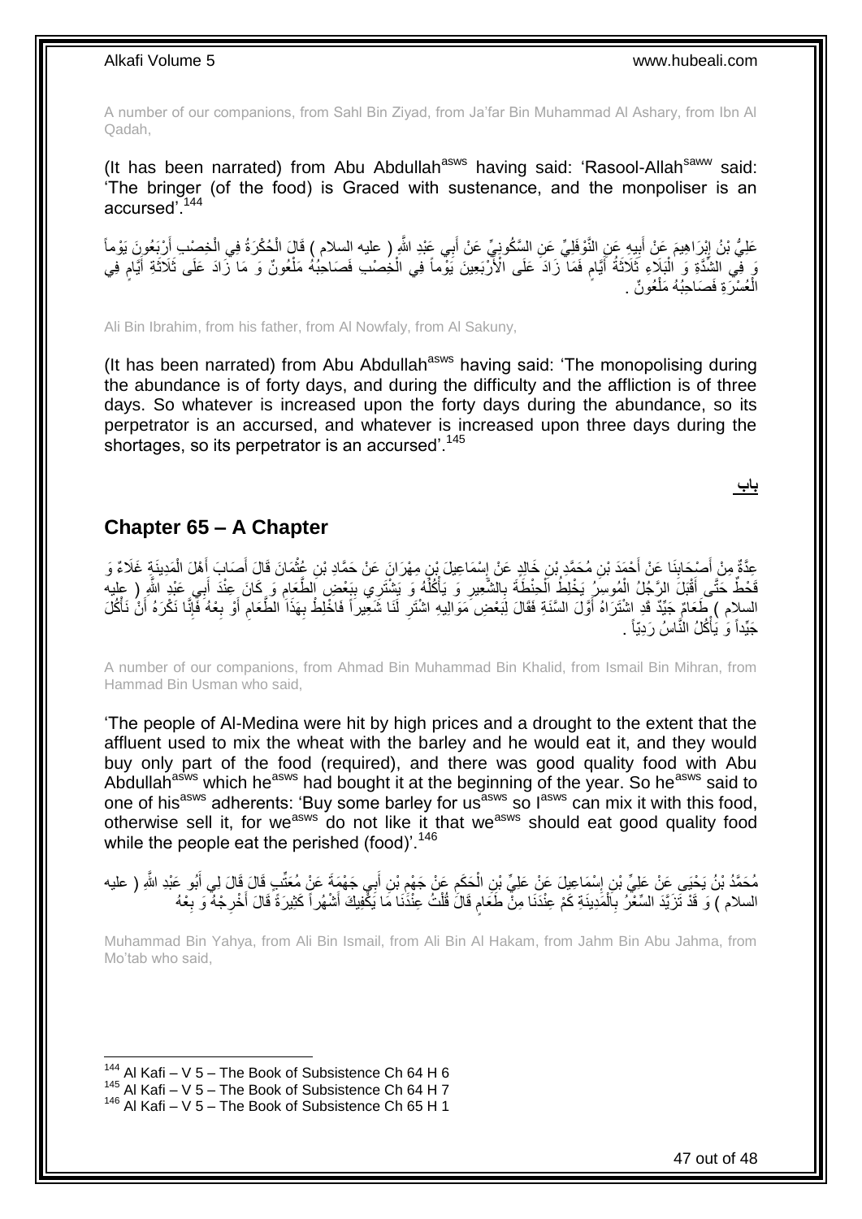A number of our companions, from Sahl Bin Ziyad, from Ja'far Bin Muhammad Al Ashary, from Ibn Al Qadah,

(It has been narrated) from Abu Abdullah[asws] having said: 'Rasool-Allah[saww] said: 'The bringer (of the food) is Graced with sustenance, and the monpoliser is an accursed'.[144]

عَلِيُّ بْنُ إِبْرَاهِيمَ عَنْ أَبِيهِ عَنِ النَّوْفَلِيِّ عَنِ السَّكُونِيِّ عَنْ أَبِي عَبْدِ اللَّهِ ( عليه السلام ) قَالَ الْحُكْرَةُ فِي الْخِصْبِ أَرْبَعُونَ يَوْماً وَ فِي الشِّدَّةِ وَ الْبَلَاءِ ثَلَاثَةُ أَيَّامٍ فَمَا زَادَ عَلَى الْأَرْبَعِينَ يَوْماً فِي الْخِصْبِ فَصَاحِبُهُ مَلْعُونٌ وَ مَا زَادَ عَلَى ثَلَاثَةِ أَيَّامٍ فِي الْعُسْرَةِ فَصَاحِبُهُ مَلْعُونٌ .

Ali Bin Ibrahim, from his father, from Al Nowfaly, from Al Sakuny,

(It has been narrated) from Abu Abdullah[asws] having said: 'The monopolising during the abundance is of forty days, and during the difficulty and the affliction is of three days. So whatever is increased upon the forty days during the abundance, so its perpetrator is an accursed, and whatever is increased upon three days during the shortages, so its perpetrator is an accursed'.[145]

**باب**

## Chapter 65 – A Chapter

عِدَّةٌ مِنْ أَصْحَابِنَا عَنْ أَحْمَدَ بْنِ مُحَمَّدِ بْنِ خَالِدٍ عَنْ إِسْمَاعِيلَ بْنِ مِهْرَانَ عَنْ حَمَّادِ بْنِ عُثْمَانَ قَالَ أَصَابَ أَهْلَ الْمَدِينَةِ غَلَاءٌ وَ قَحْطٌ حَتَّى أَقْبَلَ الرَّجُلُ الْمُوسِرُ يَخْلِطُ الْحِنْطَةَ بِالشَّعِيرِ وَ يَأْكُلُهُ وَ يَشْتَرِي بِبَعْضِ الطَّعَامِ وَ كَانَ عِنْدَ أَبِي عَبْدِ اللَّهِ ( عليه السلام ) طَعَامٌ جَيِّدٌ قَدِ اشْتَرَاهُ أَوَّلَ السَّنَةِ فَقَالَ لِبَعْضِ مَوَالِيهِ اشْتَرِ لَنَا شَعِيراً فَاخْلِطْ بِهَذَا الطَّعَامِ أَوْ بِعْهُ فَإِنَّا نَكْرَهُ أَنْ نَأْكُلَ جَيِّداً وَ يَأْكُلُ النَّاسُ رَدِيّاً .

A number of our companions, from Ahmad Bin Muhammad Bin Khalid, from Ismail Bin Mihran, from Hammad Bin Usman who said,

'The people of Al-Medina were hit by high prices and a drought to the extent that the affluent used to mix the wheat with the barley and he would eat it, and they would buy only part of the food (required), and there was good quality food with Abu Abdullah[asws] which he[asws] had bought it at the beginning of the year. So he[asws] said to one of his[asws] adherents: 'Buy some barley for us[asws] so I[asws] can mix it with this food, otherwise sell it, for we[asws] do not like it that we[asws] should eat good quality food while the people eat the perished (food)'.[146]

مُحَمَّدُ بْنُ يَحْيَى عَنْ عَلِيِّ بْنِ إِسْمَاعِيلَ عَنْ عَلِيِّ بْنِ الْحَكَمِ عَنْ جَهْمِ بْنِ أَبِي جَهْمَةَ عَنْ مُعَتِّبٍ قَالَ قَالَ لِي أَبُو عَبْدِ اللَّهِ ( عليه السلام ) وَ قَدْ تَزَيَّدَ السِّعْرُ بِالْمَدِينَةِ كَمْ عِنْدَنَا مِنْ طَعَامٍ قَالَ قُلْتُ عِنْدَنَا مَا يَكْفِيكَ أَشْهُراً كَثِيرَةً قَالَ أَخْرِجْهُ وَ بِعْهُ

Muhammad Bin Yahya, from Ali Bin Ismail, from Ali Bin Al Hakam, from Jahm Bin Abu Jahma, from Mo'tab who said,

[144] Al Kafi – V 5 – The Book of Subsistence Ch 64 H 6
[145] Al Kafi – V 5 – The Book of Subsistence Ch 64 H 7
[146] Al Kafi – V 5 – The Book of Subsistence Ch 65 H 1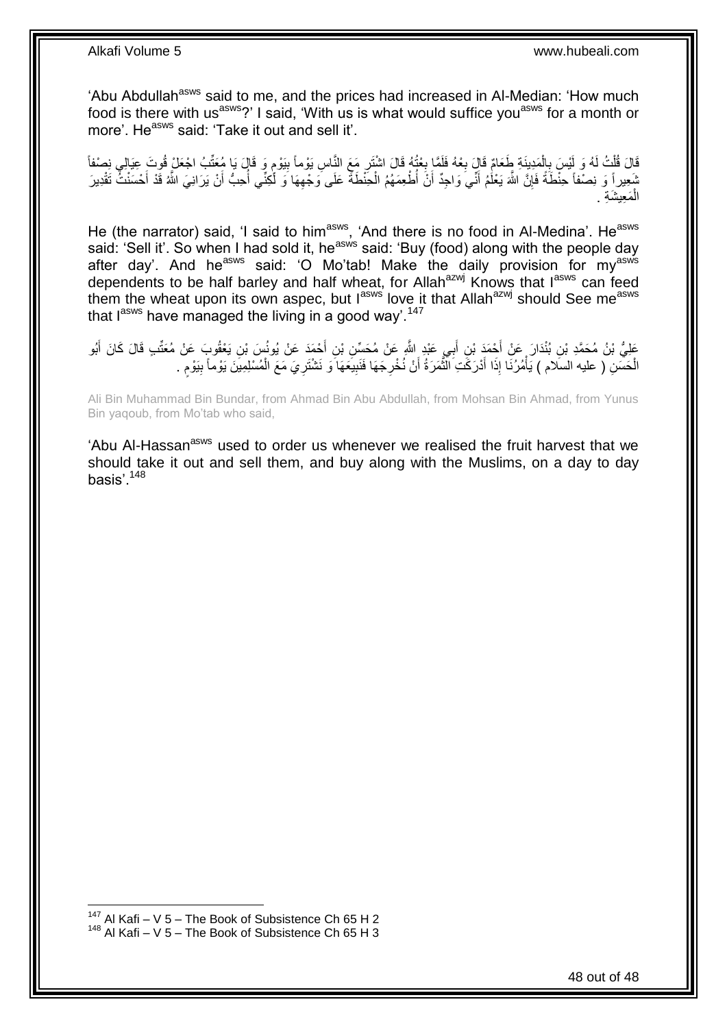'Abu Abdullah[asws] said to me, and the prices had increased in Al-Median: 'How much food is there with us[asws]?' I said, 'With us is what would suffice you[asws] for a month or more'. He[asws] said: 'Take it out and sell it'.

قَالَ قُلْتُ لَهُ وَ لَيْسَ بِالْمَدِينَةِ طَعَامٌ قَالَ بِعْهُ فَلَمَّا بِعْتُهُ قَالَ اشْتَرِ مَعَ النَّاسِ يَوْماً بِيَوْمٍ وَ قَالَ يَا مُعَتِّبُ اجْعَلْ قُوتَ عِيَالِي نِصْفاً شَعِيراً وَ نِصْفاً حِنْطَةً فَإِنَّ اللَّهَ يَعْلَمُ أَنِّي وَاجِدٌ أَنْ أُطْعِمَهُمُ الْحِنْطَةَ عَلَى وَجْهِهَا وَ لَكِنِّي أُحِبُّ أَنْ يَرَانِيَ اللَّهُ قَدْ أَحْسَنْتُ تَقْدِيرَ الْمَعِيشَةِ .

He (the narrator) said, 'I said to him[asws], 'And there is no food in Al-Medina'. He[asws] said: 'Sell it'. So when I had sold it, he[asws] said: 'Buy (food) along with the people day after day'. And he[asws] said: 'O Mo'tab! Make the daily provision for my[asws] dependents to be half barley and half wheat, for Allah[azwj] Knows that I[asws] can feed them the wheat upon its own aspec, but I[asws] love it that Allah[azwj] should See me[asws] that I[asws] have managed the living in a good way'.[147]

عَلِيُّ بْنُ مُحَمَّدِ بْنِ بُنْدَارَ عَنْ أَحْمَدَ بْنِ أَبِي عَبْدِ اللَّهِ عَنْ مُحَسِّنِ بْنِ أَحْمَدَ عَنْ يُونُسَ بْنِ يَعْقُوبَ عَنْ مُعَتِّبٍ قَالَ كَانَ أَبُو الْحَسَنِ ( عليه السلام ) يَأْمُرُنَا إِذَا أَدْرَكَتِ الثَّمَرَةُ أَنْ نُخْرِجَهَا فَنَبِيعَهَا وَ نَشْتَرِيَ مَعَ الْمُسْلِمِينَ يَوْماً بِيَوْمٍ .

Ali Bin Muhammad Bin Bundar, from Ahmad Bin Abu Abdullah, from Mohsan Bin Ahmad, from Yunus Bin yaqoub, from Mo'tab who said,

'Abu Al-Hassan[asws] used to order us whenever we realised the fruit harvest that we should take it out and sell them, and buy along with the Muslims, on a day to day basis'.[148]

[147] Al Kafi – V 5 – The Book of Subsistence Ch 65 H 2
[148] Al Kafi – V 5 – The Book of Subsistence Ch 65 H 3